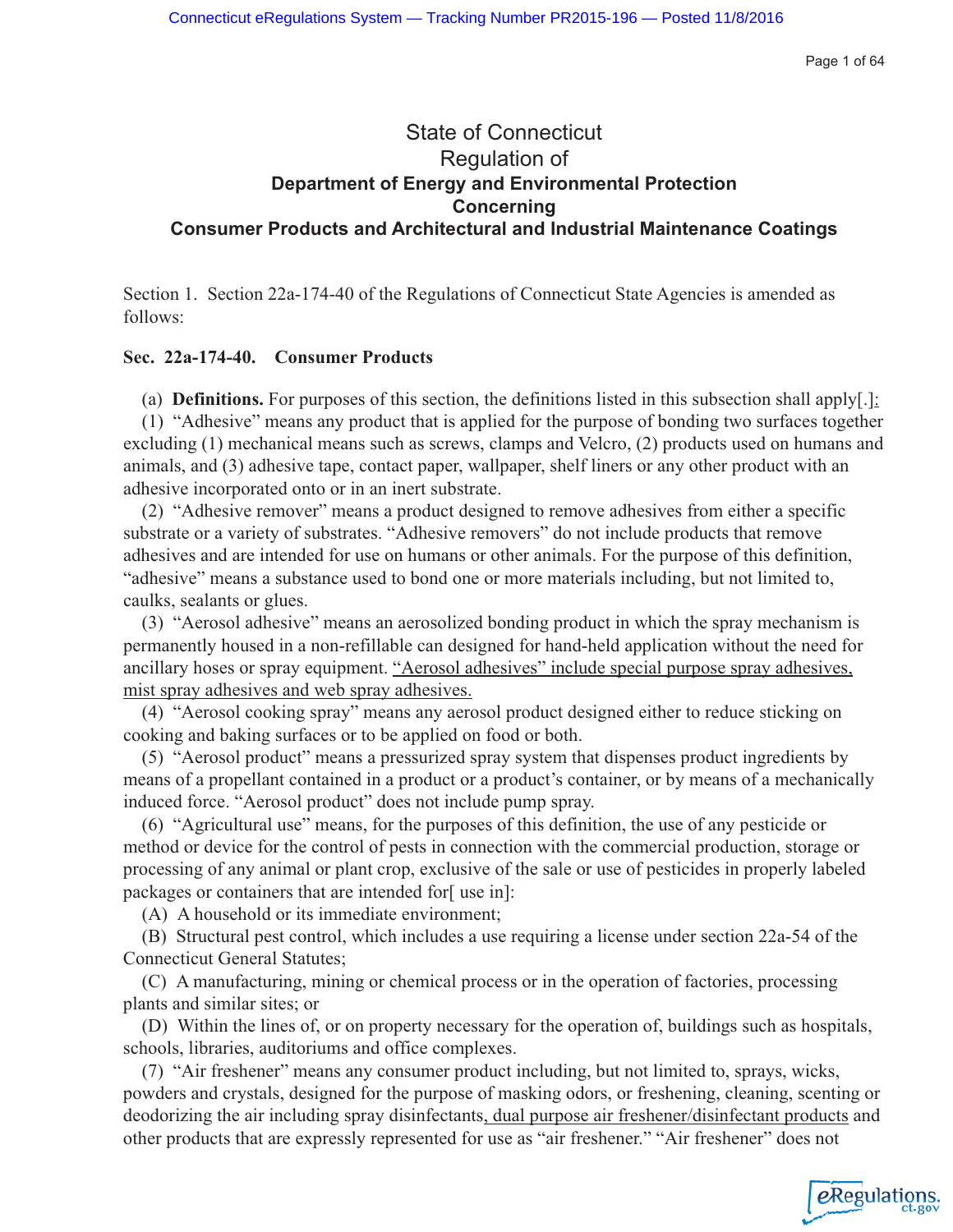# State of Connecticut
## Regulation of
### Department of Energy and Environmental Protection
### Concerning
### Consumer Products and Architectural and Industrial Maintenance Coatings

Section 1. Section 22a-174-40 of the Regulations of Connecticut State Agencies is amended as follows:

**Sec. 22a-174-40. Consumer Products**

(a) **Definitions.** For purposes of this section, the definitions listed in this subsection shall apply[.]:

(1) "Adhesive" means any product that is applied for the purpose of bonding two surfaces together excluding (1) mechanical means such as screws, clamps and Velcro, (2) products used on humans and animals, and (3) adhesive tape, contact paper, wallpaper, shelf liners or any other product with an adhesive incorporated onto or in an inert substrate.

(2) "Adhesive remover" means a product designed to remove adhesives from either a specific substrate or a variety of substrates. "Adhesive removers" do not include products that remove adhesives and are intended for use on humans or other animals. For the purpose of this definition, "adhesive" means a substance used to bond one or more materials including, but not limited to, caulks, sealants or glues.

(3) "Aerosol adhesive" means an aerosolized bonding product in which the spray mechanism is permanently housed in a non-refillable can designed for hand-held application without the need for ancillary hoses or spray equipment. <u>"Aerosol adhesives" include special purpose spray adhesives, mist spray adhesives and web spray adhesives.</u>

(4) "Aerosol cooking spray" means any aerosol product designed either to reduce sticking on cooking and baking surfaces or to be applied on food or both.

(5) "Aerosol product" means a pressurized spray system that dispenses product ingredients by means of a propellant contained in a product or a product's container, or by means of a mechanically induced force. "Aerosol product" does not include pump spray.

(6) "Agricultural use" means, for the purposes of this definition, the use of any pesticide or method or device for the control of pests in connection with the commercial production, storage or processing of any animal or plant crop, exclusive of the sale or use of pesticides in properly labeled packages or containers that are intended for[ use in]:

(A) A household or its immediate environment;

(B) Structural pest control, which includes a use requiring a license under section 22a-54 of the Connecticut General Statutes;

(C) A manufacturing, mining or chemical process or in the operation of factories, processing plants and similar sites; or

(D) Within the lines of, or on property necessary for the operation of, buildings such as hospitals, schools, libraries, auditoriums and office complexes.

(7) "Air freshener" means any consumer product including, but not limited to, sprays, wicks, powders and crystals, designed for the purpose of masking odors, or freshening, cleaning, scenting or deodorizing the air including spray disinfectants<u>, dual purpose air freshener/disinfectant products</u> and other products that are expressly represented for use as "air freshener." "Air freshener" does not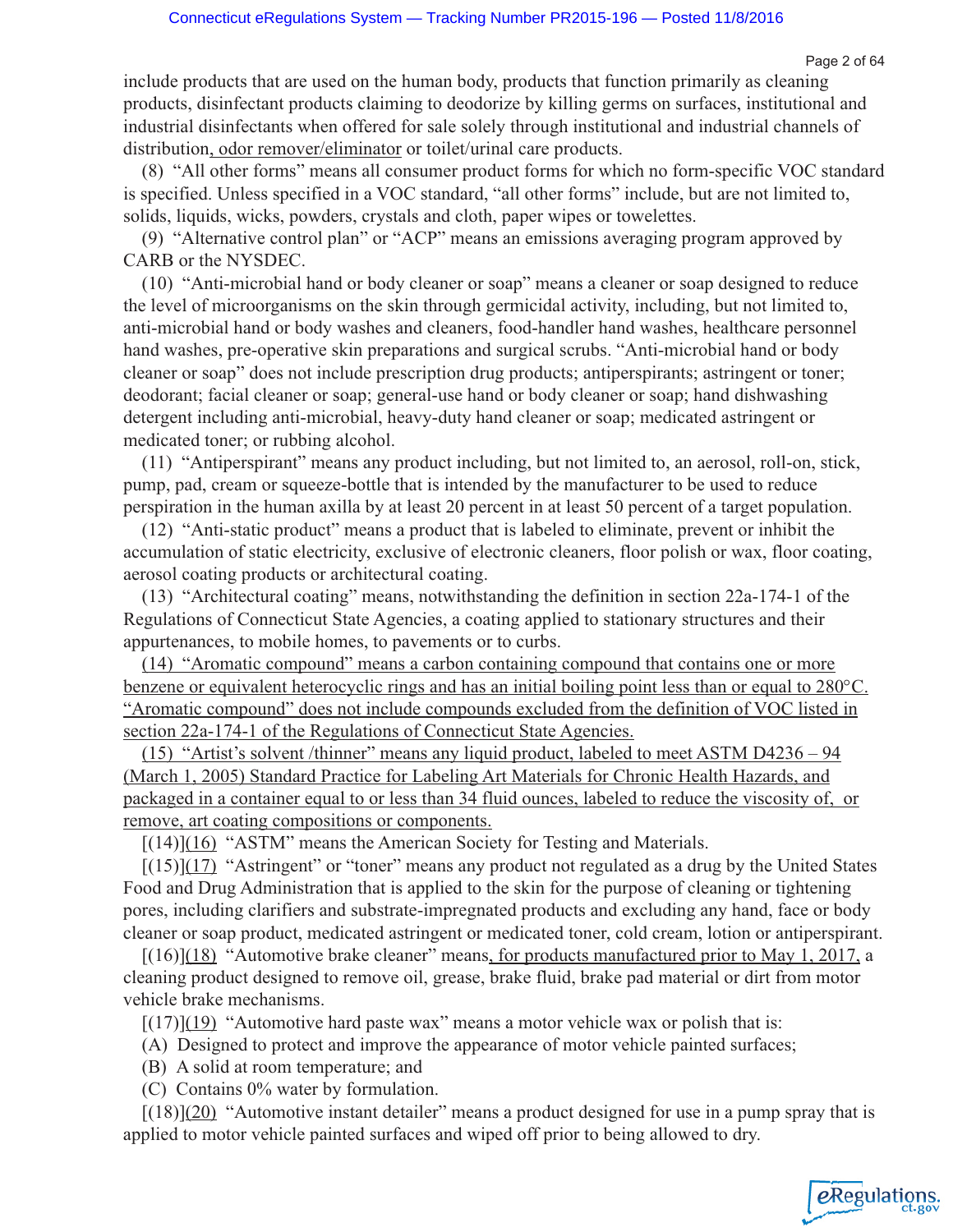include products that are used on the human body, products that function primarily as cleaning products, disinfectant products claiming to deodorize by killing germs on surfaces, institutional and industrial disinfectants when offered for sale solely through institutional and industrial channels of distribution, odor remover/eliminator or toilet/urinal care products.

(8) "All other forms" means all consumer product forms for which no form-specific VOC standard is specified. Unless specified in a VOC standard, "all other forms" include, but are not limited to, solids, liquids, wicks, powders, crystals and cloth, paper wipes or towelettes.

(9) "Alternative control plan" or "ACP" means an emissions averaging program approved by CARB or the NYSDEC.

(10) "Anti-microbial hand or body cleaner or soap" means a cleaner or soap designed to reduce the level of microorganisms on the skin through germicidal activity, including, but not limited to, anti-microbial hand or body washes and cleaners, food-handler hand washes, healthcare personnel hand washes, pre-operative skin preparations and surgical scrubs. "Anti-microbial hand or body cleaner or soap" does not include prescription drug products; antiperspirants; astringent or toner; deodorant; facial cleaner or soap; general-use hand or body cleaner or soap; hand dishwashing detergent including anti-microbial, heavy-duty hand cleaner or soap; medicated astringent or medicated toner; or rubbing alcohol.

(11) "Antiperspirant" means any product including, but not limited to, an aerosol, roll-on, stick, pump, pad, cream or squeeze-bottle that is intended by the manufacturer to be used to reduce perspiration in the human axilla by at least 20 percent in at least 50 percent of a target population.

(12) "Anti-static product" means a product that is labeled to eliminate, prevent or inhibit the accumulation of static electricity, exclusive of electronic cleaners, floor polish or wax, floor coating, aerosol coating products or architectural coating.

(13) "Architectural coating" means, notwithstanding the definition in section 22a-174-1 of the Regulations of Connecticut State Agencies, a coating applied to stationary structures and their appurtenances, to mobile homes, to pavements or to curbs.

(14) "Aromatic compound" means a carbon containing compound that contains one or more benzene or equivalent heterocyclic rings and has an initial boiling point less than or equal to 280°C. "Aromatic compound" does not include compounds excluded from the definition of VOC listed in section 22a-174-1 of the Regulations of Connecticut State Agencies.

(15) "Artist's solvent /thinner" means any liquid product, labeled to meet ASTM D4236 – 94 (March 1, 2005) Standard Practice for Labeling Art Materials for Chronic Health Hazards, and packaged in a container equal to or less than 34 fluid ounces, labeled to reduce the viscosity of, or remove, art coating compositions or components.

[(14)](16) "ASTM" means the American Society for Testing and Materials.

[(15)](17) "Astringent" or "toner" means any product not regulated as a drug by the United States Food and Drug Administration that is applied to the skin for the purpose of cleaning or tightening pores, including clarifiers and substrate-impregnated products and excluding any hand, face or body cleaner or soap product, medicated astringent or medicated toner, cold cream, lotion or antiperspirant.

[(16)](18) "Automotive brake cleaner" means, for products manufactured prior to May 1, 2017, a cleaning product designed to remove oil, grease, brake fluid, brake pad material or dirt from motor vehicle brake mechanisms.

[(17)](19) "Automotive hard paste wax" means a motor vehicle wax or polish that is:

(A) Designed to protect and improve the appearance of motor vehicle painted surfaces;

(B) A solid at room temperature; and

(C) Contains 0% water by formulation.

[(18)](20) "Automotive instant detailer" means a product designed for use in a pump spray that is applied to motor vehicle painted surfaces and wiped off prior to being allowed to dry.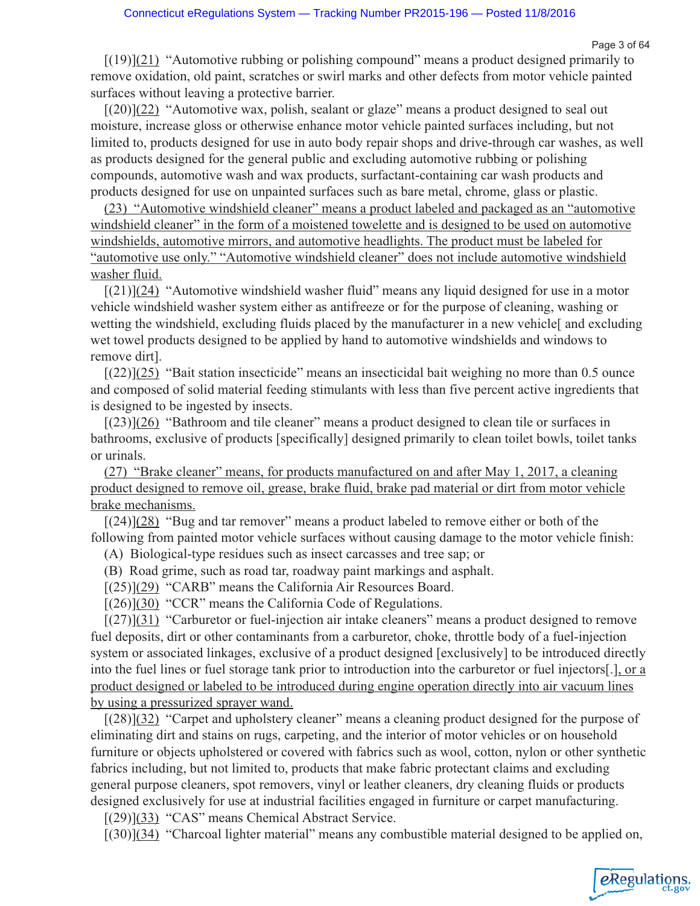[(19)](21) "Automotive rubbing or polishing compound" means a product designed primarily to remove oxidation, old paint, scratches or swirl marks and other defects from motor vehicle painted surfaces without leaving a protective barrier.

[(20)](22) "Automotive wax, polish, sealant or glaze" means a product designed to seal out moisture, increase gloss or otherwise enhance motor vehicle painted surfaces including, but not limited to, products designed for use in auto body repair shops and drive-through car washes, as well as products designed for the general public and excluding automotive rubbing or polishing compounds, automotive wash and wax products, surfactant-containing car wash products and products designed for use on unpainted surfaces such as bare metal, chrome, glass or plastic.

(23) "Automotive windshield cleaner" means a product labeled and packaged as an "automotive windshield cleaner" in the form of a moistened towelette and is designed to be used on automotive windshields, automotive mirrors, and automotive headlights. The product must be labeled for "automotive use only." "Automotive windshield cleaner" does not include automotive windshield washer fluid.

[(21)](24) "Automotive windshield washer fluid" means any liquid designed for use in a motor vehicle windshield washer system either as antifreeze or for the purpose of cleaning, washing or wetting the windshield, excluding fluids placed by the manufacturer in a new vehicle[ and excluding wet towel products designed to be applied by hand to automotive windshields and windows to remove dirt].

[(22)](25) "Bait station insecticide" means an insecticidal bait weighing no more than 0.5 ounce and composed of solid material feeding stimulants with less than five percent active ingredients that is designed to be ingested by insects.

[(23)](26) "Bathroom and tile cleaner" means a product designed to clean tile or surfaces in bathrooms, exclusive of products [specifically] designed primarily to clean toilet bowls, toilet tanks or urinals.

(27) "Brake cleaner" means, for products manufactured on and after May 1, 2017, a cleaning product designed to remove oil, grease, brake fluid, brake pad material or dirt from motor vehicle brake mechanisms.

[(24)](28) "Bug and tar remover" means a product labeled to remove either or both of the following from painted motor vehicle surfaces without causing damage to the motor vehicle finish:

(A) Biological-type residues such as insect carcasses and tree sap; or

(B) Road grime, such as road tar, roadway paint markings and asphalt.

[(25)](29) "CARB" means the California Air Resources Board.

[(26)](30) "CCR" means the California Code of Regulations.

[(27)](31) "Carburetor or fuel-injection air intake cleaners" means a product designed to remove fuel deposits, dirt or other contaminants from a carburetor, choke, throttle body of a fuel-injection system or associated linkages, exclusive of a product designed [exclusively] to be introduced directly into the fuel lines or fuel storage tank prior to introduction into the carburetor or fuel injectors[.], or a product designed or labeled to be introduced during engine operation directly into air vacuum lines by using a pressurized sprayer wand.

[(28)](32) "Carpet and upholstery cleaner" means a cleaning product designed for the purpose of eliminating dirt and stains on rugs, carpeting, and the interior of motor vehicles or on household furniture or objects upholstered or covered with fabrics such as wool, cotton, nylon or other synthetic fabrics including, but not limited to, products that make fabric protectant claims and excluding general purpose cleaners, spot removers, vinyl or leather cleaners, dry cleaning fluids or products designed exclusively for use at industrial facilities engaged in furniture or carpet manufacturing.

[(29)](33) "CAS" means Chemical Abstract Service.

[(30)](34) "Charcoal lighter material" means any combustible material designed to be applied on,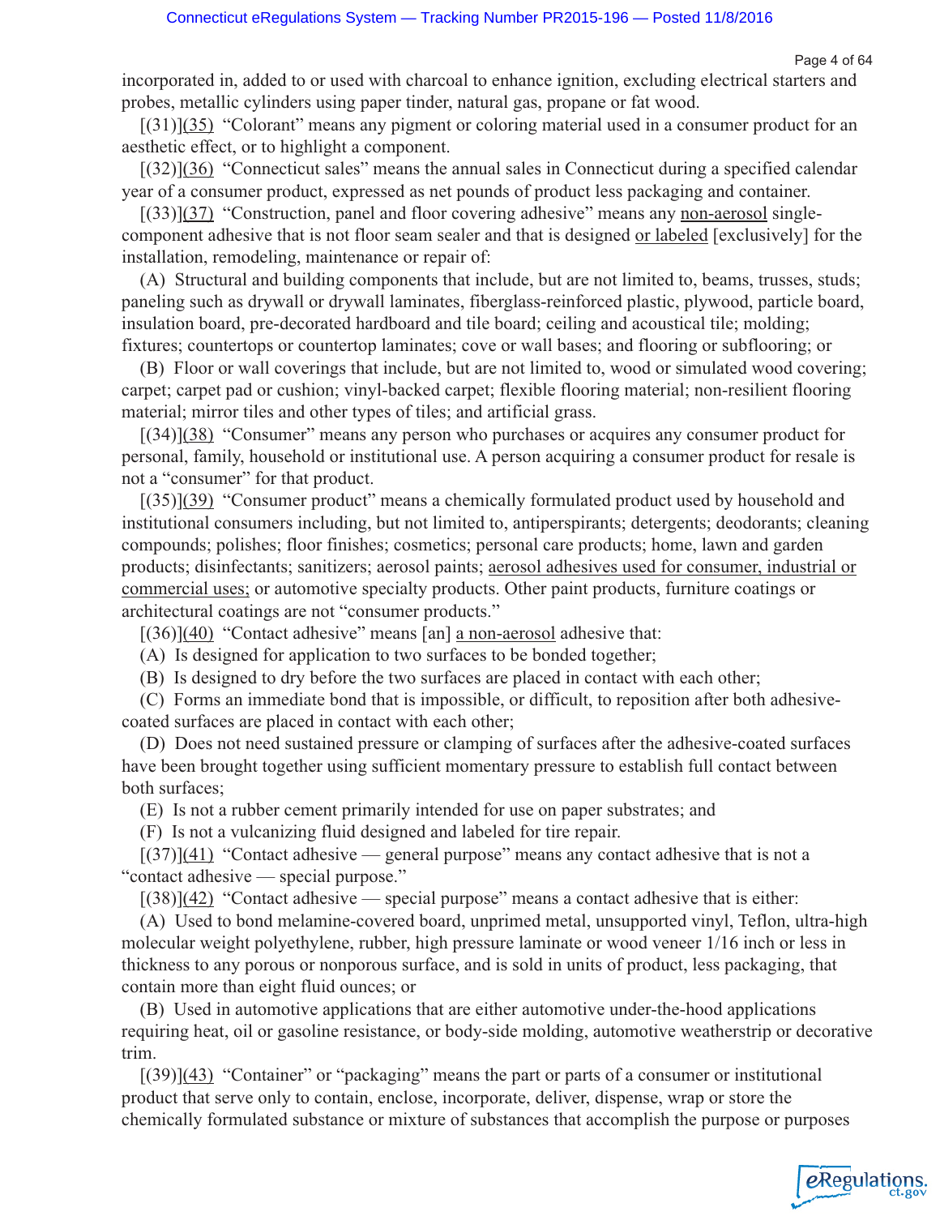incorporated in, added to or used with charcoal to enhance ignition, excluding electrical starters and probes, metallic cylinders using paper tinder, natural gas, propane or fat wood.

[(31)]<u>(35)</u> "Colorant" means any pigment or coloring material used in a consumer product for an aesthetic effect, or to highlight a component.

[(32)]<u>(36)</u> "Connecticut sales" means the annual sales in Connecticut during a specified calendar year of a consumer product, expressed as net pounds of product less packaging and container.

[(33)]<u>(37)</u> "Construction, panel and floor covering adhesive" means any <u>non-aerosol</u> single-component adhesive that is not floor seam sealer and that is designed <u>or labeled</u> [exclusively] for the installation, remodeling, maintenance or repair of:

(A) Structural and building components that include, but are not limited to, beams, trusses, studs; paneling such as drywall or drywall laminates, fiberglass-reinforced plastic, plywood, particle board, insulation board, pre-decorated hardboard and tile board; ceiling and acoustical tile; molding; fixtures; countertops or countertop laminates; cove or wall bases; and flooring or subflooring; or

(B) Floor or wall coverings that include, but are not limited to, wood or simulated wood covering; carpet; carpet pad or cushion; vinyl-backed carpet; flexible flooring material; non-resilient flooring material; mirror tiles and other types of tiles; and artificial grass.

[(34)]<u>(38)</u> "Consumer" means any person who purchases or acquires any consumer product for personal, family, household or institutional use. A person acquiring a consumer product for resale is not a "consumer" for that product.

[(35)]<u>(39)</u> "Consumer product" means a chemically formulated product used by household and institutional consumers including, but not limited to, antiperspirants; detergents; deodorants; cleaning compounds; polishes; floor finishes; cosmetics; personal care products; home, lawn and garden products; disinfectants; sanitizers; aerosol paints; <u>aerosol adhesives used for consumer, industrial or commercial uses;</u> or automotive specialty products. Other paint products, furniture coatings or architectural coatings are not "consumer products."

[(36)]<u>(40)</u> "Contact adhesive" means [an] <u>a non-aerosol</u> adhesive that:

(A) Is designed for application to two surfaces to be bonded together;

(B) Is designed to dry before the two surfaces are placed in contact with each other;

(C) Forms an immediate bond that is impossible, or difficult, to reposition after both adhesive-coated surfaces are placed in contact with each other;

(D) Does not need sustained pressure or clamping of surfaces after the adhesive-coated surfaces have been brought together using sufficient momentary pressure to establish full contact between both surfaces;

(E) Is not a rubber cement primarily intended for use on paper substrates; and

(F) Is not a vulcanizing fluid designed and labeled for tire repair.

[(37)]<u>(41)</u> "Contact adhesive — general purpose" means any contact adhesive that is not a "contact adhesive — special purpose."

[(38)]<u>(42)</u> "Contact adhesive — special purpose" means a contact adhesive that is either:

(A) Used to bond melamine-covered board, unprimed metal, unsupported vinyl, Teflon, ultra-high molecular weight polyethylene, rubber, high pressure laminate or wood veneer 1/16 inch or less in thickness to any porous or nonporous surface, and is sold in units of product, less packaging, that contain more than eight fluid ounces; or

(B) Used in automotive applications that are either automotive under-the-hood applications requiring heat, oil or gasoline resistance, or body-side molding, automotive weatherstrip or decorative trim.

[(39)]<u>(43)</u> "Container" or "packaging" means the part or parts of a consumer or institutional product that serve only to contain, enclose, incorporate, deliver, dispense, wrap or store the chemically formulated substance or mixture of substances that accomplish the purpose or purposes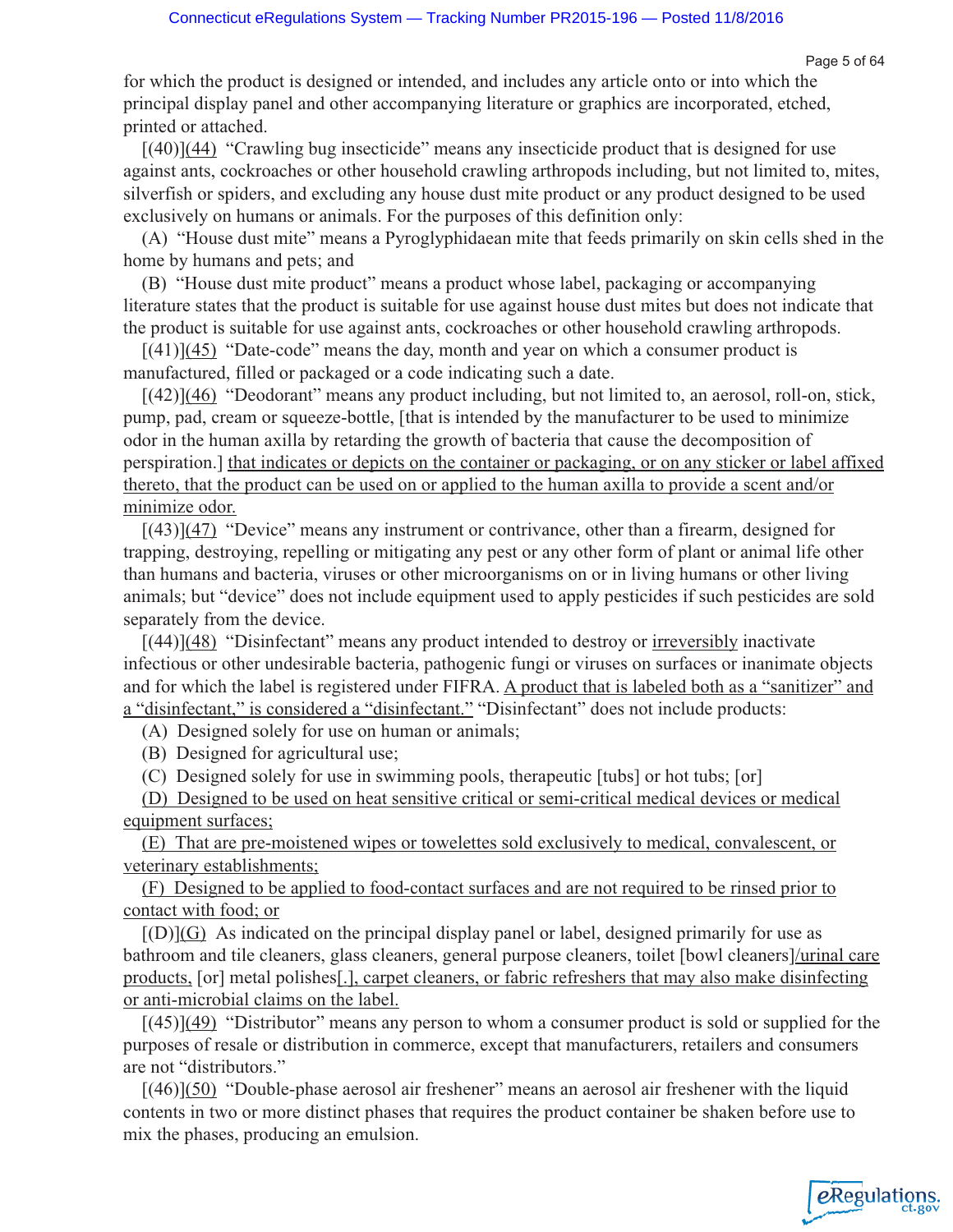for which the product is designed or intended, and includes any article onto or into which the principal display panel and other accompanying literature or graphics are incorporated, etched, printed or attached.

[(40)](44) "Crawling bug insecticide" means any insecticide product that is designed for use against ants, cockroaches or other household crawling arthropods including, but not limited to, mites, silverfish or spiders, and excluding any house dust mite product or any product designed to be used exclusively on humans or animals. For the purposes of this definition only:

(A) "House dust mite" means a Pyroglyphidaean mite that feeds primarily on skin cells shed in the home by humans and pets; and

(B) "House dust mite product" means a product whose label, packaging or accompanying literature states that the product is suitable for use against house dust mites but does not indicate that the product is suitable for use against ants, cockroaches or other household crawling arthropods.

[(41)](45) "Date-code" means the day, month and year on which a consumer product is manufactured, filled or packaged or a code indicating such a date.

[(42)](46) "Deodorant" means any product including, but not limited to, an aerosol, roll-on, stick, pump, pad, cream or squeeze-bottle, [that is intended by the manufacturer to be used to minimize odor in the human axilla by retarding the growth of bacteria that cause the decomposition of perspiration.] that indicates or depicts on the container or packaging, or on any sticker or label affixed thereto, that the product can be used on or applied to the human axilla to provide a scent and/or minimize odor.

[(43)](47) "Device" means any instrument or contrivance, other than a firearm, designed for trapping, destroying, repelling or mitigating any pest or any other form of plant or animal life other than humans and bacteria, viruses or other microorganisms on or in living humans or other living animals; but "device" does not include equipment used to apply pesticides if such pesticides are sold separately from the device.

[(44)](48) "Disinfectant" means any product intended to destroy or irreversibly inactivate infectious or other undesirable bacteria, pathogenic fungi or viruses on surfaces or inanimate objects and for which the label is registered under FIFRA. A product that is labeled both as a "sanitizer" and a "disinfectant," is considered a "disinfectant." "Disinfectant" does not include products:

(A) Designed solely for use on human or animals;

(B) Designed for agricultural use;

(C) Designed solely for use in swimming pools, therapeutic [tubs] or hot tubs; [or]

(D) Designed to be used on heat sensitive critical or semi-critical medical devices or medical equipment surfaces;

(E) That are pre-moistened wipes or towelettes sold exclusively to medical, convalescent, or veterinary establishments;

(F) Designed to be applied to food-contact surfaces and are not required to be rinsed prior to contact with food; or

[(D)](G) As indicated on the principal display panel or label, designed primarily for use as bathroom and tile cleaners, glass cleaners, general purpose cleaners, toilet [bowl cleaners]/urinal care products, [or] metal polishes[.], carpet cleaners, or fabric refreshers that may also make disinfecting or anti-microbial claims on the label.

[(45)](49) "Distributor" means any person to whom a consumer product is sold or supplied for the purposes of resale or distribution in commerce, except that manufacturers, retailers and consumers are not "distributors."

[(46)](50) "Double-phase aerosol air freshener" means an aerosol air freshener with the liquid contents in two or more distinct phases that requires the product container be shaken before use to mix the phases, producing an emulsion.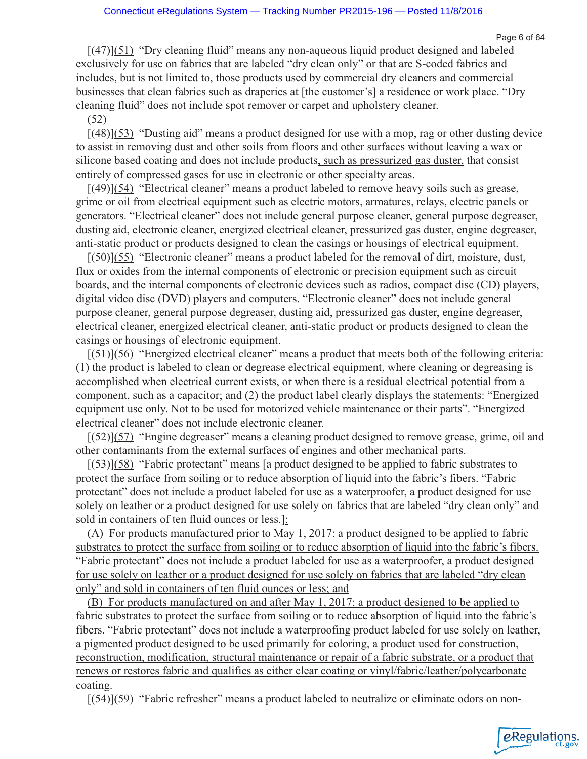[(47)](51) "Dry cleaning fluid" means any non-aqueous liquid product designed and labeled exclusively for use on fabrics that are labeled "dry clean only" or that are S-coded fabrics and includes, but is not limited to, those products used by commercial dry cleaners and commercial businesses that clean fabrics such as draperies at [the customer's] a residence or work place. "Dry cleaning fluid" does not include spot remover or carpet and upholstery cleaner.

(52)

[(48)](53) "Dusting aid" means a product designed for use with a mop, rag or other dusting device to assist in removing dust and other soils from floors and other surfaces without leaving a wax or silicone based coating and does not include products, such as pressurized gas duster, that consist entirely of compressed gases for use in electronic or other specialty areas.

[(49)](54) "Electrical cleaner" means a product labeled to remove heavy soils such as grease, grime or oil from electrical equipment such as electric motors, armatures, relays, electric panels or generators. "Electrical cleaner" does not include general purpose cleaner, general purpose degreaser, dusting aid, electronic cleaner, energized electrical cleaner, pressurized gas duster, engine degreaser, anti-static product or products designed to clean the casings or housings of electrical equipment.

[(50)](55) "Electronic cleaner" means a product labeled for the removal of dirt, moisture, dust, flux or oxides from the internal components of electronic or precision equipment such as circuit boards, and the internal components of electronic devices such as radios, compact disc (CD) players, digital video disc (DVD) players and computers. "Electronic cleaner" does not include general purpose cleaner, general purpose degreaser, dusting aid, pressurized gas duster, engine degreaser, electrical cleaner, energized electrical cleaner, anti-static product or products designed to clean the casings or housings of electronic equipment.

[(51)](56) "Energized electrical cleaner" means a product that meets both of the following criteria: (1) the product is labeled to clean or degrease electrical equipment, where cleaning or degreasing is accomplished when electrical current exists, or when there is a residual electrical potential from a component, such as a capacitor; and (2) the product label clearly displays the statements: "Energized equipment use only. Not to be used for motorized vehicle maintenance or their parts". "Energized electrical cleaner" does not include electronic cleaner.

[(52)](57) "Engine degreaser" means a cleaning product designed to remove grease, grime, oil and other contaminants from the external surfaces of engines and other mechanical parts.

[(53)](58) "Fabric protectant" means [a product designed to be applied to fabric substrates to protect the surface from soiling or to reduce absorption of liquid into the fabric's fibers. "Fabric protectant" does not include a product labeled for use as a waterproofer, a product designed for use solely on leather or a product designed for use solely on fabrics that are labeled "dry clean only" and sold in containers of ten fluid ounces or less.]:

(A) For products manufactured prior to May 1, 2017: a product designed to be applied to fabric substrates to protect the surface from soiling or to reduce absorption of liquid into the fabric's fibers. "Fabric protectant" does not include a product labeled for use as a waterproofer, a product designed for use solely on leather or a product designed for use solely on fabrics that are labeled "dry clean only" and sold in containers of ten fluid ounces or less; and

(B) For products manufactured on and after May 1, 2017: a product designed to be applied to fabric substrates to protect the surface from soiling or to reduce absorption of liquid into the fabric's fibers. "Fabric protectant" does not include a waterproofing product labeled for use solely on leather, a pigmented product designed to be used primarily for coloring, a product used for construction, reconstruction, modification, structural maintenance or repair of a fabric substrate, or a product that renews or restores fabric and qualifies as either clear coating or vinyl/fabric/leather/polycarbonate coating.

[(54)](59) "Fabric refresher" means a product labeled to neutralize or eliminate odors on non-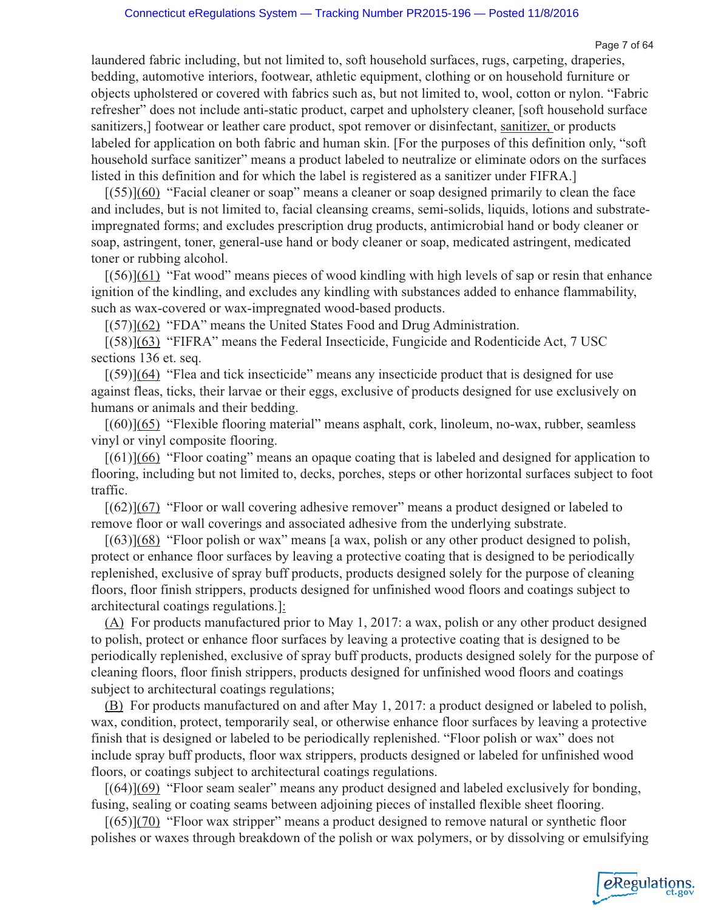laundered fabric including, but not limited to, soft household surfaces, rugs, carpeting, draperies, bedding, automotive interiors, footwear, athletic equipment, clothing or on household furniture or objects upholstered or covered with fabrics such as, but not limited to, wool, cotton or nylon. "Fabric refresher" does not include anti-static product, carpet and upholstery cleaner, [soft household surface sanitizers,] footwear or leather care product, spot remover or disinfectant, sanitizer, or products labeled for application on both fabric and human skin. [For the purposes of this definition only, "soft household surface sanitizer" means a product labeled to neutralize or eliminate odors on the surfaces listed in this definition and for which the label is registered as a sanitizer under FIFRA.]

[(55)](60) "Facial cleaner or soap" means a cleaner or soap designed primarily to clean the face and includes, but is not limited to, facial cleansing creams, semi-solids, liquids, lotions and substrate-impregnated forms; and excludes prescription drug products, antimicrobial hand or body cleaner or soap, astringent, toner, general-use hand or body cleaner or soap, medicated astringent, medicated toner or rubbing alcohol.

[(56)](61) "Fat wood" means pieces of wood kindling with high levels of sap or resin that enhance ignition of the kindling, and excludes any kindling with substances added to enhance flammability, such as wax-covered or wax-impregnated wood-based products.

[(57)](62) "FDA" means the United States Food and Drug Administration.

[(58)](63) "FIFRA" means the Federal Insecticide, Fungicide and Rodenticide Act, 7 USC sections 136 et. seq.

[(59)](64) "Flea and tick insecticide" means any insecticide product that is designed for use against fleas, ticks, their larvae or their eggs, exclusive of products designed for use exclusively on humans or animals and their bedding.

[(60)](65) "Flexible flooring material" means asphalt, cork, linoleum, no-wax, rubber, seamless vinyl or vinyl composite flooring.

[(61)](66) "Floor coating" means an opaque coating that is labeled and designed for application to flooring, including but not limited to, decks, porches, steps or other horizontal surfaces subject to foot traffic.

[(62)](67) "Floor or wall covering adhesive remover" means a product designed or labeled to remove floor or wall coverings and associated adhesive from the underlying substrate.

[(63)](68) "Floor polish or wax" means [a wax, polish or any other product designed to polish, protect or enhance floor surfaces by leaving a protective coating that is designed to be periodically replenished, exclusive of spray buff products, products designed solely for the purpose of cleaning floors, floor finish strippers, products designed for unfinished wood floors and coatings subject to architectural coatings regulations.]:

(A) For products manufactured prior to May 1, 2017: a wax, polish or any other product designed to polish, protect or enhance floor surfaces by leaving a protective coating that is designed to be periodically replenished, exclusive of spray buff products, products designed solely for the purpose of cleaning floors, floor finish strippers, products designed for unfinished wood floors and coatings subject to architectural coatings regulations;

(B) For products manufactured on and after May 1, 2017: a product designed or labeled to polish, wax, condition, protect, temporarily seal, or otherwise enhance floor surfaces by leaving a protective finish that is designed or labeled to be periodically replenished. "Floor polish or wax" does not include spray buff products, floor wax strippers, products designed or labeled for unfinished wood floors, or coatings subject to architectural coatings regulations.

[(64)](69) "Floor seam sealer" means any product designed and labeled exclusively for bonding, fusing, sealing or coating seams between adjoining pieces of installed flexible sheet flooring.

[(65)](70) "Floor wax stripper" means a product designed to remove natural or synthetic floor polishes or waxes through breakdown of the polish or wax polymers, or by dissolving or emulsifying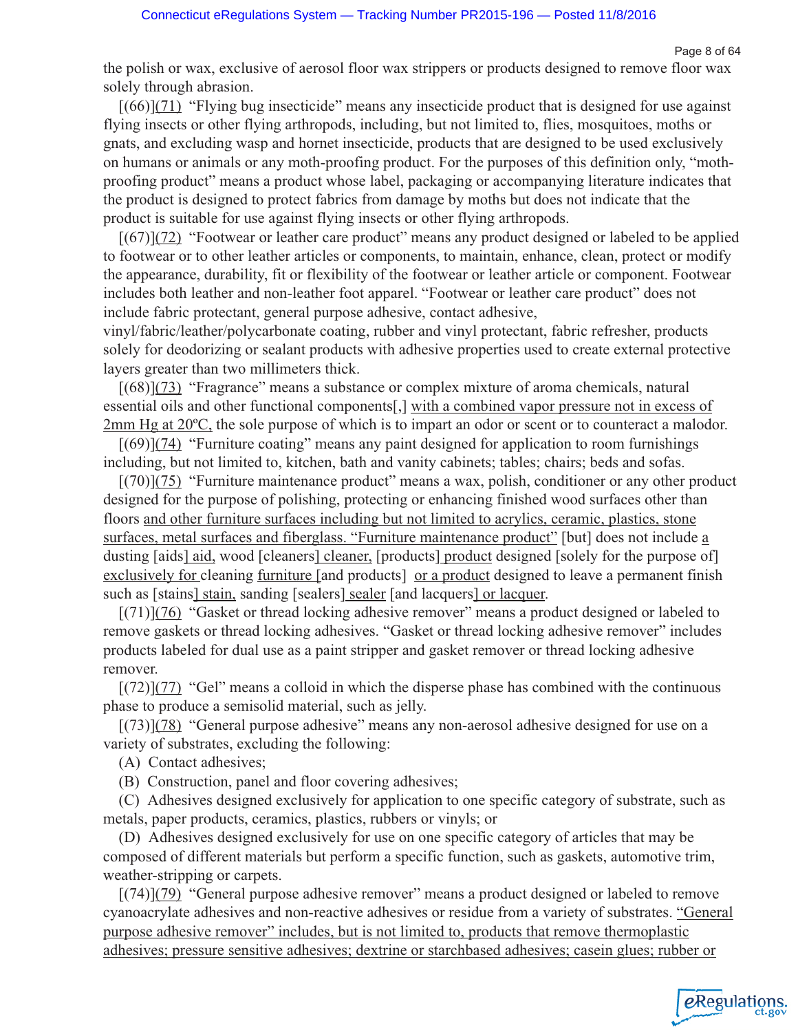the polish or wax, exclusive of aerosol floor wax strippers or products designed to remove floor wax solely through abrasion.

[(66)](71) "Flying bug insecticide" means any insecticide product that is designed for use against flying insects or other flying arthropods, including, but not limited to, flies, mosquitoes, moths or gnats, and excluding wasp and hornet insecticide, products that are designed to be used exclusively on humans or animals or any moth-proofing product. For the purposes of this definition only, "moth-proofing product" means a product whose label, packaging or accompanying literature indicates that the product is designed to protect fabrics from damage by moths but does not indicate that the product is suitable for use against flying insects or other flying arthropods.

[(67)](72) "Footwear or leather care product" means any product designed or labeled to be applied to footwear or to other leather articles or components, to maintain, enhance, clean, protect or modify the appearance, durability, fit or flexibility of the footwear or leather article or component. Footwear includes both leather and non-leather foot apparel. "Footwear or leather care product" does not include fabric protectant, general purpose adhesive, contact adhesive, vinyl/fabric/leather/polycarbonate coating, rubber and vinyl protectant, fabric refresher, products solely for deodorizing or sealant products with adhesive properties used to create external protective layers greater than two millimeters thick.

[(68)](73) "Fragrance" means a substance or complex mixture of aroma chemicals, natural essential oils and other functional components[,] with a combined vapor pressure not in excess of 2mm Hg at 20ºC, the sole purpose of which is to impart an odor or scent or to counteract a malodor.

[(69)](74) "Furniture coating" means any paint designed for application to room furnishings including, but not limited to, kitchen, bath and vanity cabinets; tables; chairs; beds and sofas.

[(70)](75) "Furniture maintenance product" means a wax, polish, conditioner or any other product designed for the purpose of polishing, protecting or enhancing finished wood surfaces other than floors and other furniture surfaces including but not limited to acrylics, ceramic, plastics, stone surfaces, metal surfaces and fiberglass. "Furniture maintenance product" [but] does not include a dusting [aids] aid, wood [cleaners] cleaner, [products] product designed [solely for the purpose of] exclusively for cleaning furniture [and products] or a product designed to leave a permanent finish such as [stains] stain, sanding [sealers] sealer [and lacquers] or lacquer.

[(71)](76) "Gasket or thread locking adhesive remover" means a product designed or labeled to remove gaskets or thread locking adhesives. "Gasket or thread locking adhesive remover" includes products labeled for dual use as a paint stripper and gasket remover or thread locking adhesive remover.

[(72)](77) "Gel" means a colloid in which the disperse phase has combined with the continuous phase to produce a semisolid material, such as jelly.

[(73)](78) "General purpose adhesive" means any non-aerosol adhesive designed for use on a variety of substrates, excluding the following:

(A) Contact adhesives;

(B) Construction, panel and floor covering adhesives;

(C) Adhesives designed exclusively for application to one specific category of substrate, such as metals, paper products, ceramics, plastics, rubbers or vinyls; or

(D) Adhesives designed exclusively for use on one specific category of articles that may be composed of different materials but perform a specific function, such as gaskets, automotive trim, weather-stripping or carpets.

[(74)](79) "General purpose adhesive remover" means a product designed or labeled to remove cyanoacrylate adhesives and non-reactive adhesives or residue from a variety of substrates. "General purpose adhesive remover" includes, but is not limited to, products that remove thermoplastic adhesives; pressure sensitive adhesives; dextrine or starchbased adhesives; casein glues; rubber or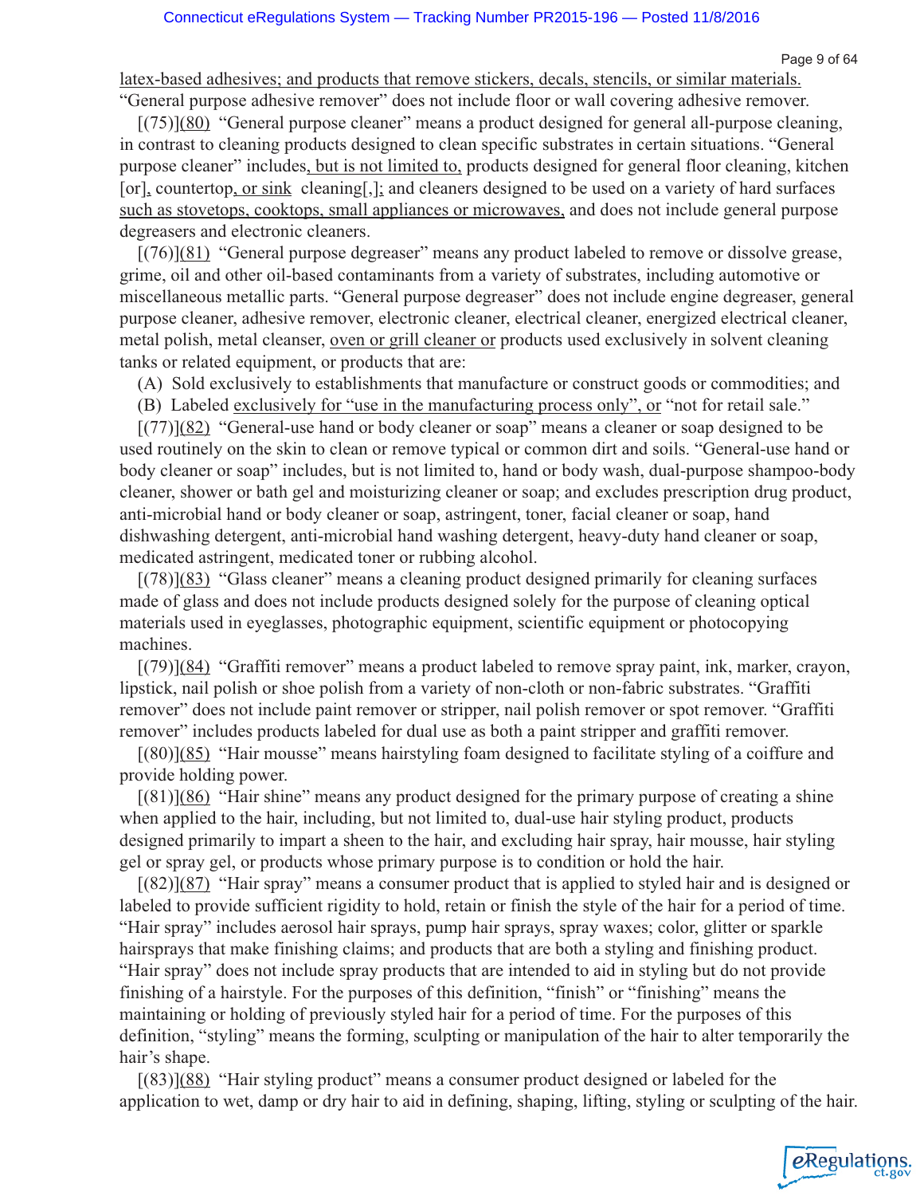latex-based adhesives; and products that remove stickers, decals, stencils, or similar materials. “General purpose adhesive remover” does not include floor or wall covering adhesive remover.

[(75)](80) “General purpose cleaner” means a product designed for general all-purpose cleaning, in contrast to cleaning products designed to clean specific substrates in certain situations. “General purpose cleaner” includes, but is not limited to, products designed for general floor cleaning, kitchen [or], countertop, or sink cleaning[,]; and cleaners designed to be used on a variety of hard surfaces such as stovetops, cooktops, small appliances or microwaves, and does not include general purpose degreasers and electronic cleaners.

[(76)](81) “General purpose degreaser” means any product labeled to remove or dissolve grease, grime, oil and other oil-based contaminants from a variety of substrates, including automotive or miscellaneous metallic parts. “General purpose degreaser” does not include engine degreaser, general purpose cleaner, adhesive remover, electronic cleaner, electrical cleaner, energized electrical cleaner, metal polish, metal cleanser, oven or grill cleaner or products used exclusively in solvent cleaning tanks or related equipment, or products that are:

(A) Sold exclusively to establishments that manufacture or construct goods or commodities; and

(B) Labeled exclusively for “use in the manufacturing process only”, or “not for retail sale.”

[(77)](82) “General-use hand or body cleaner or soap” means a cleaner or soap designed to be used routinely on the skin to clean or remove typical or common dirt and soils. “General-use hand or body cleaner or soap” includes, but is not limited to, hand or body wash, dual-purpose shampoo-body cleaner, shower or bath gel and moisturizing cleaner or soap; and excludes prescription drug product, anti-microbial hand or body cleaner or soap, astringent, toner, facial cleaner or soap, hand dishwashing detergent, anti-microbial hand washing detergent, heavy-duty hand cleaner or soap, medicated astringent, medicated toner or rubbing alcohol.

[(78)](83) “Glass cleaner” means a cleaning product designed primarily for cleaning surfaces made of glass and does not include products designed solely for the purpose of cleaning optical materials used in eyeglasses, photographic equipment, scientific equipment or photocopying machines.

[(79)](84) “Graffiti remover” means a product labeled to remove spray paint, ink, marker, crayon, lipstick, nail polish or shoe polish from a variety of non-cloth or non-fabric substrates. “Graffiti remover” does not include paint remover or stripper, nail polish remover or spot remover. “Graffiti remover” includes products labeled for dual use as both a paint stripper and graffiti remover.

[(80)](85) “Hair mousse” means hairstyling foam designed to facilitate styling of a coiffure and provide holding power.

[(81)](86) “Hair shine” means any product designed for the primary purpose of creating a shine when applied to the hair, including, but not limited to, dual-use hair styling product, products designed primarily to impart a sheen to the hair, and excluding hair spray, hair mousse, hair styling gel or spray gel, or products whose primary purpose is to condition or hold the hair.

[(82)](87) “Hair spray” means a consumer product that is applied to styled hair and is designed or labeled to provide sufficient rigidity to hold, retain or finish the style of the hair for a period of time. “Hair spray” includes aerosol hair sprays, pump hair sprays, spray waxes; color, glitter or sparkle hairsprays that make finishing claims; and products that are both a styling and finishing product. “Hair spray” does not include spray products that are intended to aid in styling but do not provide finishing of a hairstyle. For the purposes of this definition, “finish” or “finishing” means the maintaining or holding of previously styled hair for a period of time. For the purposes of this definition, “styling” means the forming, sculpting or manipulation of the hair to alter temporarily the hair’s shape.

[(83)](88) “Hair styling product” means a consumer product designed or labeled for the application to wet, damp or dry hair to aid in defining, shaping, lifting, styling or sculpting of the hair.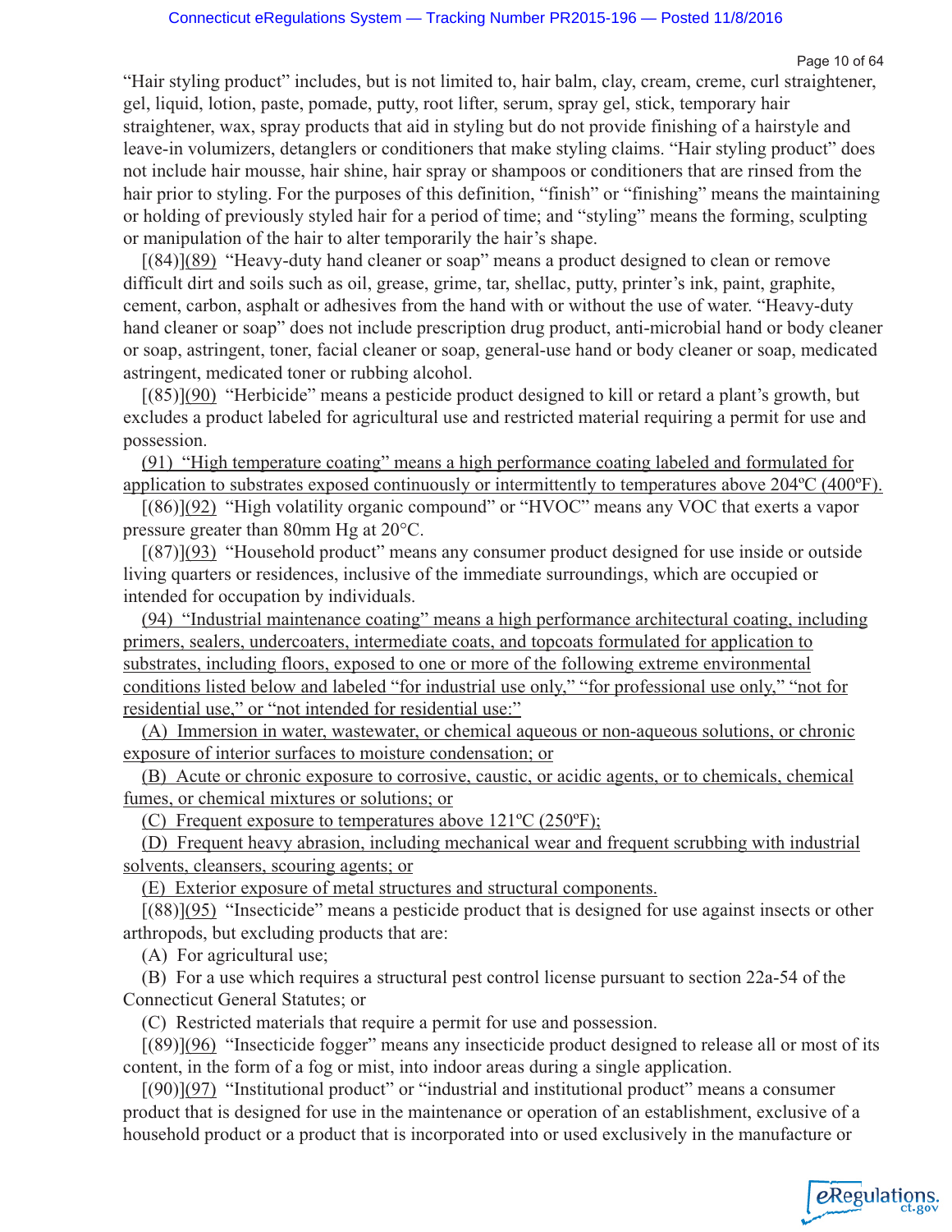"Hair styling product" includes, but is not limited to, hair balm, clay, cream, creme, curl straightener, gel, liquid, lotion, paste, pomade, putty, root lifter, serum, spray gel, stick, temporary hair straightener, wax, spray products that aid in styling but do not provide finishing of a hairstyle and leave-in volumizers, detanglers or conditioners that make styling claims. "Hair styling product" does not include hair mousse, hair shine, hair spray or shampoos or conditioners that are rinsed from the hair prior to styling. For the purposes of this definition, "finish" or "finishing" means the maintaining or holding of previously styled hair for a period of time; and "styling" means the forming, sculpting or manipulation of the hair to alter temporarily the hair's shape.

[(84)]<u>(89)</u> "Heavy-duty hand cleaner or soap" means a product designed to clean or remove difficult dirt and soils such as oil, grease, grime, tar, shellac, putty, printer's ink, paint, graphite, cement, carbon, asphalt or adhesives from the hand with or without the use of water. "Heavy-duty hand cleaner or soap" does not include prescription drug product, anti-microbial hand or body cleaner or soap, astringent, toner, facial cleaner or soap, general-use hand or body cleaner or soap, medicated astringent, medicated toner or rubbing alcohol.

[(85)]<u>(90)</u> "Herbicide" means a pesticide product designed to kill or retard a plant's growth, but excludes a product labeled for agricultural use and restricted material requiring a permit for use and possession.

<u>(91) "High temperature coating" means a high performance coating labeled and formulated for application to substrates exposed continuously or intermittently to temperatures above 204ºC (400ºF).</u>

[(86)]<u>(92)</u> "High volatility organic compound" or "HVOC" means any VOC that exerts a vapor pressure greater than 80mm Hg at 20°C.

[(87)]<u>(93)</u> "Household product" means any consumer product designed for use inside or outside living quarters or residences, inclusive of the immediate surroundings, which are occupied or intended for occupation by individuals.

<u>(94) "Industrial maintenance coating" means a high performance architectural coating, including primers, sealers, undercoaters, intermediate coats, and topcoats formulated for application to substrates, including floors, exposed to one or more of the following extreme environmental conditions listed below and labeled "for industrial use only," "for professional use only," "not for residential use," or "not intended for residential use:"</u>

<u>(A) Immersion in water, wastewater, or chemical aqueous or non-aqueous solutions, or chronic exposure of interior surfaces to moisture condensation; or</u>

<u>(B) Acute or chronic exposure to corrosive, caustic, or acidic agents, or to chemicals, chemical fumes, or chemical mixtures or solutions; or</u>

<u>(C) Frequent exposure to temperatures above 121ºC (250ºF);</u>

<u>(D) Frequent heavy abrasion, including mechanical wear and frequent scrubbing with industrial solvents, cleansers, scouring agents; or</u>

<u>(E) Exterior exposure of metal structures and structural components.</u>

[(88)]<u>(95)</u> "Insecticide" means a pesticide product that is designed for use against insects or other arthropods, but excluding products that are:

(A) For agricultural use;

(B) For a use which requires a structural pest control license pursuant to section 22a-54 of the Connecticut General Statutes; or

(C) Restricted materials that require a permit for use and possession.

[(89)]<u>(96)</u> "Insecticide fogger" means any insecticide product designed to release all or most of its content, in the form of a fog or mist, into indoor areas during a single application.

[(90)]<u>(97)</u> "Institutional product" or "industrial and institutional product" means a consumer product that is designed for use in the maintenance or operation of an establishment, exclusive of a household product or a product that is incorporated into or used exclusively in the manufacture or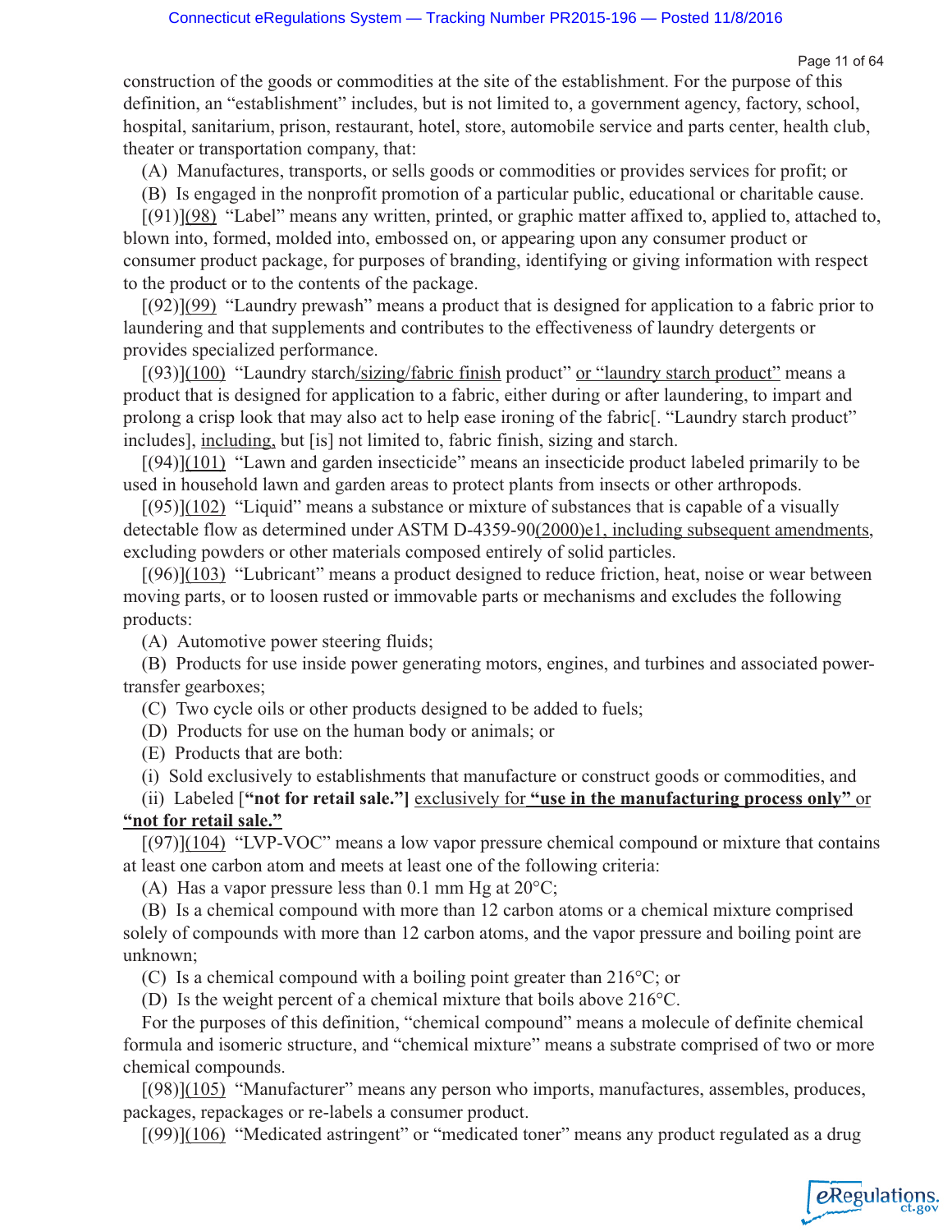construction of the goods or commodities at the site of the establishment. For the purpose of this definition, an "establishment" includes, but is not limited to, a government agency, factory, school, hospital, sanitarium, prison, restaurant, hotel, store, automobile service and parts center, health club, theater or transportation company, that:

(A) Manufactures, transports, or sells goods or commodities or provides services for profit; or

(B) Is engaged in the nonprofit promotion of a particular public, educational or charitable cause.

[(91)](98) "Label" means any written, printed, or graphic matter affixed to, applied to, attached to, blown into, formed, molded into, embossed on, or appearing upon any consumer product or consumer product package, for purposes of branding, identifying or giving information with respect to the product or to the contents of the package.

[(92)](99) "Laundry prewash" means a product that is designed for application to a fabric prior to laundering and that supplements and contributes to the effectiveness of laundry detergents or provides specialized performance.

[(93)](100) "Laundry starch/sizing/fabric finish product" or "laundry starch product" means a product that is designed for application to a fabric, either during or after laundering, to impart and prolong a crisp look that may also act to help ease ironing of the fabric[. "Laundry starch product" includes], including, but [is] not limited to, fabric finish, sizing and starch.

[(94)](101) "Lawn and garden insecticide" means an insecticide product labeled primarily to be used in household lawn and garden areas to protect plants from insects or other arthropods.

[(95)](102) "Liquid" means a substance or mixture of substances that is capable of a visually detectable flow as determined under ASTM D-4359-90(2000)e1, including subsequent amendments, excluding powders or other materials composed entirely of solid particles.

[(96)](103) "Lubricant" means a product designed to reduce friction, heat, noise or wear between moving parts, or to loosen rusted or immovable parts or mechanisms and excludes the following products:

(A) Automotive power steering fluids;

(B) Products for use inside power generating motors, engines, and turbines and associated power-transfer gearboxes;

(C) Two cycle oils or other products designed to be added to fuels;

(D) Products for use on the human body or animals; or

(E) Products that are both:

(i) Sold exclusively to establishments that manufacture or construct goods or commodities, and

(ii) Labeled [**"not for retail sale."]** exclusively for **"use in the manufacturing process only"** or **"not for retail sale."**

[(97)](104) "LVP-VOC" means a low vapor pressure chemical compound or mixture that contains at least one carbon atom and meets at least one of the following criteria:

(A) Has a vapor pressure less than 0.1 mm Hg at 20°C;

(B) Is a chemical compound with more than 12 carbon atoms or a chemical mixture comprised solely of compounds with more than 12 carbon atoms, and the vapor pressure and boiling point are unknown;

(C) Is a chemical compound with a boiling point greater than 216°C; or

(D) Is the weight percent of a chemical mixture that boils above 216°C.

For the purposes of this definition, "chemical compound" means a molecule of definite chemical formula and isomeric structure, and "chemical mixture" means a substrate comprised of two or more chemical compounds.

[(98)](105) "Manufacturer" means any person who imports, manufactures, assembles, produces, packages, repackages or re-labels a consumer product.

[(99)](106) "Medicated astringent" or "medicated toner" means any product regulated as a drug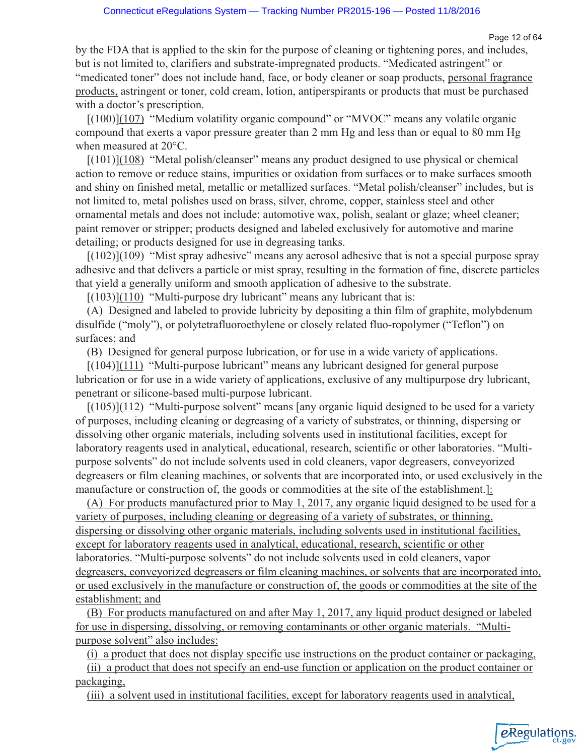by the FDA that is applied to the skin for the purpose of cleaning or tightening pores, and includes, but is not limited to, clarifiers and substrate-impregnated products. "Medicated astringent" or "medicated toner" does not include hand, face, or body cleaner or soap products, <u>personal fragrance products,</u> astringent or toner, cold cream, lotion, antiperspirants or products that must be purchased with a doctor's prescription.

[(100)]<u>(107)</u> "Medium volatility organic compound" or "MVOC" means any volatile organic compound that exerts a vapor pressure greater than 2 mm Hg and less than or equal to 80 mm Hg when measured at 20°C.

[(101)]<u>(108)</u> "Metal polish/cleanser" means any product designed to use physical or chemical action to remove or reduce stains, impurities or oxidation from surfaces or to make surfaces smooth and shiny on finished metal, metallic or metallized surfaces. "Metal polish/cleanser" includes, but is not limited to, metal polishes used on brass, silver, chrome, copper, stainless steel and other ornamental metals and does not include: automotive wax, polish, sealant or glaze; wheel cleaner; paint remover or stripper; products designed and labeled exclusively for automotive and marine detailing; or products designed for use in degreasing tanks.

[(102)]<u>(109)</u> "Mist spray adhesive" means any aerosol adhesive that is not a special purpose spray adhesive and that delivers a particle or mist spray, resulting in the formation of fine, discrete particles that yield a generally uniform and smooth application of adhesive to the substrate.

[(103)]<u>(110)</u> "Multi-purpose dry lubricant" means any lubricant that is:

(A) Designed and labeled to provide lubricity by depositing a thin film of graphite, molybdenum disulfide ("moly"), or polytetrafluoroethylene or closely related fluo-ropolymer ("Teflon") on surfaces; and

(B) Designed for general purpose lubrication, or for use in a wide variety of applications.

[(104)]<u>(111)</u> "Multi-purpose lubricant" means any lubricant designed for general purpose lubrication or for use in a wide variety of applications, exclusive of any multipurpose dry lubricant, penetrant or silicone-based multi-purpose lubricant.

[(105)]<u>(112)</u> "Multi-purpose solvent" means [any organic liquid designed to be used for a variety of purposes, including cleaning or degreasing of a variety of substrates, or thinning, dispersing or dissolving other organic materials, including solvents used in institutional facilities, except for laboratory reagents used in analytical, educational, research, scientific or other laboratories. "Multi-purpose solvents" do not include solvents used in cold cleaners, vapor degreasers, conveyorized degreasers or film cleaning machines, or solvents that are incorporated into, or used exclusively in the manufacture or construction of, the goods or commodities at the site of the establishment.]<u>:</u>

<u>(A) For products manufactured prior to May 1, 2017, any organic liquid designed to be used for a variety of purposes, including cleaning or degreasing of a variety of substrates, or thinning, dispersing or dissolving other organic materials, including solvents used in institutional facilities, except for laboratory reagents used in analytical, educational, research, scientific or other laboratories. "Multi-purpose solvents" do not include solvents used in cold cleaners, vapor degreasers, conveyorized degreasers or film cleaning machines, or solvents that are incorporated into, or used exclusively in the manufacture or construction of, the goods or commodities at the site of the establishment; and</u>

<u>(B) For products manufactured on and after May 1, 2017, any liquid product designed or labeled for use in dispersing, dissolving, or removing contaminants or other organic materials. "Multi-purpose solvent" also includes:</u>

<u>(i) a product that does not display specific use instructions on the product container or packaging,</u>

<u>(ii) a product that does not specify an end-use function or application on the product container or packaging,</u>

<u>(iii) a solvent used in institutional facilities, except for laboratory reagents used in analytical,</u>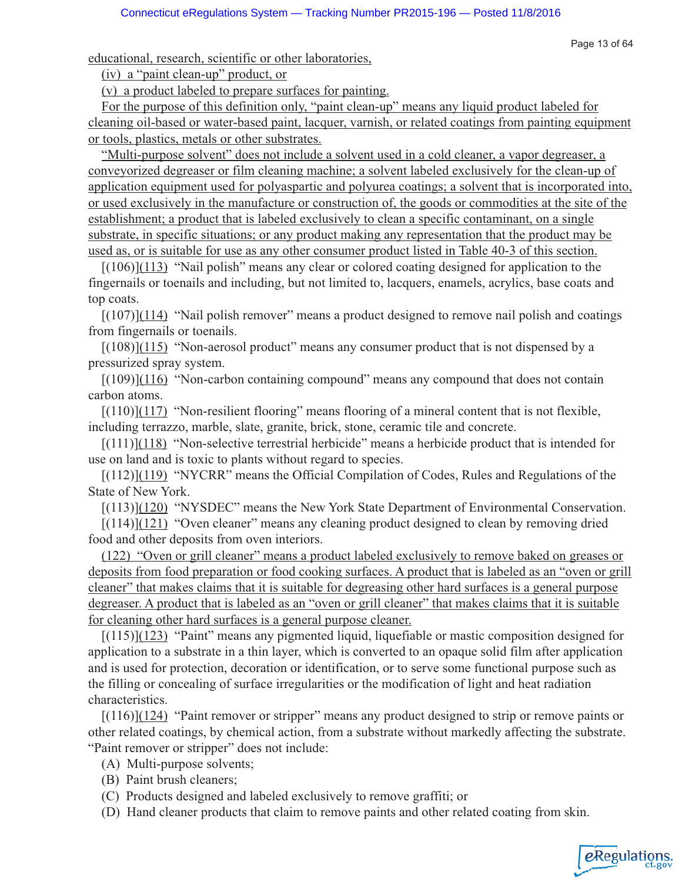educational, research, scientific or other laboratories,

(iv) a "paint clean-up" product, or

(v) a product labeled to prepare surfaces for painting.

For the purpose of this definition only, "paint clean-up" means any liquid product labeled for cleaning oil-based or water-based paint, lacquer, varnish, or related coatings from painting equipment or tools, plastics, metals or other substrates.

"Multi-purpose solvent" does not include a solvent used in a cold cleaner, a vapor degreaser, a conveyorized degreaser or film cleaning machine; a solvent labeled exclusively for the clean-up of application equipment used for polyaspartic and polyurea coatings; a solvent that is incorporated into, or used exclusively in the manufacture or construction of, the goods or commodities at the site of the establishment; a product that is labeled exclusively to clean a specific contaminant, on a single substrate, in specific situations; or any product making any representation that the product may be used as, or is suitable for use as any other consumer product listed in Table 40-3 of this section.

[(106)](113) "Nail polish" means any clear or colored coating designed for application to the fingernails or toenails and including, but not limited to, lacquers, enamels, acrylics, base coats and top coats.

[(107)](114) "Nail polish remover" means a product designed to remove nail polish and coatings from fingernails or toenails.

[(108)](115) "Non-aerosol product" means any consumer product that is not dispensed by a pressurized spray system.

[(109)](116) "Non-carbon containing compound" means any compound that does not contain carbon atoms.

[(110)](117) "Non-resilient flooring" means flooring of a mineral content that is not flexible, including terrazzo, marble, slate, granite, brick, stone, ceramic tile and concrete.

[(111)](118) "Non-selective terrestrial herbicide" means a herbicide product that is intended for use on land and is toxic to plants without regard to species.

[(112)](119) "NYCRR" means the Official Compilation of Codes, Rules and Regulations of the State of New York.

[(113)](120) "NYSDEC" means the New York State Department of Environmental Conservation.

[(114)](121) "Oven cleaner" means any cleaning product designed to clean by removing dried food and other deposits from oven interiors.

(122) "Oven or grill cleaner" means a product labeled exclusively to remove baked on greases or deposits from food preparation or food cooking surfaces. A product that is labeled as an "oven or grill cleaner" that makes claims that it is suitable for degreasing other hard surfaces is a general purpose degreaser. A product that is labeled as an "oven or grill cleaner" that makes claims that it is suitable for cleaning other hard surfaces is a general purpose cleaner.

[(115)](123) "Paint" means any pigmented liquid, liquefiable or mastic composition designed for application to a substrate in a thin layer, which is converted to an opaque solid film after application and is used for protection, decoration or identification, or to serve some functional purpose such as the filling or concealing of surface irregularities or the modification of light and heat radiation characteristics.

[(116)](124) "Paint remover or stripper" means any product designed to strip or remove paints or other related coatings, by chemical action, from a substrate without markedly affecting the substrate. "Paint remover or stripper" does not include:

(A) Multi-purpose solvents;

(B) Paint brush cleaners;

(C) Products designed and labeled exclusively to remove graffiti; or

(D) Hand cleaner products that claim to remove paints and other related coating from skin.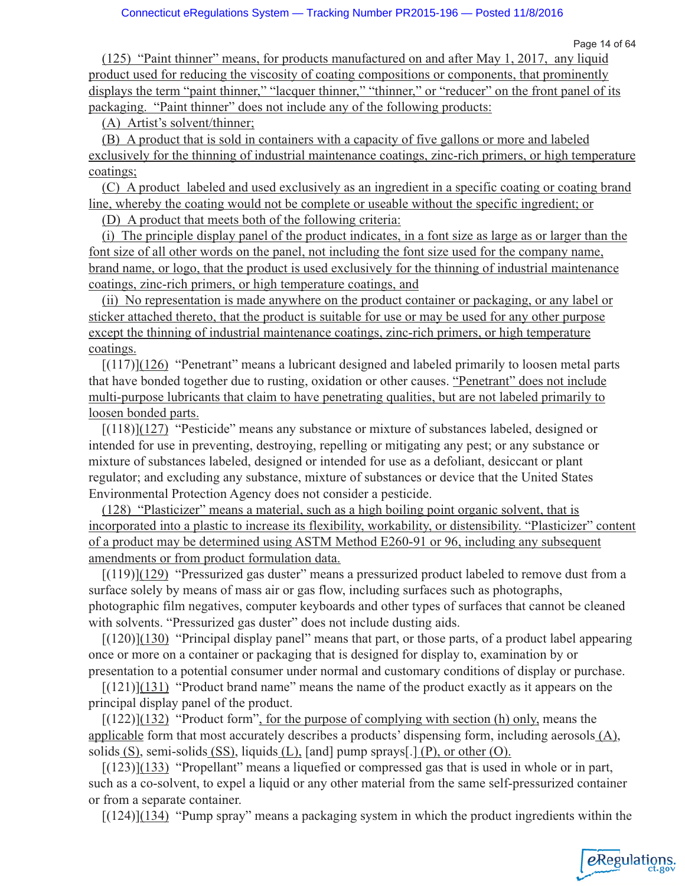(125) "Paint thinner" means, for products manufactured on and after May 1, 2017, any liquid product used for reducing the viscosity of coating compositions or components, that prominently displays the term "paint thinner," "lacquer thinner," "thinner," or "reducer" on the front panel of its packaging. "Paint thinner" does not include any of the following products:

(A) Artist's solvent/thinner;

(B) A product that is sold in containers with a capacity of five gallons or more and labeled exclusively for the thinning of industrial maintenance coatings, zinc-rich primers, or high temperature coatings;

(C) A product labeled and used exclusively as an ingredient in a specific coating or coating brand line, whereby the coating would not be complete or useable without the specific ingredient; or

(D) A product that meets both of the following criteria:

(i) The principle display panel of the product indicates, in a font size as large as or larger than the font size of all other words on the panel, not including the font size used for the company name, brand name, or logo, that the product is used exclusively for the thinning of industrial maintenance coatings, zinc-rich primers, or high temperature coatings, and

(ii) No representation is made anywhere on the product container or packaging, or any label or sticker attached thereto, that the product is suitable for use or may be used for any other purpose except the thinning of industrial maintenance coatings, zinc-rich primers, or high temperature coatings.

[(117)](126) "Penetrant" means a lubricant designed and labeled primarily to loosen metal parts that have bonded together due to rusting, oxidation or other causes. "Penetrant" does not include multi-purpose lubricants that claim to have penetrating qualities, but are not labeled primarily to loosen bonded parts.

[(118)](127) "Pesticide" means any substance or mixture of substances labeled, designed or intended for use in preventing, destroying, repelling or mitigating any pest; or any substance or mixture of substances labeled, designed or intended for use as a defoliant, desiccant or plant regulator; and excluding any substance, mixture of substances or device that the United States Environmental Protection Agency does not consider a pesticide.

(128) "Plasticizer" means a material, such as a high boiling point organic solvent, that is incorporated into a plastic to increase its flexibility, workability, or distensibility. "Plasticizer" content of a product may be determined using ASTM Method E260-91 or 96, including any subsequent amendments or from product formulation data.

[(119)](129) "Pressurized gas duster" means a pressurized product labeled to remove dust from a surface solely by means of mass air or gas flow, including surfaces such as photographs, photographic film negatives, computer keyboards and other types of surfaces that cannot be cleaned with solvents. "Pressurized gas duster" does not include dusting aids.

[(120)](130) "Principal display panel" means that part, or those parts, of a product label appearing once or more on a container or packaging that is designed for display to, examination by or presentation to a potential consumer under normal and customary conditions of display or purchase.

[(121)](131) "Product brand name" means the name of the product exactly as it appears on the principal display panel of the product.

[(122)](132) "Product form", for the purpose of complying with section (h) only, means the applicable form that most accurately describes a products' dispensing form, including aerosols (A), solids (S), semi-solids (SS), liquids (L), [and] pump sprays[.] (P), or other (O).

[(123)](133) "Propellant" means a liquefied or compressed gas that is used in whole or in part, such as a co-solvent, to expel a liquid or any other material from the same self-pressurized container or from a separate container.

[(124)](134) "Pump spray" means a packaging system in which the product ingredients within the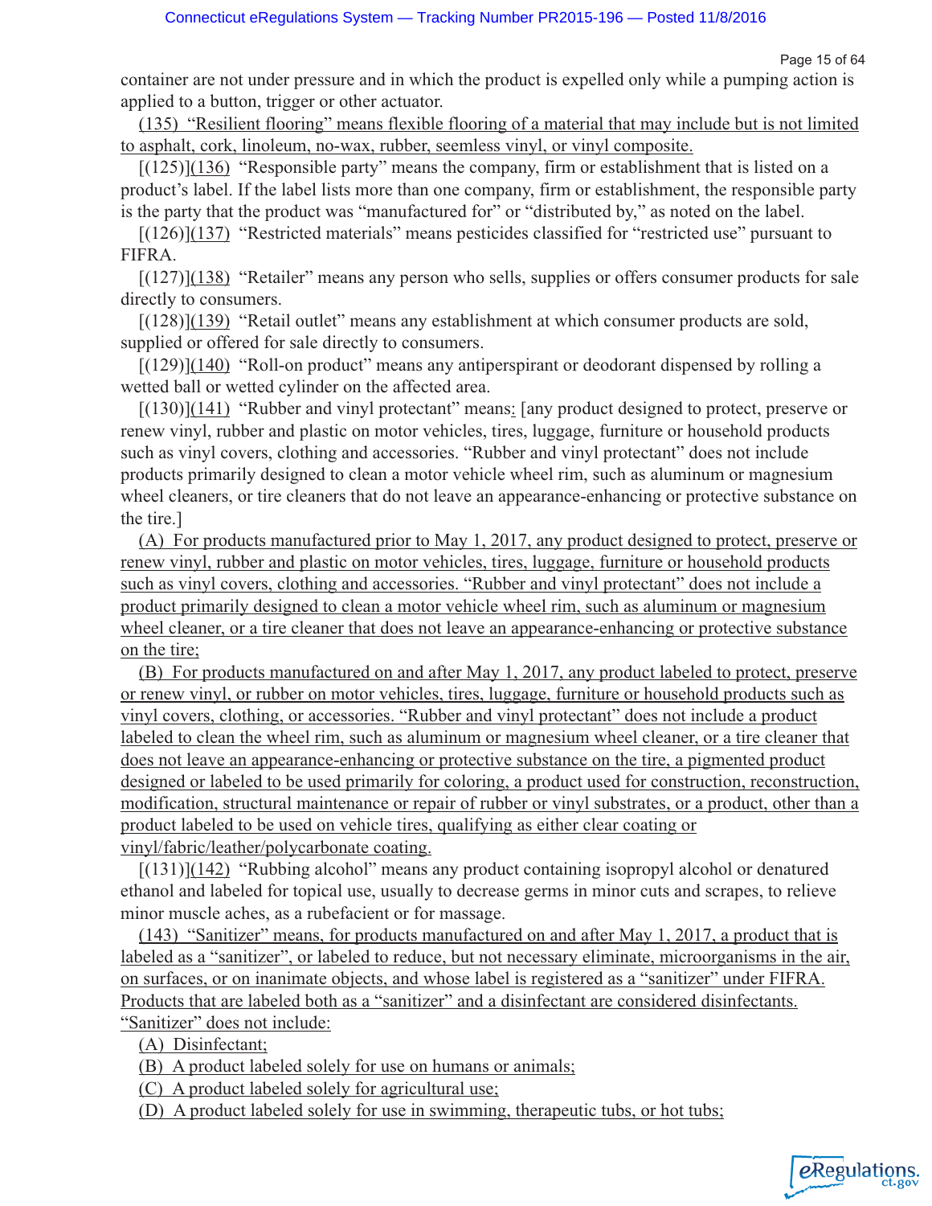container are not under pressure and in which the product is expelled only while a pumping action is applied to a button, trigger or other actuator.

(135) "Resilient flooring" means flexible flooring of a material that may include but is not limited to asphalt, cork, linoleum, no-wax, rubber, seemless vinyl, or vinyl composite.

[(125)](136) "Responsible party" means the company, firm or establishment that is listed on a product's label. If the label lists more than one company, firm or establishment, the responsible party is the party that the product was "manufactured for" or "distributed by," as noted on the label.

[(126)](137) "Restricted materials" means pesticides classified for "restricted use" pursuant to FIFRA.

[(127)](138) "Retailer" means any person who sells, supplies or offers consumer products for sale directly to consumers.

[(128)](139) "Retail outlet" means any establishment at which consumer products are sold, supplied or offered for sale directly to consumers.

[(129)](140) "Roll-on product" means any antiperspirant or deodorant dispensed by rolling a wetted ball or wetted cylinder on the affected area.

[(130)](141) "Rubber and vinyl protectant" means: [any product designed to protect, preserve or renew vinyl, rubber and plastic on motor vehicles, tires, luggage, furniture or household products such as vinyl covers, clothing and accessories. "Rubber and vinyl protectant" does not include products primarily designed to clean a motor vehicle wheel rim, such as aluminum or magnesium wheel cleaners, or tire cleaners that do not leave an appearance-enhancing or protective substance on the tire.]

(A) For products manufactured prior to May 1, 2017, any product designed to protect, preserve or renew vinyl, rubber and plastic on motor vehicles, tires, luggage, furniture or household products such as vinyl covers, clothing and accessories. "Rubber and vinyl protectant" does not include a product primarily designed to clean a motor vehicle wheel rim, such as aluminum or magnesium wheel cleaner, or a tire cleaner that does not leave an appearance-enhancing or protective substance on the tire;

(B) For products manufactured on and after May 1, 2017, any product labeled to protect, preserve or renew vinyl, or rubber on motor vehicles, tires, luggage, furniture or household products such as vinyl covers, clothing, or accessories. "Rubber and vinyl protectant" does not include a product labeled to clean the wheel rim, such as aluminum or magnesium wheel cleaner, or a tire cleaner that does not leave an appearance-enhancing or protective substance on the tire, a pigmented product designed or labeled to be used primarily for coloring, a product used for construction, reconstruction, modification, structural maintenance or repair of rubber or vinyl substrates, or a product, other than a product labeled to be used on vehicle tires, qualifying as either clear coating or vinyl/fabric/leather/polycarbonate coating.

[(131)](142) "Rubbing alcohol" means any product containing isopropyl alcohol or denatured ethanol and labeled for topical use, usually to decrease germs in minor cuts and scrapes, to relieve minor muscle aches, as a rubefacient or for massage.

(143) "Sanitizer" means, for products manufactured on and after May 1, 2017, a product that is labeled as a "sanitizer", or labeled to reduce, but not necessary eliminate, microorganisms in the air, on surfaces, or on inanimate objects, and whose label is registered as a "sanitizer" under FIFRA. Products that are labeled both as a "sanitizer" and a disinfectant are considered disinfectants. "Sanitizer" does not include:

(A) Disinfectant;

(B) A product labeled solely for use on humans or animals;

(C) A product labeled solely for agricultural use;

(D) A product labeled solely for use in swimming, therapeutic tubs, or hot tubs;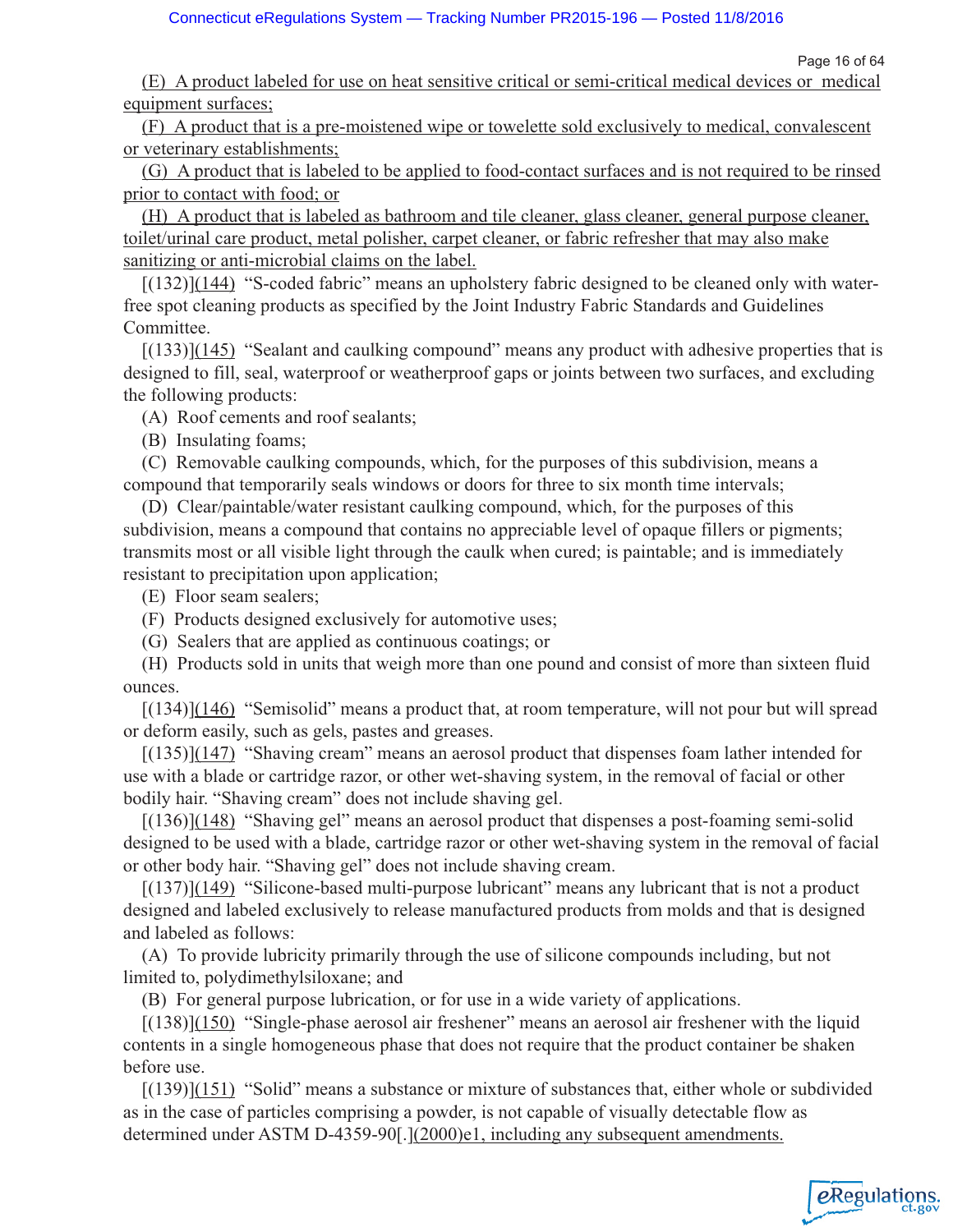(E) A product labeled for use on heat sensitive critical or semi-critical medical devices or medical equipment surfaces;

(F) A product that is a pre-moistened wipe or towelette sold exclusively to medical, convalescent or veterinary establishments;

(G) A product that is labeled to be applied to food-contact surfaces and is not required to be rinsed prior to contact with food; or

(H) A product that is labeled as bathroom and tile cleaner, glass cleaner, general purpose cleaner, toilet/urinal care product, metal polisher, carpet cleaner, or fabric refresher that may also make sanitizing or anti-microbial claims on the label.

[(132)](144) "S-coded fabric" means an upholstery fabric designed to be cleaned only with water-free spot cleaning products as specified by the Joint Industry Fabric Standards and Guidelines Committee.

[(133)](145) "Sealant and caulking compound" means any product with adhesive properties that is designed to fill, seal, waterproof or weatherproof gaps or joints between two surfaces, and excluding the following products:

(A) Roof cements and roof sealants;

(B) Insulating foams;

(C) Removable caulking compounds, which, for the purposes of this subdivision, means a compound that temporarily seals windows or doors for three to six month time intervals;

(D) Clear/paintable/water resistant caulking compound, which, for the purposes of this subdivision, means a compound that contains no appreciable level of opaque fillers or pigments; transmits most or all visible light through the caulk when cured; is paintable; and is immediately resistant to precipitation upon application;

(E) Floor seam sealers;

(F) Products designed exclusively for automotive uses;

(G) Sealers that are applied as continuous coatings; or

(H) Products sold in units that weigh more than one pound and consist of more than sixteen fluid ounces.

[(134)](146) "Semisolid" means a product that, at room temperature, will not pour but will spread or deform easily, such as gels, pastes and greases.

[(135)](147) "Shaving cream" means an aerosol product that dispenses foam lather intended for use with a blade or cartridge razor, or other wet-shaving system, in the removal of facial or other bodily hair. "Shaving cream" does not include shaving gel.

[(136)](148) "Shaving gel" means an aerosol product that dispenses a post-foaming semi-solid designed to be used with a blade, cartridge razor or other wet-shaving system in the removal of facial or other body hair. "Shaving gel" does not include shaving cream.

[(137)](149) "Silicone-based multi-purpose lubricant" means any lubricant that is not a product designed and labeled exclusively to release manufactured products from molds and that is designed and labeled as follows:

(A) To provide lubricity primarily through the use of silicone compounds including, but not limited to, polydimethylsiloxane; and

(B) For general purpose lubrication, or for use in a wide variety of applications.

[(138)](150) "Single-phase aerosol air freshener" means an aerosol air freshener with the liquid contents in a single homogeneous phase that does not require that the product container be shaken before use.

[(139)](151) "Solid" means a substance or mixture of substances that, either whole or subdivided as in the case of particles comprising a powder, is not capable of visually detectable flow as determined under ASTM D-4359-90[.](2000)e1, including any subsequent amendments.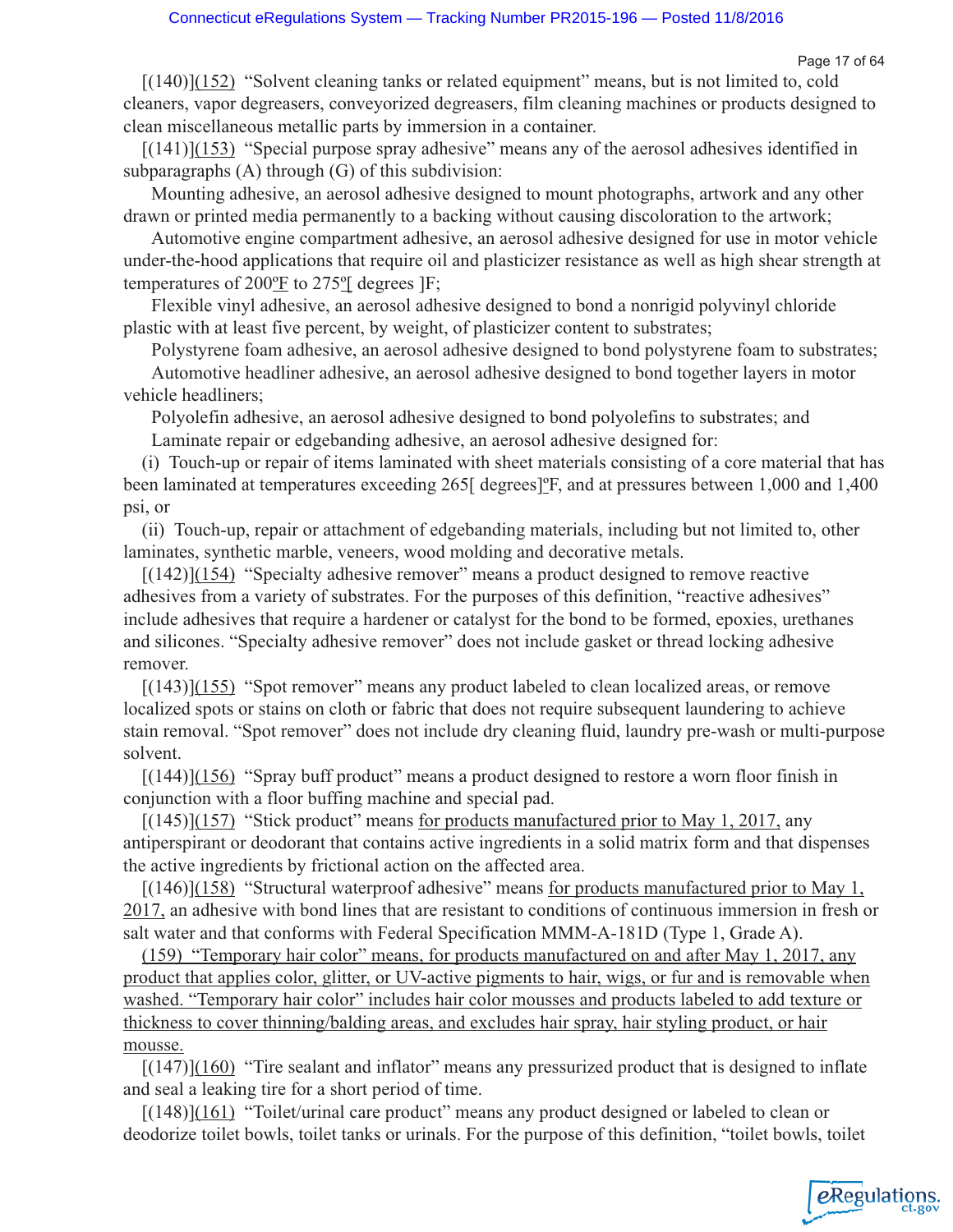[(140)](152) "Solvent cleaning tanks or related equipment" means, but is not limited to, cold cleaners, vapor degreasers, conveyorized degreasers, film cleaning machines or products designed to clean miscellaneous metallic parts by immersion in a container.

[(141)](153) "Special purpose spray adhesive" means any of the aerosol adhesives identified in subparagraphs (A) through (G) of this subdivision:

Mounting adhesive, an aerosol adhesive designed to mount photographs, artwork and any other drawn or printed media permanently to a backing without causing discoloration to the artwork;

Automotive engine compartment adhesive, an aerosol adhesive designed for use in motor vehicle under-the-hood applications that require oil and plasticizer resistance as well as high shear strength at temperatures of 200ºF to 275º[ degrees ]F;

Flexible vinyl adhesive, an aerosol adhesive designed to bond a nonrigid polyvinyl chloride plastic with at least five percent, by weight, of plasticizer content to substrates;

Polystyrene foam adhesive, an aerosol adhesive designed to bond polystyrene foam to substrates;

Automotive headliner adhesive, an aerosol adhesive designed to bond together layers in motor vehicle headliners;

Polyolefin adhesive, an aerosol adhesive designed to bond polyolefins to substrates; and

Laminate repair or edgebanding adhesive, an aerosol adhesive designed for:

(i) Touch-up or repair of items laminated with sheet materials consisting of a core material that has been laminated at temperatures exceeding 265[ degrees]ºF, and at pressures between 1,000 and 1,400 psi, or

(ii) Touch-up, repair or attachment of edgebanding materials, including but not limited to, other laminates, synthetic marble, veneers, wood molding and decorative metals.

[(142)](154) "Specialty adhesive remover" means a product designed to remove reactive adhesives from a variety of substrates. For the purposes of this definition, "reactive adhesives" include adhesives that require a hardener or catalyst for the bond to be formed, epoxies, urethanes and silicones. "Specialty adhesive remover" does not include gasket or thread locking adhesive remover.

[(143)](155) "Spot remover" means any product labeled to clean localized areas, or remove localized spots or stains on cloth or fabric that does not require subsequent laundering to achieve stain removal. "Spot remover" does not include dry cleaning fluid, laundry pre-wash or multi-purpose solvent.

[(144)](156) "Spray buff product" means a product designed to restore a worn floor finish in conjunction with a floor buffing machine and special pad.

[(145)](157) "Stick product" means for products manufactured prior to May 1, 2017, any antiperspirant or deodorant that contains active ingredients in a solid matrix form and that dispenses the active ingredients by frictional action on the affected area.

[(146)](158) "Structural waterproof adhesive" means for products manufactured prior to May 1, 2017, an adhesive with bond lines that are resistant to conditions of continuous immersion in fresh or salt water and that conforms with Federal Specification MMM-A-181D (Type 1, Grade A).

(159) "Temporary hair color" means, for products manufactured on and after May 1, 2017, any product that applies color, glitter, or UV-active pigments to hair, wigs, or fur and is removable when washed. "Temporary hair color" includes hair color mousses and products labeled to add texture or thickness to cover thinning/balding areas, and excludes hair spray, hair styling product, or hair mousse.

[(147)](160) "Tire sealant and inflator" means any pressurized product that is designed to inflate and seal a leaking tire for a short period of time.

[(148)](161) "Toilet/urinal care product" means any product designed or labeled to clean or deodorize toilet bowls, toilet tanks or urinals. For the purpose of this definition, "toilet bowls, toilet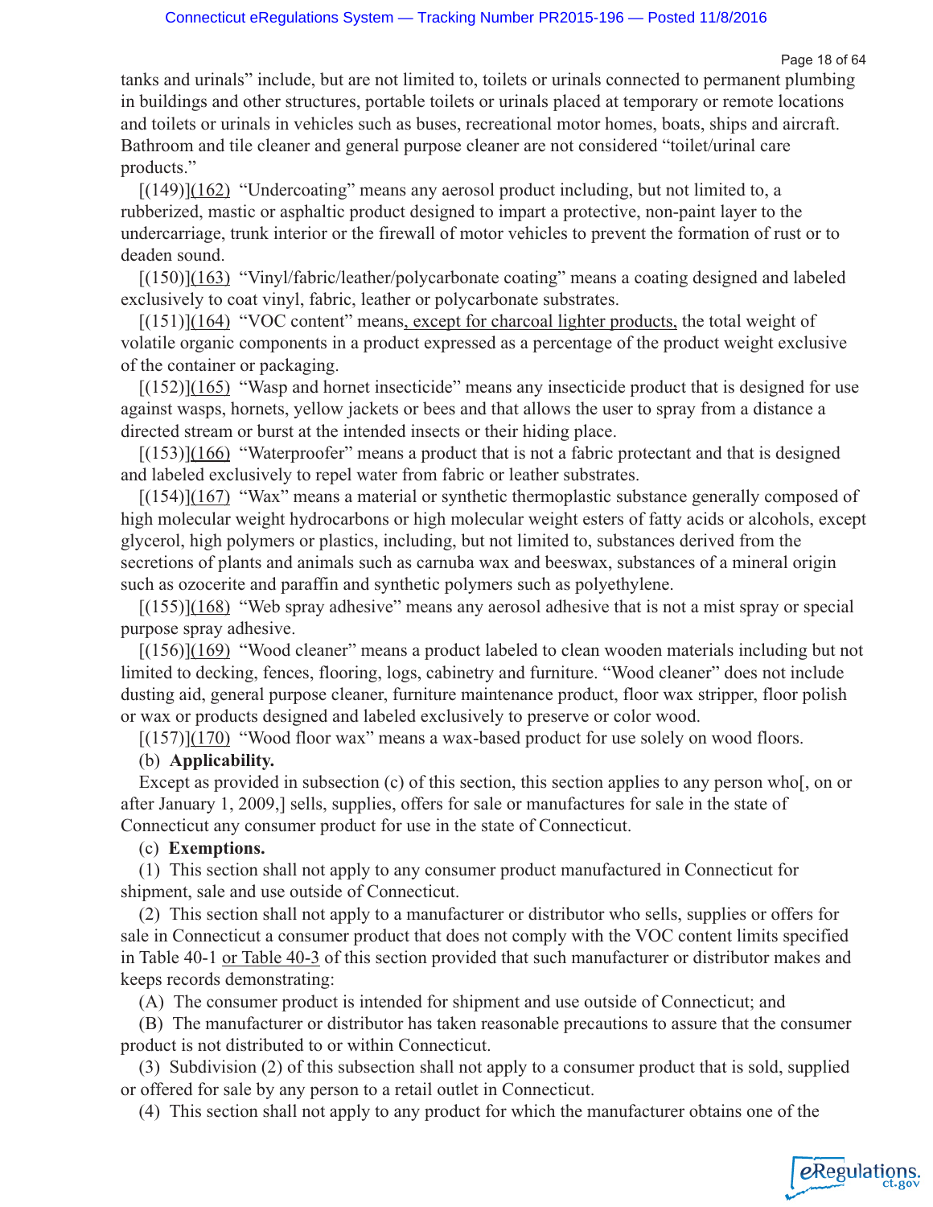tanks and urinals" include, but are not limited to, toilets or urinals connected to permanent plumbing in buildings and other structures, portable toilets or urinals placed at temporary or remote locations and toilets or urinals in vehicles such as buses, recreational motor homes, boats, ships and aircraft. Bathroom and tile cleaner and general purpose cleaner are not considered "toilet/urinal care products."

[(149)](162) "Undercoating" means any aerosol product including, but not limited to, a rubberized, mastic or asphaltic product designed to impart a protective, non-paint layer to the undercarriage, trunk interior or the firewall of motor vehicles to prevent the formation of rust or to deaden sound.

[(150)](163) "Vinyl/fabric/leather/polycarbonate coating" means a coating designed and labeled exclusively to coat vinyl, fabric, leather or polycarbonate substrates.

[(151)](164) "VOC content" means, except for charcoal lighter products, the total weight of volatile organic components in a product expressed as a percentage of the product weight exclusive of the container or packaging.

[(152)](165) "Wasp and hornet insecticide" means any insecticide product that is designed for use against wasps, hornets, yellow jackets or bees and that allows the user to spray from a distance a directed stream or burst at the intended insects or their hiding place.

[(153)](166) "Waterproofer" means a product that is not a fabric protectant and that is designed and labeled exclusively to repel water from fabric or leather substrates.

[(154)](167) "Wax" means a material or synthetic thermoplastic substance generally composed of high molecular weight hydrocarbons or high molecular weight esters of fatty acids or alcohols, except glycerol, high polymers or plastics, including, but not limited to, substances derived from the secretions of plants and animals such as carnuba wax and beeswax, substances of a mineral origin such as ozocerite and paraffin and synthetic polymers such as polyethylene.

[(155)](168) "Web spray adhesive" means any aerosol adhesive that is not a mist spray or special purpose spray adhesive.

[(156)](169) "Wood cleaner" means a product labeled to clean wooden materials including but not limited to decking, fences, flooring, logs, cabinetry and furniture. "Wood cleaner" does not include dusting aid, general purpose cleaner, furniture maintenance product, floor wax stripper, floor polish or wax or products designed and labeled exclusively to preserve or color wood.

[(157)](170) "Wood floor wax" means a wax-based product for use solely on wood floors.

(b) **Applicability.**

Except as provided in subsection (c) of this section, this section applies to any person who[, on or after January 1, 2009,] sells, supplies, offers for sale or manufactures for sale in the state of Connecticut any consumer product for use in the state of Connecticut.

(c) **Exemptions.**

(1) This section shall not apply to any consumer product manufactured in Connecticut for shipment, sale and use outside of Connecticut.

(2) This section shall not apply to a manufacturer or distributor who sells, supplies or offers for sale in Connecticut a consumer product that does not comply with the VOC content limits specified in Table 40-1 or Table 40-3 of this section provided that such manufacturer or distributor makes and keeps records demonstrating:

(A) The consumer product is intended for shipment and use outside of Connecticut; and

(B) The manufacturer or distributor has taken reasonable precautions to assure that the consumer product is not distributed to or within Connecticut.

(3) Subdivision (2) of this subsection shall not apply to a consumer product that is sold, supplied or offered for sale by any person to a retail outlet in Connecticut.

(4) This section shall not apply to any product for which the manufacturer obtains one of the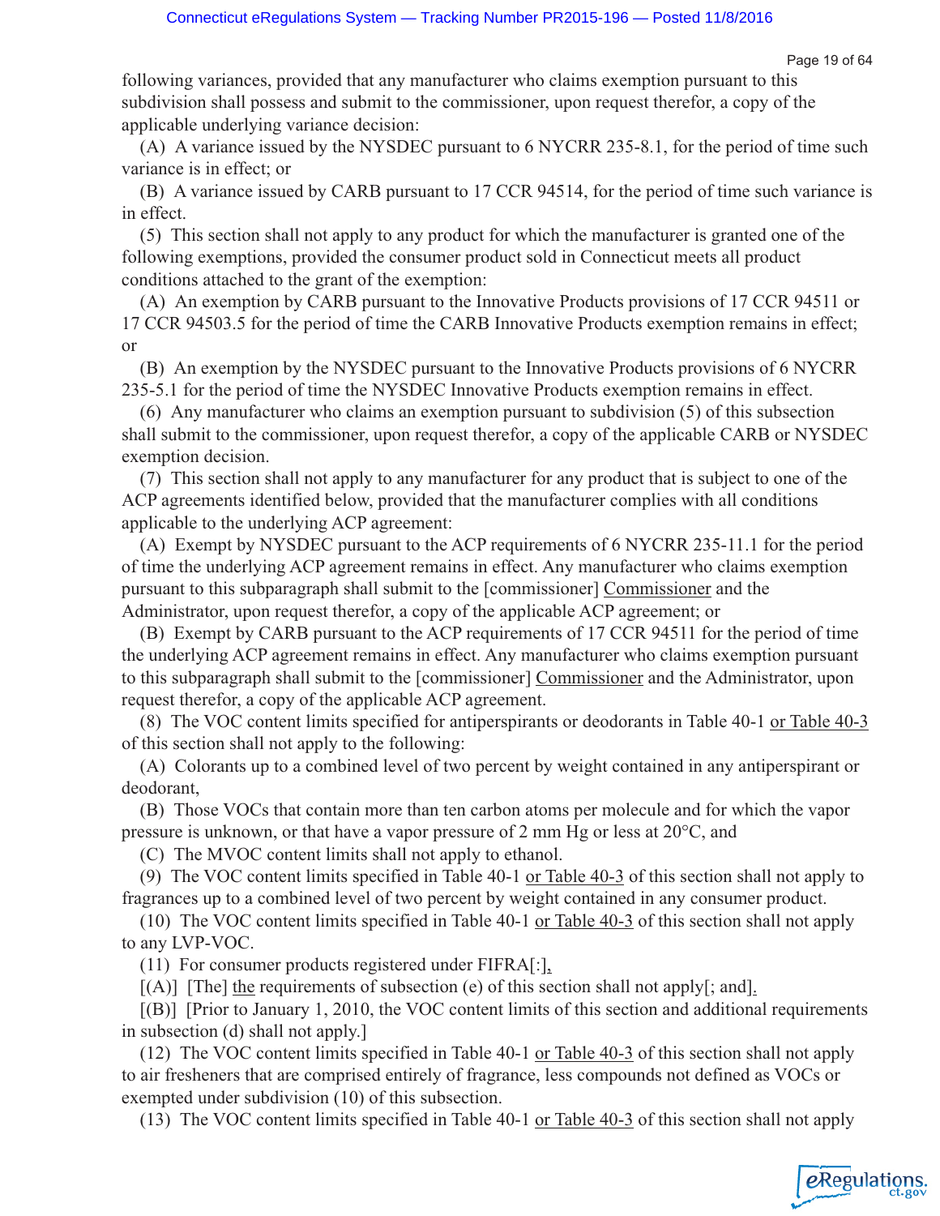following variances, provided that any manufacturer who claims exemption pursuant to this subdivision shall possess and submit to the commissioner, upon request therefor, a copy of the applicable underlying variance decision:

(A) A variance issued by the NYSDEC pursuant to 6 NYCRR 235-8.1, for the period of time such variance is in effect; or

(B) A variance issued by CARB pursuant to 17 CCR 94514, for the period of time such variance is in effect.

(5) This section shall not apply to any product for which the manufacturer is granted one of the following exemptions, provided the consumer product sold in Connecticut meets all product conditions attached to the grant of the exemption:

(A) An exemption by CARB pursuant to the Innovative Products provisions of 17 CCR 94511 or 17 CCR 94503.5 for the period of time the CARB Innovative Products exemption remains in effect; or

(B) An exemption by the NYSDEC pursuant to the Innovative Products provisions of 6 NYCRR 235-5.1 for the period of time the NYSDEC Innovative Products exemption remains in effect.

(6) Any manufacturer who claims an exemption pursuant to subdivision (5) of this subsection shall submit to the commissioner, upon request therefor, a copy of the applicable CARB or NYSDEC exemption decision.

(7) This section shall not apply to any manufacturer for any product that is subject to one of the ACP agreements identified below, provided that the manufacturer complies with all conditions applicable to the underlying ACP agreement:

(A) Exempt by NYSDEC pursuant to the ACP requirements of 6 NYCRR 235-11.1 for the period of time the underlying ACP agreement remains in effect. Any manufacturer who claims exemption pursuant to this subparagraph shall submit to the [commissioner] Commissioner and the Administrator, upon request therefor, a copy of the applicable ACP agreement; or

(B) Exempt by CARB pursuant to the ACP requirements of 17 CCR 94511 for the period of time the underlying ACP agreement remains in effect. Any manufacturer who claims exemption pursuant to this subparagraph shall submit to the [commissioner] Commissioner and the Administrator, upon request therefor, a copy of the applicable ACP agreement.

(8) The VOC content limits specified for antiperspirants or deodorants in Table 40-1 or Table 40-3 of this section shall not apply to the following:

(A) Colorants up to a combined level of two percent by weight contained in any antiperspirant or deodorant,

(B) Those VOCs that contain more than ten carbon atoms per molecule and for which the vapor pressure is unknown, or that have a vapor pressure of 2 mm Hg or less at 20°C, and

(C) The MVOC content limits shall not apply to ethanol.

(9) The VOC content limits specified in Table 40-1 or Table 40-3 of this section shall not apply to fragrances up to a combined level of two percent by weight contained in any consumer product.

(10) The VOC content limits specified in Table 40-1 or Table 40-3 of this section shall not apply to any LVP-VOC.

(11) For consumer products registered under FIFRA[:],

[(A)] [The] the requirements of subsection (e) of this section shall not apply[; and].

[(B)] [Prior to January 1, 2010, the VOC content limits of this section and additional requirements in subsection (d) shall not apply.]

(12) The VOC content limits specified in Table 40-1 or Table 40-3 of this section shall not apply to air fresheners that are comprised entirely of fragrance, less compounds not defined as VOCs or exempted under subdivision (10) of this subsection.

(13) The VOC content limits specified in Table 40-1 or Table 40-3 of this section shall not apply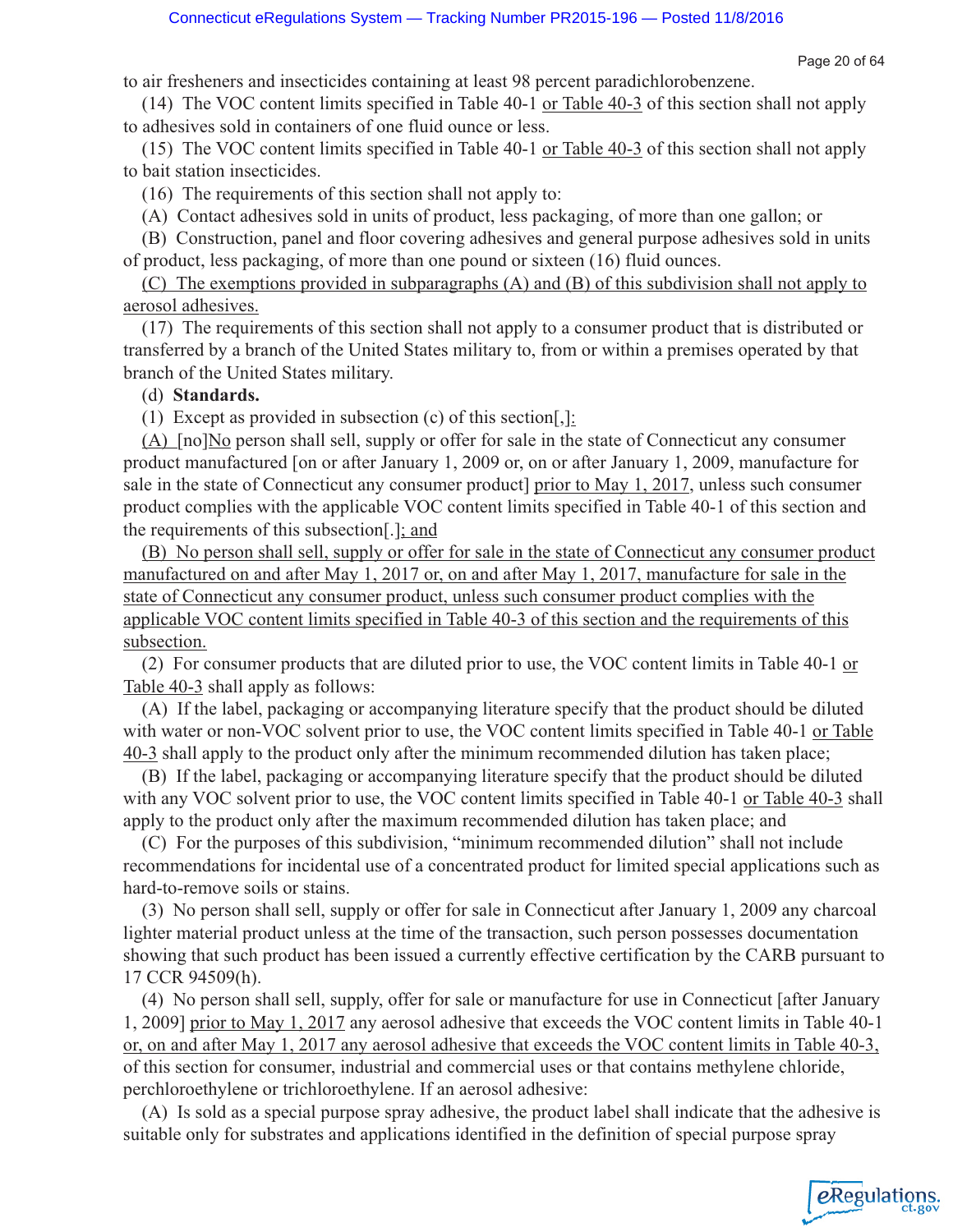to air fresheners and insecticides containing at least 98 percent paradichlorobenzene.

(14) The VOC content limits specified in Table 40-1 <u>or Table 40-3</u> of this section shall not apply to adhesives sold in containers of one fluid ounce or less.

(15) The VOC content limits specified in Table 40-1 <u>or Table 40-3</u> of this section shall not apply to bait station insecticides.

(16) The requirements of this section shall not apply to:

(A) Contact adhesives sold in units of product, less packaging, of more than one gallon; or

(B) Construction, panel and floor covering adhesives and general purpose adhesives sold in units of product, less packaging, of more than one pound or sixteen (16) fluid ounces.

<u>(C) The exemptions provided in subparagraphs (A) and (B) of this subdivision shall not apply to aerosol adhesives.</u>

(17) The requirements of this section shall not apply to a consumer product that is distributed or transferred by a branch of the United States military to, from or within a premises operated by that branch of the United States military.

(d) **Standards.**

(1) Except as provided in subsection (c) of this section[,]<u>:</u>

<u>(A)</u> [no]<u>No</u> person shall sell, supply or offer for sale in the state of Connecticut any consumer product manufactured [on or after January 1, 2009 or, on or after January 1, 2009, manufacture for sale in the state of Connecticut any consumer product] <u>prior to May 1, 2017</u>, unless such consumer product complies with the applicable VOC content limits specified in Table 40-1 of this section and the requirements of this subsection[.]<u>; and</u>

<u>(B) No person shall sell, supply or offer for sale in the state of Connecticut any consumer product manufactured on and after May 1, 2017 or, on and after May 1, 2017, manufacture for sale in the state of Connecticut any consumer product, unless such consumer product complies with the applicable VOC content limits specified in Table 40-3 of this section and the requirements of this subsection.</u>

(2) For consumer products that are diluted prior to use, the VOC content limits in Table 40-1 <u>or Table 40-3</u> shall apply as follows:

(A) If the label, packaging or accompanying literature specify that the product should be diluted with water or non-VOC solvent prior to use, the VOC content limits specified in Table 40-1 <u>or Table 40-3</u> shall apply to the product only after the minimum recommended dilution has taken place;

(B) If the label, packaging or accompanying literature specify that the product should be diluted with any VOC solvent prior to use, the VOC content limits specified in Table 40-1 <u>or Table 40-3</u> shall apply to the product only after the maximum recommended dilution has taken place; and

(C) For the purposes of this subdivision, "minimum recommended dilution" shall not include recommendations for incidental use of a concentrated product for limited special applications such as hard-to-remove soils or stains.

(3) No person shall sell, supply or offer for sale in Connecticut after January 1, 2009 any charcoal lighter material product unless at the time of the transaction, such person possesses documentation showing that such product has been issued a currently effective certification by the CARB pursuant to 17 CCR 94509(h).

(4) No person shall sell, supply, offer for sale or manufacture for use in Connecticut [after January 1, 2009] <u>prior to May 1, 2017</u> any aerosol adhesive that exceeds the VOC content limits in Table 40-1 <u>or, on and after May 1, 2017 any aerosol adhesive that exceeds the VOC content limits in Table 40-3,</u> of this section for consumer, industrial and commercial uses or that contains methylene chloride, perchloroethylene or trichloroethylene. If an aerosol adhesive:

(A) Is sold as a special purpose spray adhesive, the product label shall indicate that the adhesive is suitable only for substrates and applications identified in the definition of special purpose spray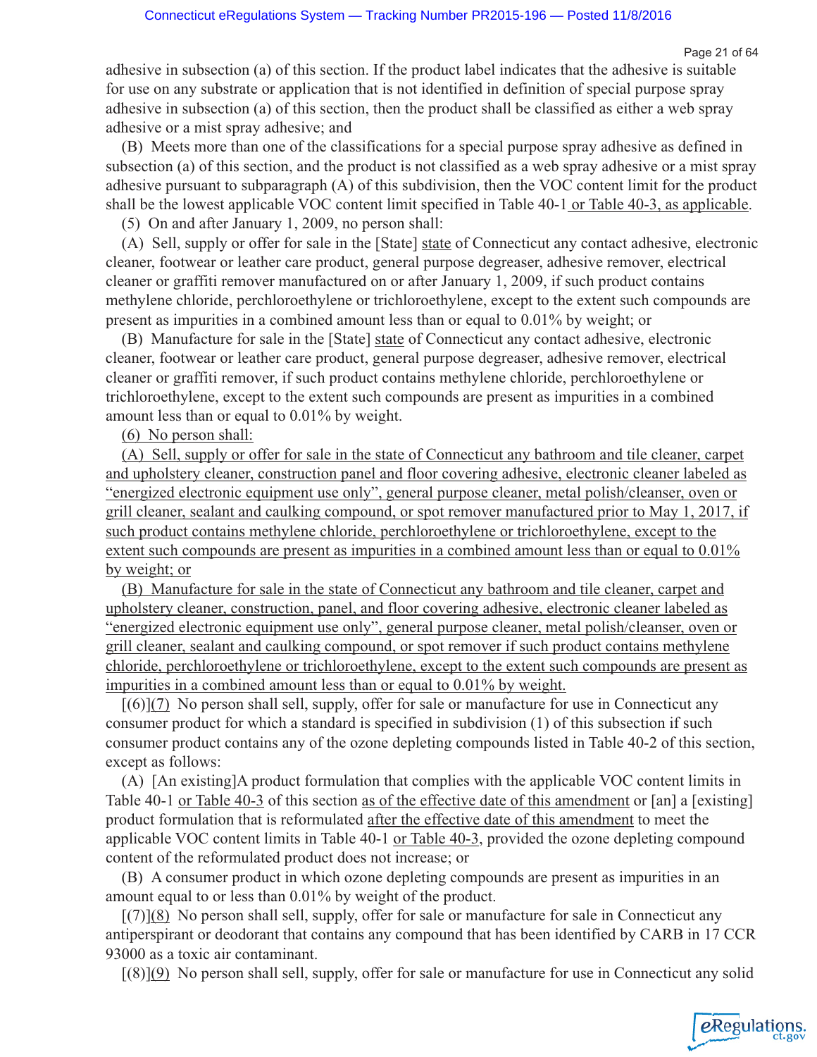adhesive in subsection (a) of this section. If the product label indicates that the adhesive is suitable for use on any substrate or application that is not identified in definition of special purpose spray adhesive in subsection (a) of this section, then the product shall be classified as either a web spray adhesive or a mist spray adhesive; and

(B) Meets more than one of the classifications for a special purpose spray adhesive as defined in subsection (a) of this section, and the product is not classified as a web spray adhesive or a mist spray adhesive pursuant to subparagraph (A) of this subdivision, then the VOC content limit for the product shall be the lowest applicable VOC content limit specified in Table 40-1 or Table 40-3, as applicable.

(5) On and after January 1, 2009, no person shall:

(A) Sell, supply or offer for sale in the [State] state of Connecticut any contact adhesive, electronic cleaner, footwear or leather care product, general purpose degreaser, adhesive remover, electrical cleaner or graffiti remover manufactured on or after January 1, 2009, if such product contains methylene chloride, perchloroethylene or trichloroethylene, except to the extent such compounds are present as impurities in a combined amount less than or equal to 0.01% by weight; or

(B) Manufacture for sale in the [State] state of Connecticut any contact adhesive, electronic cleaner, footwear or leather care product, general purpose degreaser, adhesive remover, electrical cleaner or graffiti remover, if such product contains methylene chloride, perchloroethylene or trichloroethylene, except to the extent such compounds are present as impurities in a combined amount less than or equal to 0.01% by weight.

(6) No person shall:

(A) Sell, supply or offer for sale in the state of Connecticut any bathroom and tile cleaner, carpet and upholstery cleaner, construction panel and floor covering adhesive, electronic cleaner labeled as "energized electronic equipment use only", general purpose cleaner, metal polish/cleanser, oven or grill cleaner, sealant and caulking compound, or spot remover manufactured prior to May 1, 2017, if such product contains methylene chloride, perchloroethylene or trichloroethylene, except to the extent such compounds are present as impurities in a combined amount less than or equal to 0.01% by weight; or

(B) Manufacture for sale in the state of Connecticut any bathroom and tile cleaner, carpet and upholstery cleaner, construction, panel, and floor covering adhesive, electronic cleaner labeled as "energized electronic equipment use only", general purpose cleaner, metal polish/cleanser, oven or grill cleaner, sealant and caulking compound, or spot remover if such product contains methylene chloride, perchloroethylene or trichloroethylene, except to the extent such compounds are present as impurities in a combined amount less than or equal to 0.01% by weight.

[(6)](7) No person shall sell, supply, offer for sale or manufacture for use in Connecticut any consumer product for which a standard is specified in subdivision (1) of this subsection if such consumer product contains any of the ozone depleting compounds listed in Table 40-2 of this section, except as follows:

(A) [An existing]A product formulation that complies with the applicable VOC content limits in Table 40-1 or Table 40-3 of this section as of the effective date of this amendment or [an] a [existing] product formulation that is reformulated after the effective date of this amendment to meet the applicable VOC content limits in Table 40-1 or Table 40-3, provided the ozone depleting compound content of the reformulated product does not increase; or

(B) A consumer product in which ozone depleting compounds are present as impurities in an amount equal to or less than 0.01% by weight of the product.

[(7)](8) No person shall sell, supply, offer for sale or manufacture for sale in Connecticut any antiperspirant or deodorant that contains any compound that has been identified by CARB in 17 CCR 93000 as a toxic air contaminant.

[(8)](9) No person shall sell, supply, offer for sale or manufacture for use in Connecticut any solid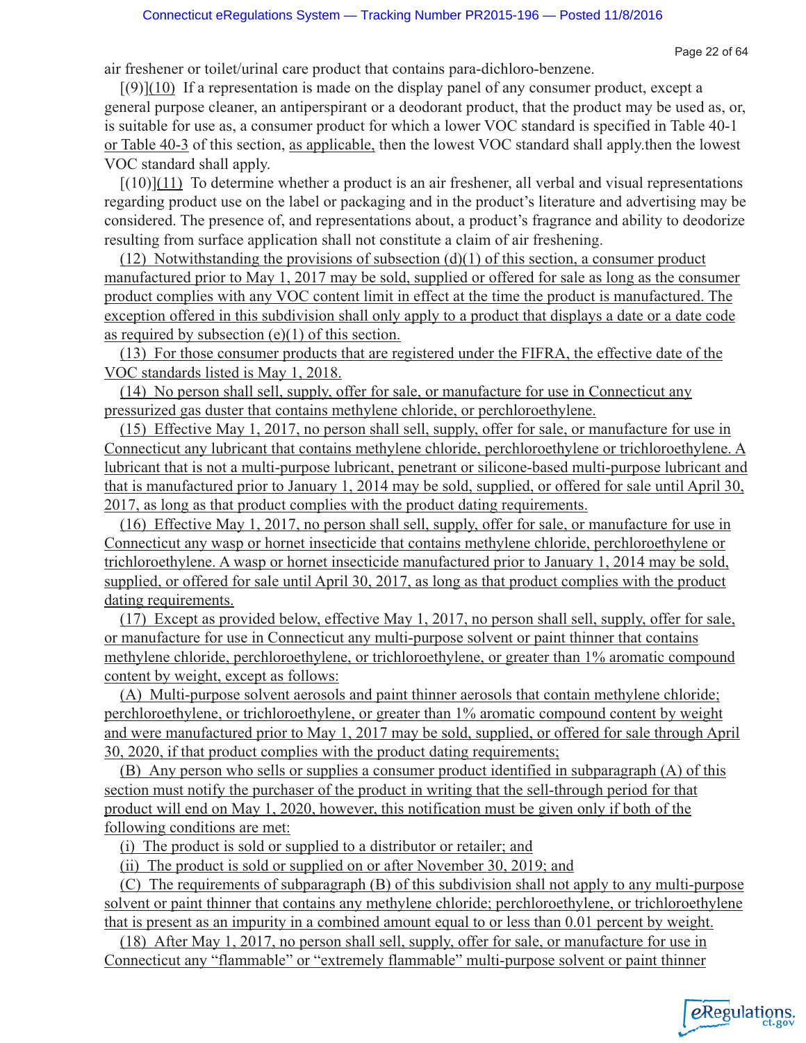air freshener or toilet/urinal care product that contains para-dichloro-benzene.

[(9)](10) If a representation is made on the display panel of any consumer product, except a general purpose cleaner, an antiperspirant or a deodorant product, that the product may be used as, or, is suitable for use as, a consumer product for which a lower VOC standard is specified in Table 40-1 or Table 40-3 of this section, as applicable, then the lowest VOC standard shall apply.then the lowest VOC standard shall apply.

[(10)](11) To determine whether a product is an air freshener, all verbal and visual representations regarding product use on the label or packaging and in the product's literature and advertising may be considered. The presence of, and representations about, a product's fragrance and ability to deodorize resulting from surface application shall not constitute a claim of air freshening.

(12) Notwithstanding the provisions of subsection (d)(1) of this section, a consumer product manufactured prior to May 1, 2017 may be sold, supplied or offered for sale as long as the consumer product complies with any VOC content limit in effect at the time the product is manufactured. The exception offered in this subdivision shall only apply to a product that displays a date or a date code as required by subsection (e)(1) of this section.

(13) For those consumer products that are registered under the FIFRA, the effective date of the VOC standards listed is May 1, 2018.

(14) No person shall sell, supply, offer for sale, or manufacture for use in Connecticut any pressurized gas duster that contains methylene chloride, or perchloroethylene.

(15) Effective May 1, 2017, no person shall sell, supply, offer for sale, or manufacture for use in Connecticut any lubricant that contains methylene chloride, perchloroethylene or trichloroethylene. A lubricant that is not a multi-purpose lubricant, penetrant or silicone-based multi-purpose lubricant and that is manufactured prior to January 1, 2014 may be sold, supplied, or offered for sale until April 30, 2017, as long as that product complies with the product dating requirements.

(16) Effective May 1, 2017, no person shall sell, supply, offer for sale, or manufacture for use in Connecticut any wasp or hornet insecticide that contains methylene chloride, perchloroethylene or trichloroethylene. A wasp or hornet insecticide manufactured prior to January 1, 2014 may be sold, supplied, or offered for sale until April 30, 2017, as long as that product complies with the product dating requirements.

(17) Except as provided below, effective May 1, 2017, no person shall sell, supply, offer for sale, or manufacture for use in Connecticut any multi-purpose solvent or paint thinner that contains methylene chloride, perchloroethylene, or trichloroethylene, or greater than 1% aromatic compound content by weight, except as follows:

(A) Multi-purpose solvent aerosols and paint thinner aerosols that contain methylene chloride; perchloroethylene, or trichloroethylene, or greater than 1% aromatic compound content by weight and were manufactured prior to May 1, 2017 may be sold, supplied, or offered for sale through April 30, 2020, if that product complies with the product dating requirements;

(B) Any person who sells or supplies a consumer product identified in subparagraph (A) of this section must notify the purchaser of the product in writing that the sell-through period for that product will end on May 1, 2020, however, this notification must be given only if both of the following conditions are met:

(i) The product is sold or supplied to a distributor or retailer; and

(ii) The product is sold or supplied on or after November 30, 2019; and

(C) The requirements of subparagraph (B) of this subdivision shall not apply to any multi-purpose solvent or paint thinner that contains any methylene chloride; perchloroethylene, or trichloroethylene that is present as an impurity in a combined amount equal to or less than 0.01 percent by weight.

(18) After May 1, 2017, no person shall sell, supply, offer for sale, or manufacture for use in Connecticut any "flammable" or "extremely flammable" multi-purpose solvent or paint thinner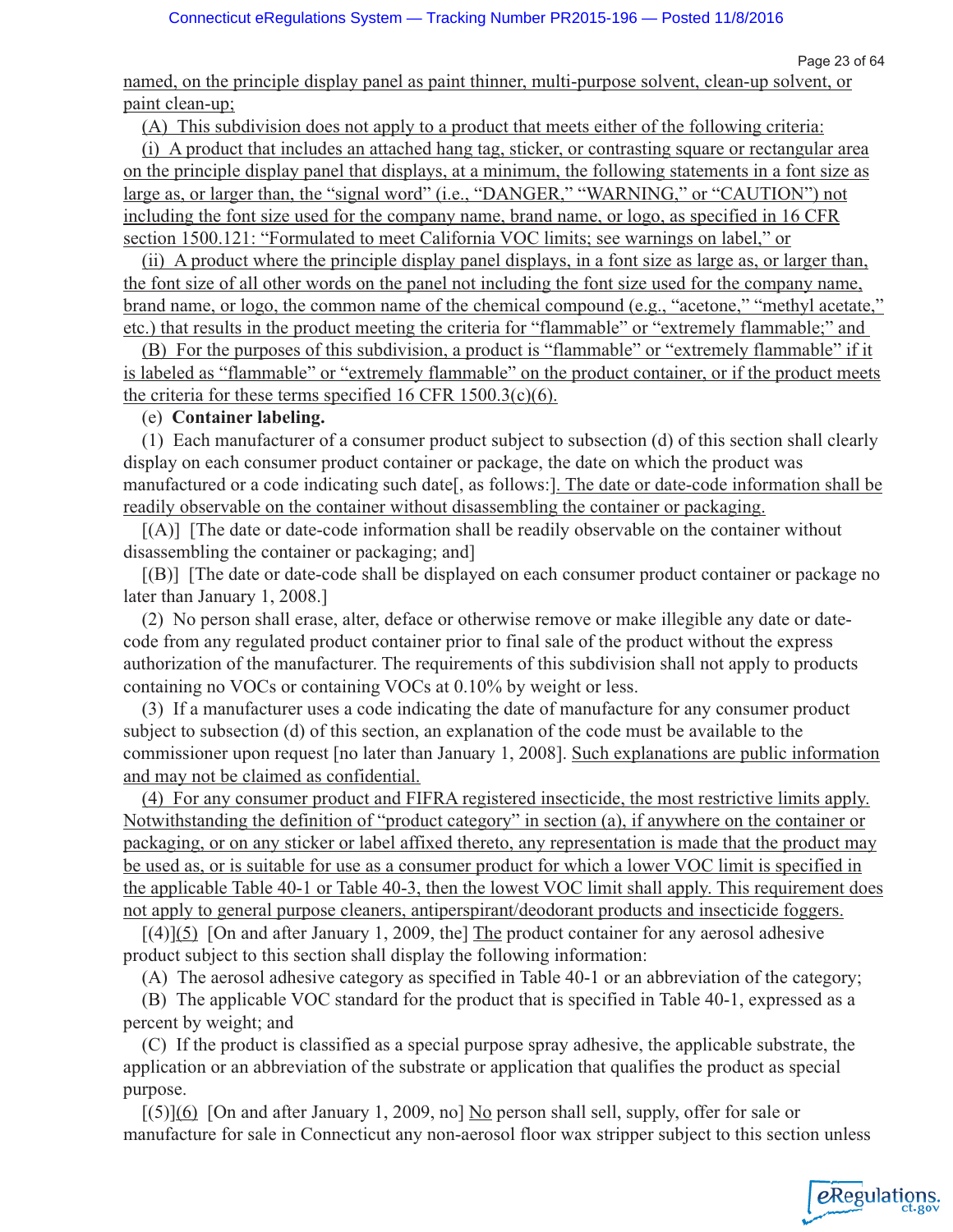named, on the principle display panel as paint thinner, multi-purpose solvent, clean-up solvent, or paint clean-up;

(A) This subdivision does not apply to a product that meets either of the following criteria:

(i) A product that includes an attached hang tag, sticker, or contrasting square or rectangular area on the principle display panel that displays, at a minimum, the following statements in a font size as large as, or larger than, the "signal word" (i.e., "DANGER," "WARNING," or "CAUTION") not including the font size used for the company name, brand name, or logo, as specified in 16 CFR section 1500.121: "Formulated to meet California VOC limits; see warnings on label," or

(ii) A product where the principle display panel displays, in a font size as large as, or larger than, the font size of all other words on the panel not including the font size used for the company name, brand name, or logo, the common name of the chemical compound (e.g., "acetone," "methyl acetate," etc.) that results in the product meeting the criteria for "flammable" or "extremely flammable;" and

(B) For the purposes of this subdivision, a product is "flammable" or "extremely flammable" if it is labeled as "flammable" or "extremely flammable" on the product container, or if the product meets the criteria for these terms specified 16 CFR 1500.3(c)(6).

(e) **Container labeling.**

(1) Each manufacturer of a consumer product subject to subsection (d) of this section shall clearly display on each consumer product container or package, the date on which the product was manufactured or a code indicating such date[, as follows:]. The date or date-code information shall be readily observable on the container without disassembling the container or packaging.

[(A)] [The date or date-code information shall be readily observable on the container without disassembling the container or packaging; and]

[(B)] [The date or date-code shall be displayed on each consumer product container or package no later than January 1, 2008.]

(2) No person shall erase, alter, deface or otherwise remove or make illegible any date or date-code from any regulated product container prior to final sale of the product without the express authorization of the manufacturer. The requirements of this subdivision shall not apply to products containing no VOCs or containing VOCs at 0.10% by weight or less.

(3) If a manufacturer uses a code indicating the date of manufacture for any consumer product subject to subsection (d) of this section, an explanation of the code must be available to the commissioner upon request [no later than January 1, 2008]. Such explanations are public information and may not be claimed as confidential.

(4) For any consumer product and FIFRA registered insecticide, the most restrictive limits apply. Notwithstanding the definition of "product category" in section (a), if anywhere on the container or packaging, or on any sticker or label affixed thereto, any representation is made that the product may be used as, or is suitable for use as a consumer product for which a lower VOC limit is specified in the applicable Table 40-1 or Table 40-3, then the lowest VOC limit shall apply. This requirement does not apply to general purpose cleaners, antiperspirant/deodorant products and insecticide foggers.

[(4)](5) [On and after January 1, 2009, the] The product container for any aerosol adhesive product subject to this section shall display the following information:

(A) The aerosol adhesive category as specified in Table 40-1 or an abbreviation of the category;

(B) The applicable VOC standard for the product that is specified in Table 40-1, expressed as a percent by weight; and

(C) If the product is classified as a special purpose spray adhesive, the applicable substrate, the application or an abbreviation of the substrate or application that qualifies the product as special purpose.

[(5)](6) [On and after January 1, 2009, no] No person shall sell, supply, offer for sale or manufacture for sale in Connecticut any non-aerosol floor wax stripper subject to this section unless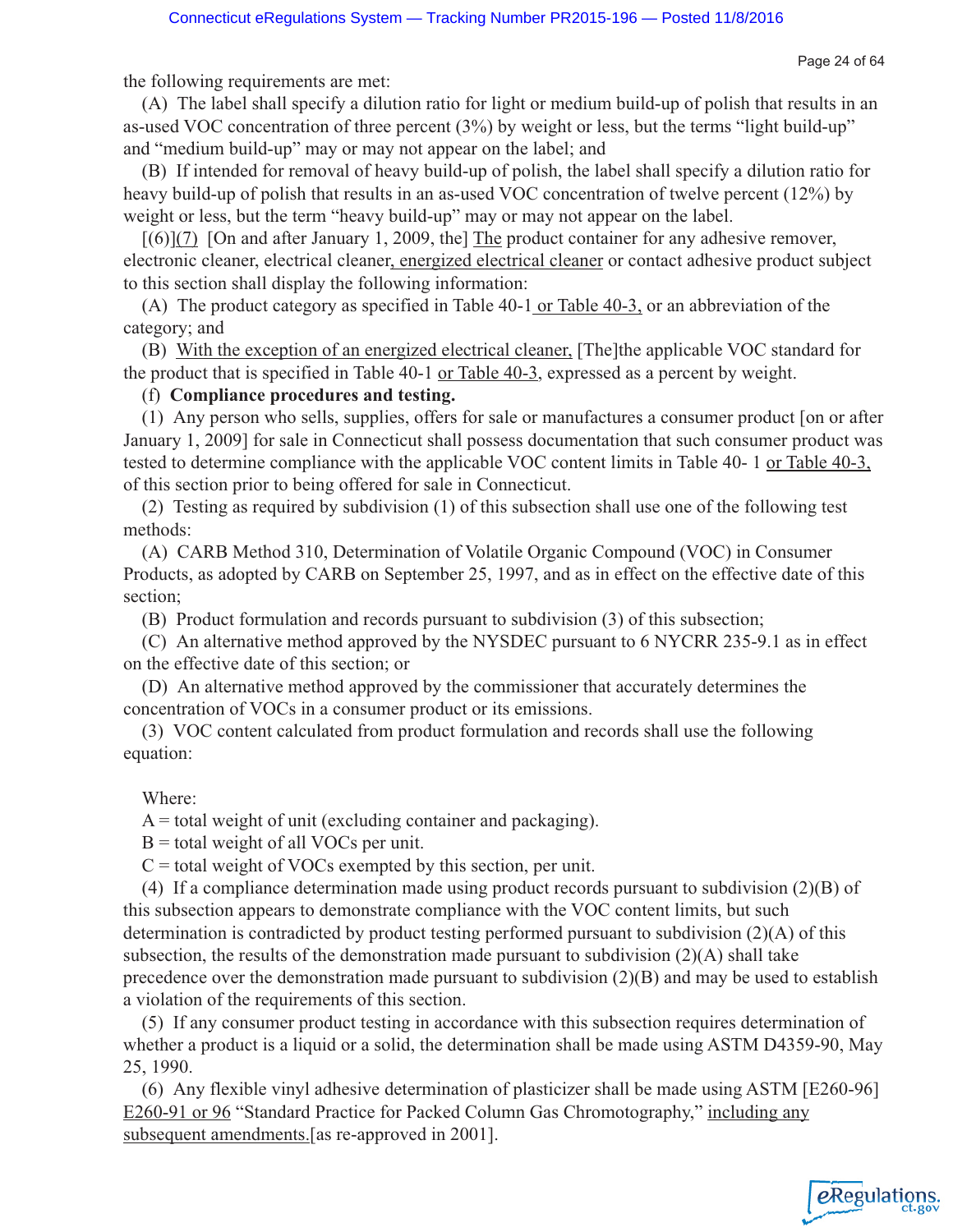the following requirements are met:

(A) The label shall specify a dilution ratio for light or medium build-up of polish that results in an as-used VOC concentration of three percent (3%) by weight or less, but the terms "light build-up" and "medium build-up" may or may not appear on the label; and

(B) If intended for removal of heavy build-up of polish, the label shall specify a dilution ratio for heavy build-up of polish that results in an as-used VOC concentration of twelve percent (12%) by weight or less, but the term "heavy build-up" may or may not appear on the label.

[(6)]<u>(7)</u> [On and after January 1, 2009, the] <u>The</u> product container for any adhesive remover, electronic cleaner, electrical cleaner<u>, energized electrical cleaner</u> or contact adhesive product subject to this section shall display the following information:

(A) The product category as specified in Table 40-1<u> or Table 40-3,</u> or an abbreviation of the category; and

(B) <u>With the exception of an energized electrical cleaner,</u> [The]the applicable VOC standard for the product that is specified in Table 40-1 <u>or Table 40-3</u>, expressed as a percent by weight.

(f) **Compliance procedures and testing.**

(1) Any person who sells, supplies, offers for sale or manufactures a consumer product [on or after January 1, 2009] for sale in Connecticut shall possess documentation that such consumer product was tested to determine compliance with the applicable VOC content limits in Table 40- 1 <u>or Table 40-3,</u> of this section prior to being offered for sale in Connecticut.

(2) Testing as required by subdivision (1) of this subsection shall use one of the following test methods:

(A) CARB Method 310, Determination of Volatile Organic Compound (VOC) in Consumer Products, as adopted by CARB on September 25, 1997, and as in effect on the effective date of this section;

(B) Product formulation and records pursuant to subdivision (3) of this subsection;

(C) An alternative method approved by the NYSDEC pursuant to 6 NYCRR 235-9.1 as in effect on the effective date of this section; or

(D) An alternative method approved by the commissioner that accurately determines the concentration of VOCs in a consumer product or its emissions.

(3) VOC content calculated from product formulation and records shall use the following equation:

Where:

A = total weight of unit (excluding container and packaging).

B = total weight of all VOCs per unit.

C = total weight of VOCs exempted by this section, per unit.

(4) If a compliance determination made using product records pursuant to subdivision (2)(B) of this subsection appears to demonstrate compliance with the VOC content limits, but such determination is contradicted by product testing performed pursuant to subdivision (2)(A) of this subsection, the results of the demonstration made pursuant to subdivision (2)(A) shall take precedence over the demonstration made pursuant to subdivision (2)(B) and may be used to establish a violation of the requirements of this section.

(5) If any consumer product testing in accordance with this subsection requires determination of whether a product is a liquid or a solid, the determination shall be made using ASTM D4359-90, May 25, 1990.

(6) Any flexible vinyl adhesive determination of plasticizer shall be made using ASTM [E260-96] <u>E260-91 or 96</u> "Standard Practice for Packed Column Gas Chromotography," <u>including any subsequent amendments.</u>[as re-approved in 2001].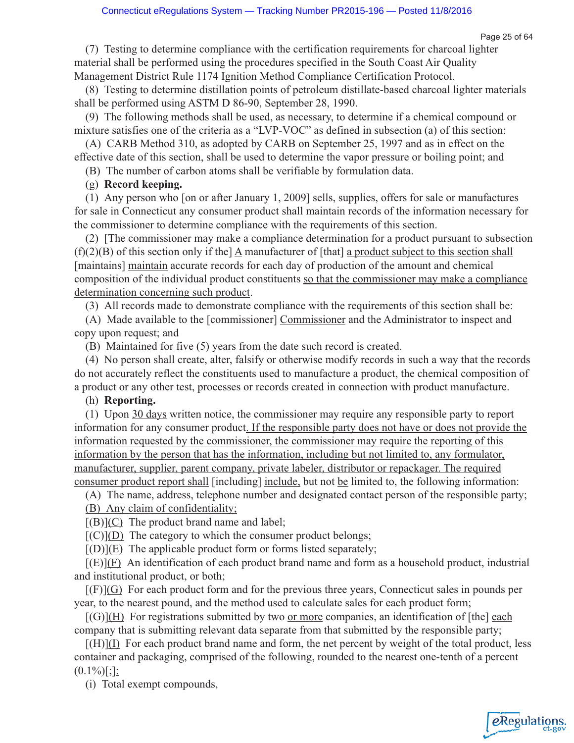(7) Testing to determine compliance with the certification requirements for charcoal lighter material shall be performed using the procedures specified in the South Coast Air Quality Management District Rule 1174 Ignition Method Compliance Certification Protocol.

(8) Testing to determine distillation points of petroleum distillate-based charcoal lighter materials shall be performed using ASTM D 86-90, September 28, 1990.

(9) The following methods shall be used, as necessary, to determine if a chemical compound or mixture satisfies one of the criteria as a "LVP-VOC" as defined in subsection (a) of this section:

(A) CARB Method 310, as adopted by CARB on September 25, 1997 and as in effect on the effective date of this section, shall be used to determine the vapor pressure or boiling point; and

(B) The number of carbon atoms shall be verifiable by formulation data.

(g) **Record keeping.**

(1) Any person who [on or after January 1, 2009] sells, supplies, offers for sale or manufactures for sale in Connecticut any consumer product shall maintain records of the information necessary for the commissioner to determine compliance with the requirements of this section.

(2) [The commissioner may make a compliance determination for a product pursuant to subsection (f)(2)(B) of this section only if the] A manufacturer of [that] a product subject to this section shall [maintains] maintain accurate records for each day of production of the amount and chemical composition of the individual product constituents so that the commissioner may make a compliance determination concerning such product.

(3) All records made to demonstrate compliance with the requirements of this section shall be:

(A) Made available to the [commissioner] Commissioner and the Administrator to inspect and copy upon request; and

(B) Maintained for five (5) years from the date such record is created.

(4) No person shall create, alter, falsify or otherwise modify records in such a way that the records do not accurately reflect the constituents used to manufacture a product, the chemical composition of a product or any other test, processes or records created in connection with product manufacture.

(h) **Reporting.**

(1) Upon 30 days written notice, the commissioner may require any responsible party to report information for any consumer product. If the responsible party does not have or does not provide the information requested by the commissioner, the commissioner may require the reporting of this information by the person that has the information, including but not limited to, any formulator, manufacturer, supplier, parent company, private labeler, distributor or repackager. The required consumer product report shall [including] include, but not be limited to, the following information:

(A) The name, address, telephone number and designated contact person of the responsible party;

(B) Any claim of confidentiality;

[(B)](C) The product brand name and label;

[(C)](D) The category to which the consumer product belongs;

[(D)](E) The applicable product form or forms listed separately;

[(E)](F) An identification of each product brand name and form as a household product, industrial and institutional product, or both;

[(F)](G) For each product form and for the previous three years, Connecticut sales in pounds per year, to the nearest pound, and the method used to calculate sales for each product form;

[(G)](H) For registrations submitted by two or more companies, an identification of [the] each company that is submitting relevant data separate from that submitted by the responsible party;

[(H)](I) For each product brand name and form, the net percent by weight of the total product, less container and packaging, comprised of the following, rounded to the nearest one-tenth of a percent (0.1%)[;]:

(i) Total exempt compounds,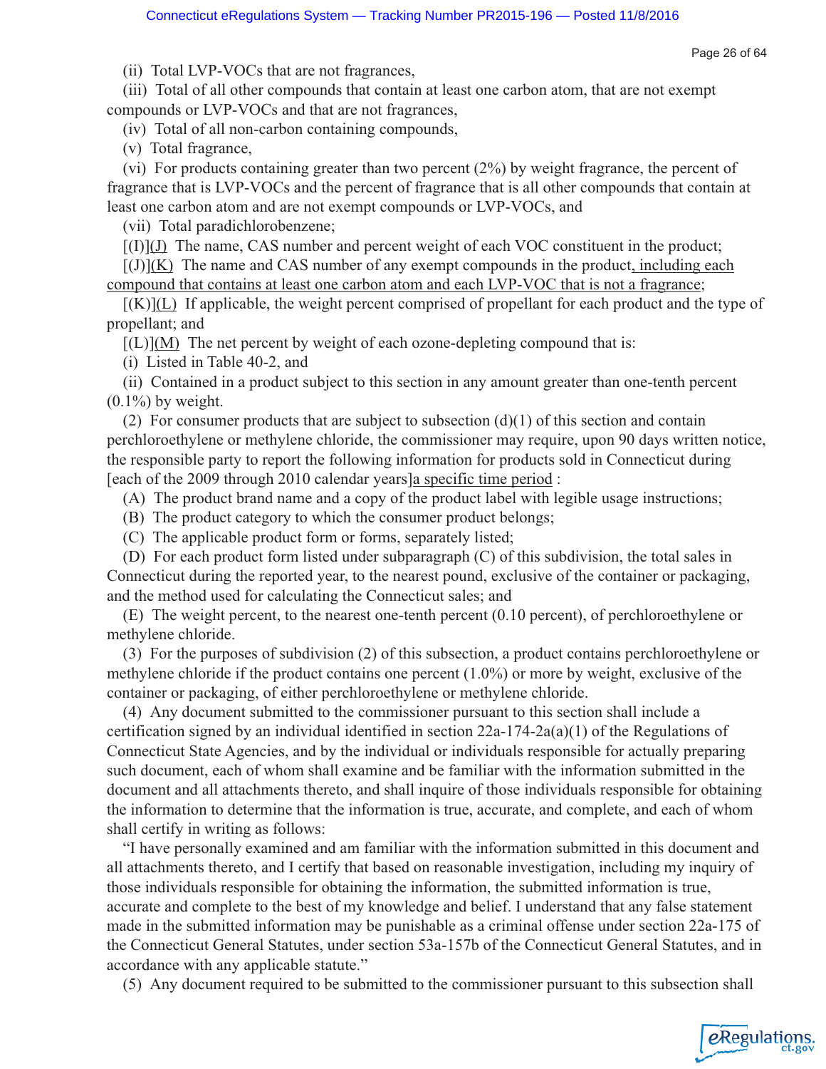(ii) Total LVP-VOCs that are not fragrances,

(iii) Total of all other compounds that contain at least one carbon atom, that are not exempt compounds or LVP-VOCs and that are not fragrances,

(iv) Total of all non-carbon containing compounds,

(v) Total fragrance,

(vi) For products containing greater than two percent (2%) by weight fragrance, the percent of fragrance that is LVP-VOCs and the percent of fragrance that is all other compounds that contain at least one carbon atom and are not exempt compounds or LVP-VOCs, and

(vii) Total paradichlorobenzene;

[(I)](J) The name, CAS number and percent weight of each VOC constituent in the product;

[(J)](K) The name and CAS number of any exempt compounds in the product, including each compound that contains at least one carbon atom and each LVP-VOC that is not a fragrance;

[(K)](L) If applicable, the weight percent comprised of propellant for each product and the type of propellant; and

[(L)](M) The net percent by weight of each ozone-depleting compound that is:

(i) Listed in Table 40-2, and

(ii) Contained in a product subject to this section in any amount greater than one-tenth percent (0.1%) by weight.

(2) For consumer products that are subject to subsection (d)(1) of this section and contain perchloroethylene or methylene chloride, the commissioner may require, upon 90 days written notice, the responsible party to report the following information for products sold in Connecticut during [each of the 2009 through 2010 calendar years]a specific time period :

(A) The product brand name and a copy of the product label with legible usage instructions;

(B) The product category to which the consumer product belongs;

(C) The applicable product form or forms, separately listed;

(D) For each product form listed under subparagraph (C) of this subdivision, the total sales in Connecticut during the reported year, to the nearest pound, exclusive of the container or packaging, and the method used for calculating the Connecticut sales; and

(E) The weight percent, to the nearest one-tenth percent (0.10 percent), of perchloroethylene or methylene chloride.

(3) For the purposes of subdivision (2) of this subsection, a product contains perchloroethylene or methylene chloride if the product contains one percent (1.0%) or more by weight, exclusive of the container or packaging, of either perchloroethylene or methylene chloride.

(4) Any document submitted to the commissioner pursuant to this section shall include a certification signed by an individual identified in section 22a-174-2a(a)(1) of the Regulations of Connecticut State Agencies, and by the individual or individuals responsible for actually preparing such document, each of whom shall examine and be familiar with the information submitted in the document and all attachments thereto, and shall inquire of those individuals responsible for obtaining the information to determine that the information is true, accurate, and complete, and each of whom shall certify in writing as follows:

"I have personally examined and am familiar with the information submitted in this document and all attachments thereto, and I certify that based on reasonable investigation, including my inquiry of those individuals responsible for obtaining the information, the submitted information is true, accurate and complete to the best of my knowledge and belief. I understand that any false statement made in the submitted information may be punishable as a criminal offense under section 22a-175 of the Connecticut General Statutes, under section 53a-157b of the Connecticut General Statutes, and in accordance with any applicable statute."

(5) Any document required to be submitted to the commissioner pursuant to this subsection shall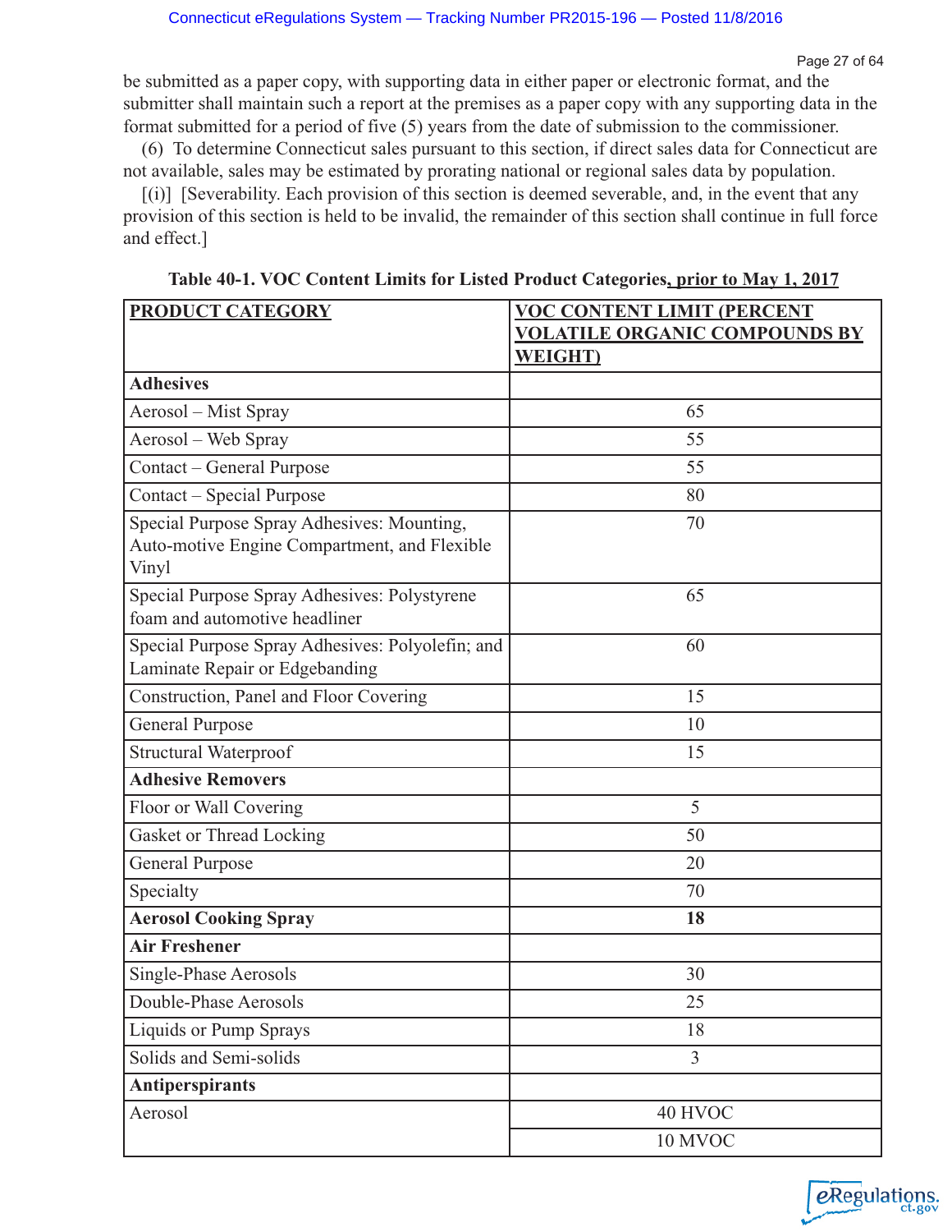be submitted as a paper copy, with supporting data in either paper or electronic format, and the submitter shall maintain such a report at the premises as a paper copy with any supporting data in the format submitted for a period of five (5) years from the date of submission to the commissioner.

(6) To determine Connecticut sales pursuant to this section, if direct sales data for Connecticut are not available, sales may be estimated by prorating national or regional sales data by population.

[(i)] [Severability. Each provision of this section is deemed severable, and, in the event that any provision of this section is held to be invalid, the remainder of this section shall continue in full force and effect.]

**Table 40-1. VOC Content Limits for Listed Product Categories, prior to May 1, 2017**

| PRODUCT CATEGORY | VOC CONTENT LIMIT (PERCENT VOLATILE ORGANIC COMPOUNDS BY WEIGHT) |
|---|---|
| **Adhesives** | |
| Aerosol – Mist Spray | 65 |
| Aerosol – Web Spray | 55 |
| Contact – General Purpose | 55 |
| Contact – Special Purpose | 80 |
| Special Purpose Spray Adhesives: Mounting, Auto-motive Engine Compartment, and Flexible Vinyl | 70 |
| Special Purpose Spray Adhesives: Polystyrene foam and automotive headliner | 65 |
| Special Purpose Spray Adhesives: Polyolefin; and Laminate Repair or Edgebanding | 60 |
| Construction, Panel and Floor Covering | 15 |
| General Purpose | 10 |
| Structural Waterproof | 15 |
| **Adhesive Removers** | |
| Floor or Wall Covering | 5 |
| Gasket or Thread Locking | 50 |
| General Purpose | 20 |
| Specialty | 70 |
| **Aerosol Cooking Spray** | **18** |
| **Air Freshener** | |
| Single-Phase Aerosols | 30 |
| Double-Phase Aerosols | 25 |
| Liquids or Pump Sprays | 18 |
| Solids and Semi-solids | 3 |
| **Antiperspirants** | |
| Aerosol | 40 HVOC |
| | 10 MVOC |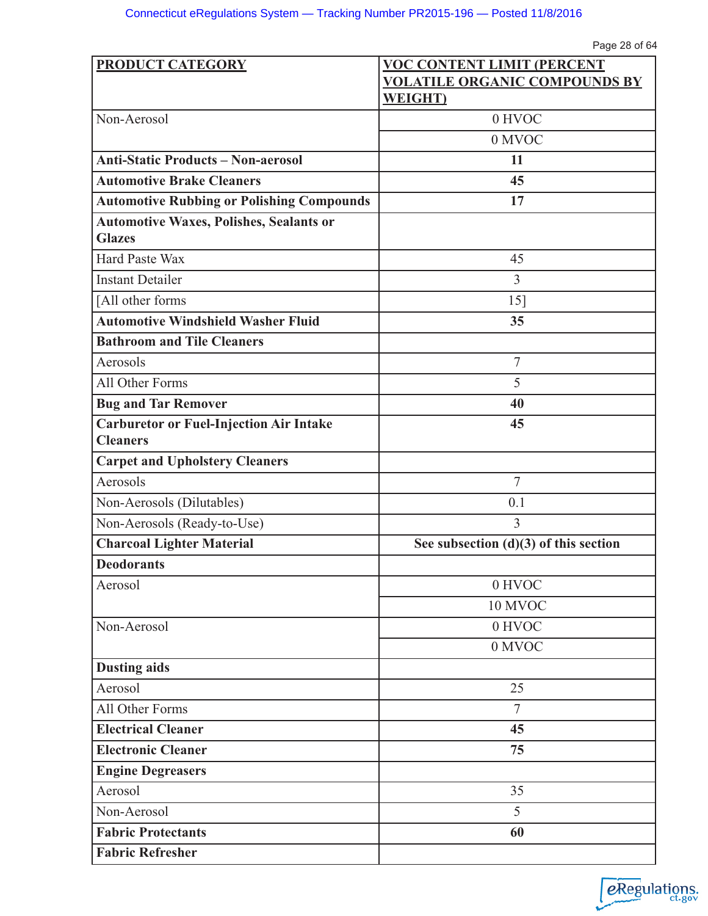| **PRODUCT CATEGORY** | **VOC CONTENT LIMIT (PERCENT VOLATILE ORGANIC COMPOUNDS BY WEIGHT)** |
|---|---|
| Non-Aerosol | 0 HVOC |
| | 0 MVOC |
| **Anti-Static Products – Non-aerosol** | **11** |
| **Automotive Brake Cleaners** | **45** |
| **Automotive Rubbing or Polishing Compounds** | **17** |
| **Automotive Waxes, Polishes, Sealants or Glazes** | |
| Hard Paste Wax | 45 |
| Instant Detailer | 3 |
| [All other forms | 15] |
| **Automotive Windshield Washer Fluid** | **35** |
| **Bathroom and Tile Cleaners** | |
| Aerosols | 7 |
| All Other Forms | 5 |
| **Bug and Tar Remover** | **40** |
| **Carburetor or Fuel-Injection Air Intake Cleaners** | **45** |
| **Carpet and Upholstery Cleaners** | |
| Aerosols | 7 |
| Non-Aerosols (Dilutables) | 0.1 |
| Non-Aerosols (Ready-to-Use) | 3 |
| **Charcoal Lighter Material** | **See subsection (d)(3) of this section** |
| **Deodorants** | |
| Aerosol | 0 HVOC |
| | 10 MVOC |
| Non-Aerosol | 0 HVOC |
| | 0 MVOC |
| **Dusting aids** | |
| Aerosol | 25 |
| All Other Forms | 7 |
| **Electrical Cleaner** | **45** |
| **Electronic Cleaner** | **75** |
| **Engine Degreasers** | |
| Aerosol | 35 |
| Non-Aerosol | 5 |
| **Fabric Protectants** | **60** |
| **Fabric Refresher** | |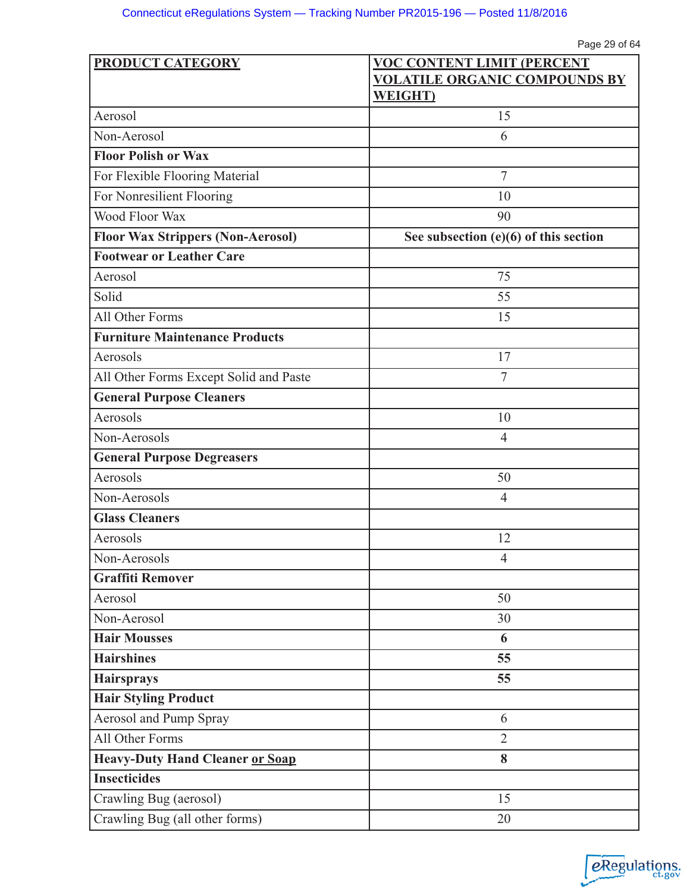| PRODUCT CATEGORY | VOC CONTENT LIMIT (PERCENT VOLATILE ORGANIC COMPOUNDS BY WEIGHT) |
|---|---|
| Aerosol | 15 |
| Non-Aerosol | 6 |
| **Floor Polish or Wax** | |
| For Flexible Flooring Material | 7 |
| For Nonresilient Flooring | 10 |
| Wood Floor Wax | 90 |
| **Floor Wax Strippers (Non-Aerosol)** | **See subsection (e)(6) of this section** |
| **Footwear or Leather Care** | |
| Aerosol | 75 |
| Solid | 55 |
| All Other Forms | 15 |
| **Furniture Maintenance Products** | |
| Aerosols | 17 |
| All Other Forms Except Solid and Paste | 7 |
| **General Purpose Cleaners** | |
| Aerosols | 10 |
| Non-Aerosols | 4 |
| **General Purpose Degreasers** | |
| Aerosols | 50 |
| Non-Aerosols | 4 |
| **Glass Cleaners** | |
| Aerosols | 12 |
| Non-Aerosols | 4 |
| **Graffiti Remover** | |
| Aerosol | 50 |
| Non-Aerosol | 30 |
| **Hair Mousses** | **6** |
| **Hairshines** | **55** |
| **Hairsprays** | **55** |
| **Hair Styling Product** | |
| Aerosol and Pump Spray | 6 |
| All Other Forms | 2 |
| **Heavy-Duty Hand Cleaner or Soap** | **8** |
| **Insecticides** | |
| Crawling Bug (aerosol) | 15 |
| Crawling Bug (all other forms) | 20 |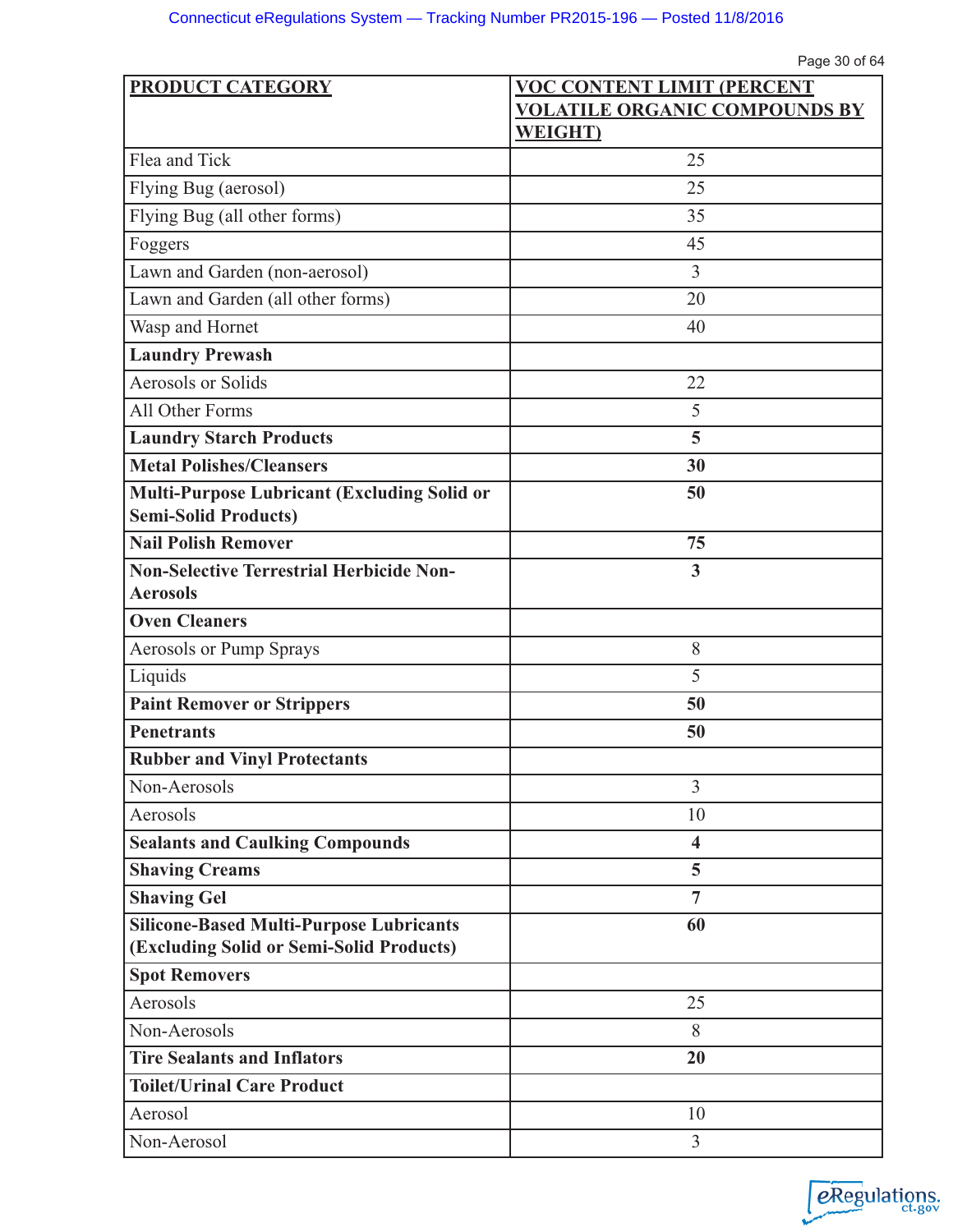| PRODUCT CATEGORY | VOC CONTENT LIMIT (PERCENT VOLATILE ORGANIC COMPOUNDS BY WEIGHT) |
|---|---|
| Flea and Tick | 25 |
| Flying Bug (aerosol) | 25 |
| Flying Bug (all other forms) | 35 |
| Foggers | 45 |
| Lawn and Garden (non-aerosol) | 3 |
| Lawn and Garden (all other forms) | 20 |
| Wasp and Hornet | 40 |
| **Laundry Prewash** | |
| Aerosols or Solids | 22 |
| All Other Forms | 5 |
| **Laundry Starch Products** | **5** |
| **Metal Polishes/Cleansers** | **30** |
| **Multi-Purpose Lubricant (Excluding Solid or Semi-Solid Products)** | **50** |
| **Nail Polish Remover** | **75** |
| **Non-Selective Terrestrial Herbicide Non-Aerosols** | **3** |
| **Oven Cleaners** | |
| Aerosols or Pump Sprays | 8 |
| Liquids | 5 |
| **Paint Remover or Strippers** | **50** |
| **Penetrants** | **50** |
| **Rubber and Vinyl Protectants** | |
| Non-Aerosols | 3 |
| Aerosols | 10 |
| **Sealants and Caulking Compounds** | **4** |
| **Shaving Creams** | **5** |
| **Shaving Gel** | **7** |
| **Silicone-Based Multi-Purpose Lubricants (Excluding Solid or Semi-Solid Products)** | **60** |
| **Spot Removers** | |
| Aerosols | 25 |
| Non-Aerosols | 8 |
| **Tire Sealants and Inflators** | **20** |
| **Toilet/Urinal Care Product** | |
| Aerosol | 10 |
| Non-Aerosol | 3 |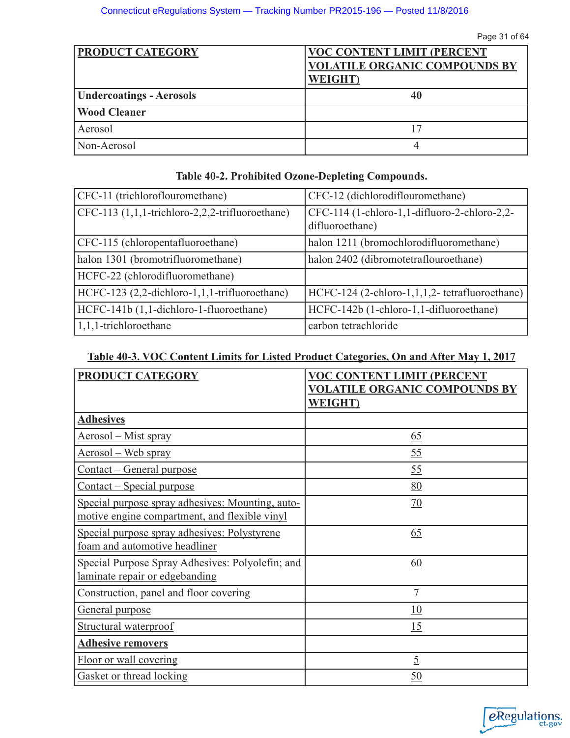| **PRODUCT CATEGORY** | **VOC CONTENT LIMIT (PERCENT VOLATILE ORGANIC COMPOUNDS BY WEIGHT)** |
|---|---|
| **Undercoatings - Aerosols** | **40** |
| **Wood Cleaner** | |
| Aerosol | 17 |
| Non-Aerosol | 4 |

**Table 40-2. Prohibited Ozone-Depleting Compounds.**

| | |
|---|---|
| CFC-11 (trichloroflouromethane) | CFC-12 (dichlorodiflouromethane) |
| CFC-113 (1,1,1-trichloro-2,2,2-trifluoroethane) | CFC-114 (1-chloro-1,1-difluoro-2-chloro-2,2-difluoroethane) |
| CFC-115 (chloropentafluoroethane) | halon 1211 (bromochlorodifluoromethane) |
| halon 1301 (bromotrifluoromethane) | halon 2402 (dibromotetraflouroethane) |
| HCFC-22 (chlorodifluoromethane) | |
| HCFC-123 (2,2-dichloro-1,1,1-trifluoroethane) | HCFC-124 (2-chloro-1,1,1,2- tetrafluoroethane) |
| HCFC-141b (1,1-dichloro-1-fluoroethane) | HCFC-142b (1-chloro-1,1-difluoroethane) |
| 1,1,1-trichloroethane | carbon tetrachloride |

**Table 40-3. VOC Content Limits for Listed Product Categories, On and After May 1, 2017**

| **PRODUCT CATEGORY** | **VOC CONTENT LIMIT (PERCENT VOLATILE ORGANIC COMPOUNDS BY WEIGHT)** |
|---|---|
| **Adhesives** | |
| Aerosol – Mist spray | 65 |
| Aerosol – Web spray | 55 |
| Contact – General purpose | 55 |
| Contact – Special purpose | 80 |
| Special purpose spray adhesives: Mounting, automotive engine compartment, and flexible vinyl | 70 |
| Special purpose spray adhesives: Polystyrene foam and automotive headliner | 65 |
| Special Purpose Spray Adhesives: Polyolefin; and laminate repair or edgebanding | 60 |
| Construction, panel and floor covering | 7 |
| General purpose | 10 |
| Structural waterproof | 15 |
| **Adhesive removers** | |
| Floor or wall covering | 5 |
| Gasket or thread locking | 50 |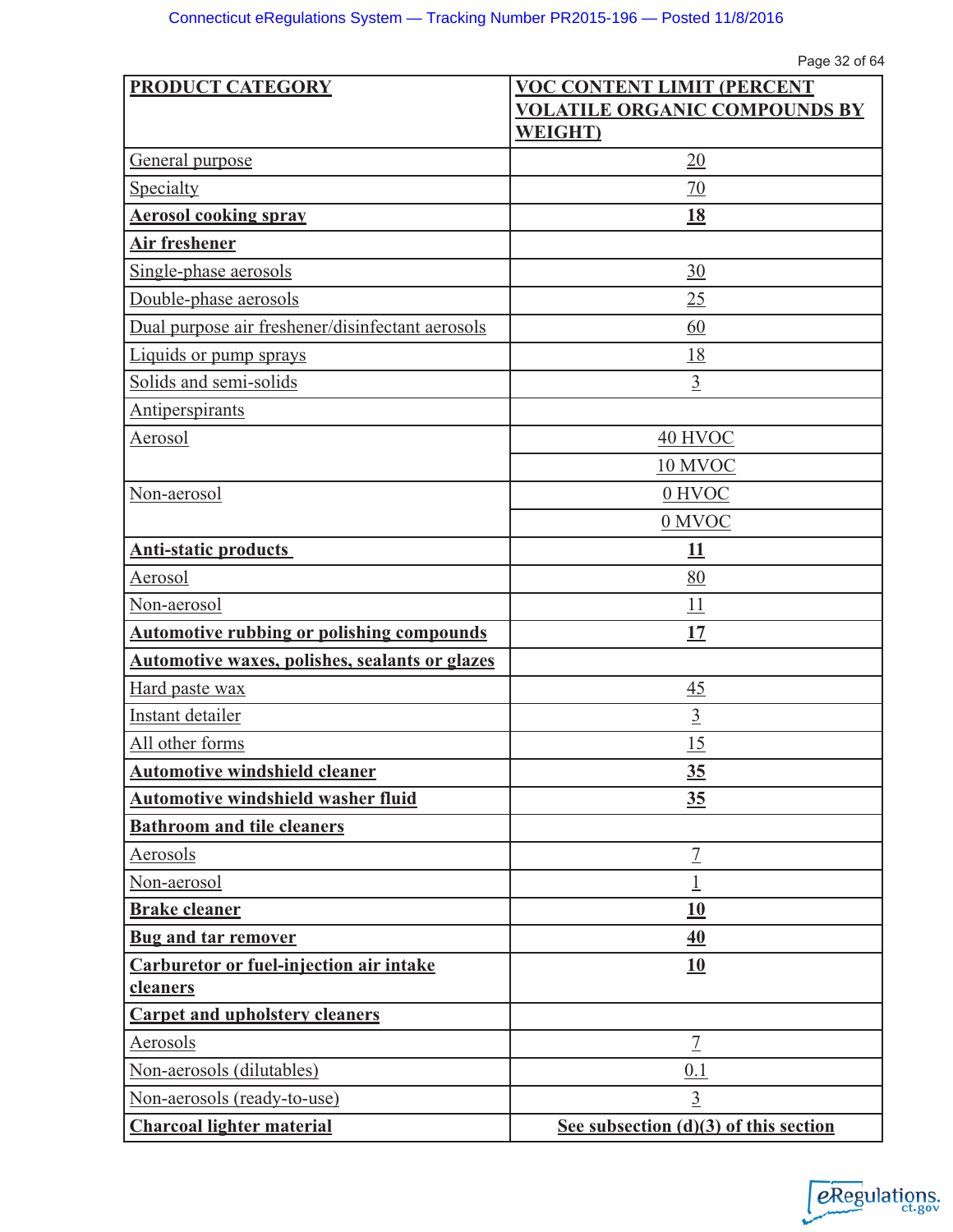| **PRODUCT CATEGORY** | **VOC CONTENT LIMIT (PERCENT VOLATILE ORGANIC COMPOUNDS BY WEIGHT)** |
|---|---|
| General purpose | 20 |
| Specialty | 70 |
| **Aerosol cooking spray** | **18** |
| **Air freshener** | |
| Single-phase aerosols | 30 |
| Double-phase aerosols | 25 |
| Dual purpose air freshener/disinfectant aerosols | 60 |
| Liquids or pump sprays | 18 |
| Solids and semi-solids | 3 |
| Antiperspirants | |
| Aerosol | 40 HVOC |
| | 10 MVOC |
| Non-aerosol | 0 HVOC |
| | 0 MVOC |
| **Anti-static products** | **11** |
| Aerosol | 80 |
| Non-aerosol | 11 |
| **Automotive rubbing or polishing compounds** | **17** |
| **Automotive waxes, polishes, sealants or glazes** | |
| Hard paste wax | 45 |
| Instant detailer | 3 |
| All other forms | 15 |
| **Automotive windshield cleaner** | **35** |
| **Automotive windshield washer fluid** | **35** |
| **Bathroom and tile cleaners** | |
| Aerosols | 7 |
| Non-aerosol | 1 |
| **Brake cleaner** | **10** |
| **Bug and tar remover** | **40** |
| **Carburetor or fuel-injection air intake cleaners** | **10** |
| **Carpet and upholstery cleaners** | |
| Aerosols | 7 |
| Non-aerosols (dilutables) | 0.1 |
| Non-aerosols (ready-to-use) | 3 |
| **Charcoal lighter material** | **See subsection (d)(3) of this section** |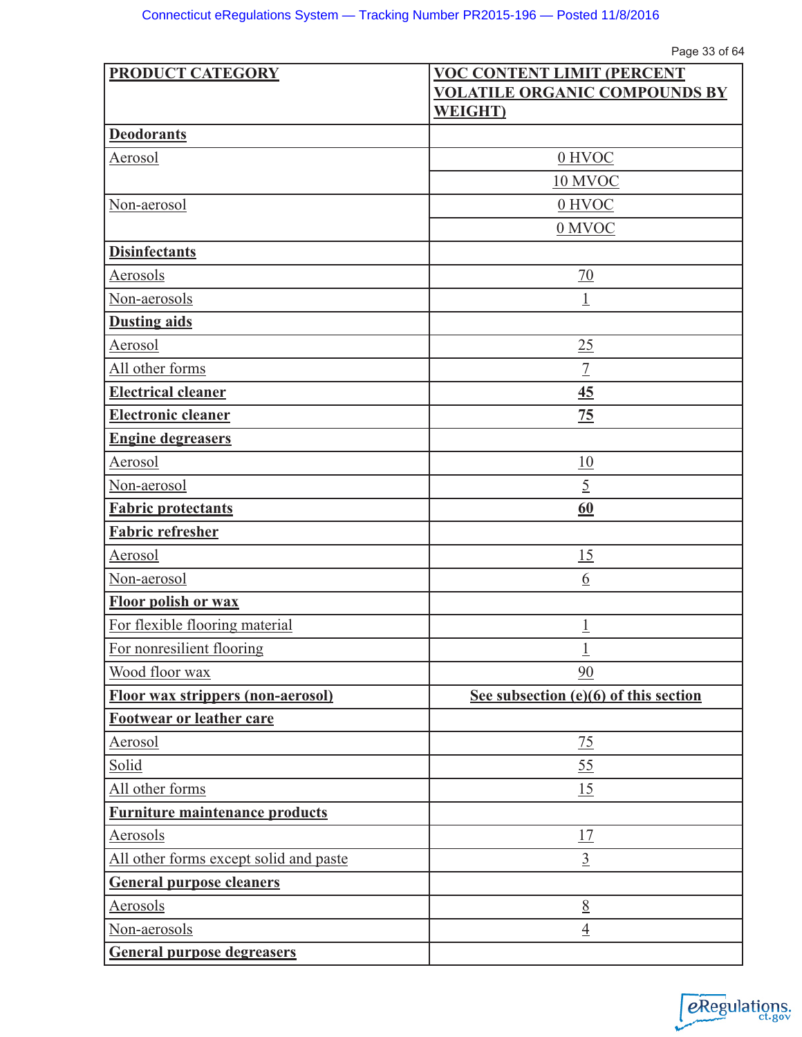| **PRODUCT CATEGORY** | **VOC CONTENT LIMIT (PERCENT VOLATILE ORGANIC COMPOUNDS BY WEIGHT)** |
|---|---|
| **Deodorants** | |
| Aerosol | 0 HVOC |
| | 10 MVOC |
| Non-aerosol | 0 HVOC |
| | 0 MVOC |
| **Disinfectants** | |
| Aerosols | 70 |
| Non-aerosols | 1 |
| **Dusting aids** | |
| Aerosol | 25 |
| All other forms | 7 |
| **Electrical cleaner** | **45** |
| **Electronic cleaner** | **75** |
| **Engine degreasers** | |
| Aerosol | 10 |
| Non-aerosol | 5 |
| **Fabric protectants** | **60** |
| **Fabric refresher** | |
| Aerosol | 15 |
| Non-aerosol | 6 |
| **Floor polish or wax** | |
| For flexible flooring material | 1 |
| For nonresilient flooring | 1 |
| Wood floor wax | 90 |
| **Floor wax strippers (non-aerosol)** | **See subsection (e)(6) of this section** |
| **Footwear or leather care** | |
| Aerosol | 75 |
| Solid | 55 |
| All other forms | 15 |
| **Furniture maintenance products** | |
| Aerosols | 17 |
| All other forms except solid and paste | 3 |
| **General purpose cleaners** | |
| Aerosols | 8 |
| Non-aerosols | 4 |
| **General purpose degreasers** | |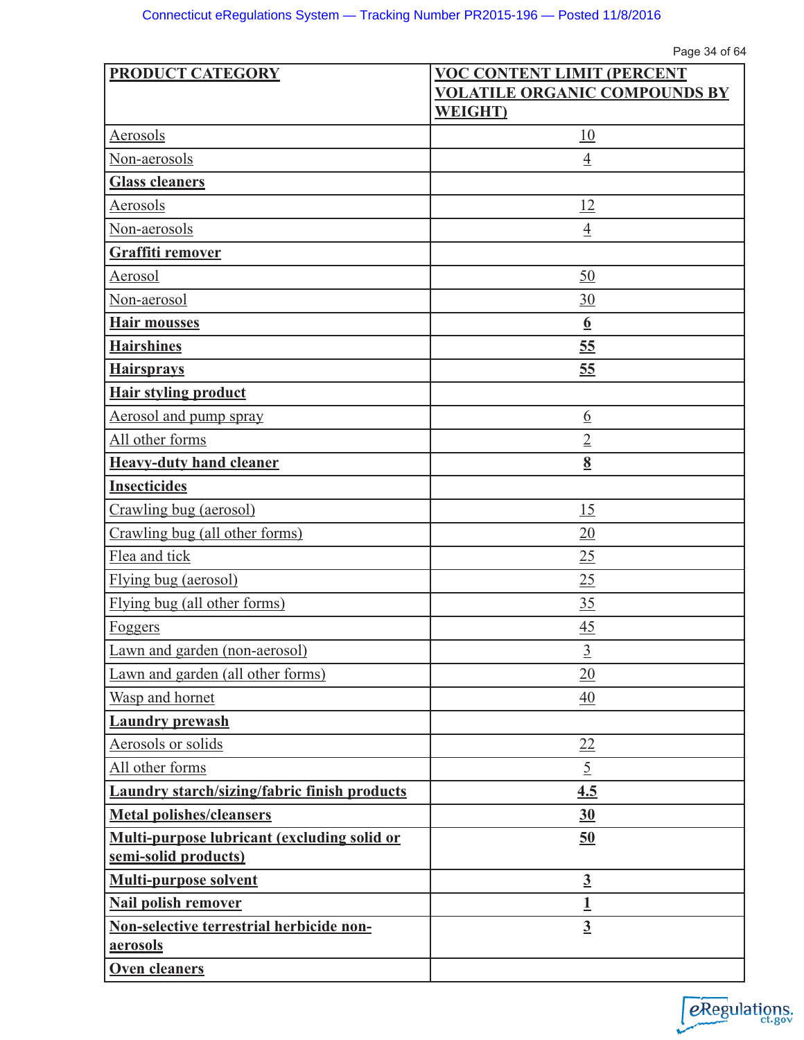| PRODUCT CATEGORY | VOC CONTENT LIMIT (PERCENT VOLATILE ORGANIC COMPOUNDS BY WEIGHT) |
|---|---|
| Aerosols | 10 |
| Non-aerosols | 4 |
| **Glass cleaners** | |
| Aerosols | 12 |
| Non-aerosols | 4 |
| **Graffiti remover** | |
| Aerosol | 50 |
| Non-aerosol | 30 |
| **Hair mousses** | **6** |
| **Hairshines** | **55** |
| **Hairsprays** | **55** |
| **Hair styling product** | |
| Aerosol and pump spray | 6 |
| All other forms | 2 |
| **Heavy-duty hand cleaner** | **8** |
| **Insecticides** | |
| Crawling bug (aerosol) | 15 |
| Crawling bug (all other forms) | 20 |
| Flea and tick | 25 |
| Flying bug (aerosol) | 25 |
| Flying bug (all other forms) | 35 |
| Foggers | 45 |
| Lawn and garden (non-aerosol) | 3 |
| Lawn and garden (all other forms) | 20 |
| Wasp and hornet | 40 |
| **Laundry prewash** | |
| Aerosols or solids | 22 |
| All other forms | 5 |
| **Laundry starch/sizing/fabric finish products** | **4.5** |
| **Metal polishes/cleansers** | **30** |
| **Multi-purpose lubricant (excluding solid or semi-solid products)** | **50** |
| **Multi-purpose solvent** | **3** |
| **Nail polish remover** | **1** |
| **Non-selective terrestrial herbicide non-aerosols** | **3** |
| **Oven cleaners** | |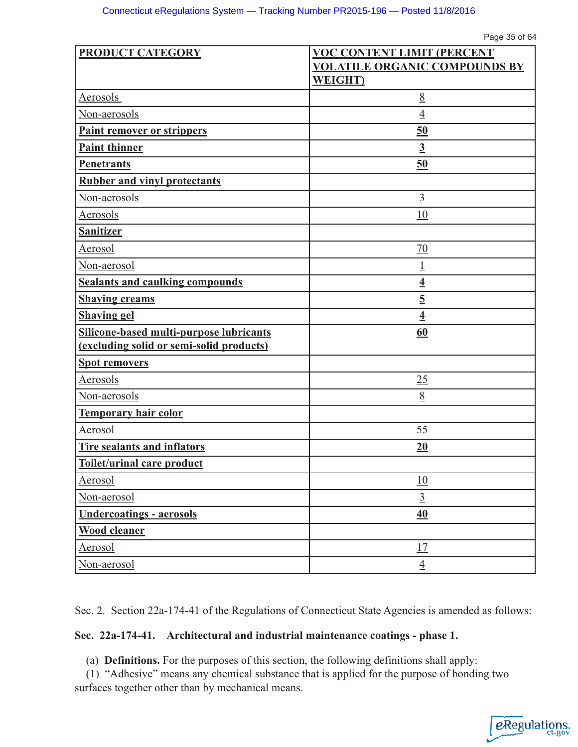| PRODUCT CATEGORY | VOC CONTENT LIMIT (PERCENT VOLATILE ORGANIC COMPOUNDS BY WEIGHT) |
|---|---|
| Aerosols | 8 |
| Non-aerosols | 4 |
| **Paint remover or strippers** | **50** |
| **Paint thinner** | **3** |
| **Penetrants** | **50** |
| **Rubber and vinyl protectants** | |
| Non-aerosols | 3 |
| Aerosols | 10 |
| **Sanitizer** | |
| Aerosol | 70 |
| Non-aerosol | 1 |
| **Sealants and caulking compounds** | **4** |
| **Shaving creams** | **5** |
| **Shaving gel** | **4** |
| **Silicone-based multi-purpose lubricants (excluding solid or semi-solid products)** | **60** |
| **Spot removers** | |
| Aerosols | 25 |
| Non-aerosols | 8 |
| **Temporary hair color** | |
| Aerosol | 55 |
| **Tire sealants and inflators** | **20** |
| **Toilet/urinal care product** | |
| Aerosol | 10 |
| Non-aerosol | 3 |
| **Undercoatings - aerosols** | **40** |
| **Wood cleaner** | |
| Aerosol | 17 |
| Non-aerosol | 4 |

Sec. 2. Section 22a-174-41 of the Regulations of Connecticut State Agencies is amended as follows:

**Sec. 22a-174-41. Architectural and industrial maintenance coatings - phase 1.**

(a) **Definitions.** For the purposes of this section, the following definitions shall apply:

(1) "Adhesive" means any chemical substance that is applied for the purpose of bonding two surfaces together other than by mechanical means.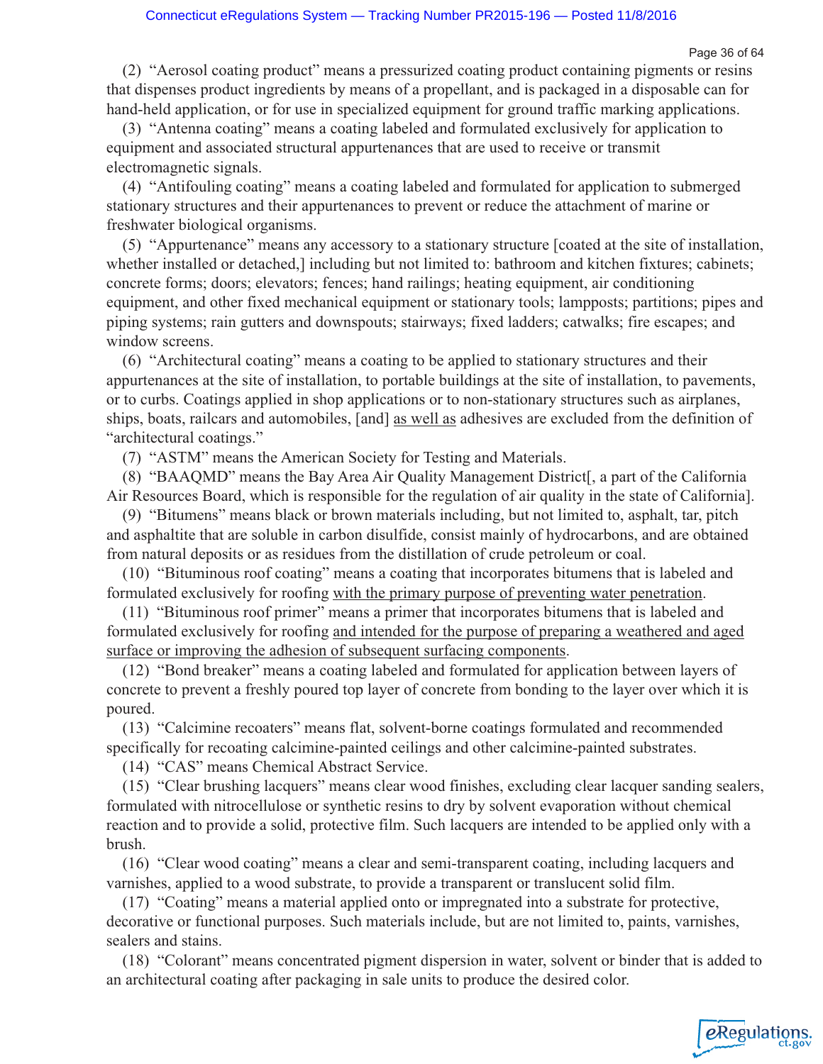(2) "Aerosol coating product" means a pressurized coating product containing pigments or resins that dispenses product ingredients by means of a propellant, and is packaged in a disposable can for hand-held application, or for use in specialized equipment for ground traffic marking applications.

(3) "Antenna coating" means a coating labeled and formulated exclusively for application to equipment and associated structural appurtenances that are used to receive or transmit electromagnetic signals.

(4) "Antifouling coating" means a coating labeled and formulated for application to submerged stationary structures and their appurtenances to prevent or reduce the attachment of marine or freshwater biological organisms.

(5) "Appurtenance" means any accessory to a stationary structure [coated at the site of installation, whether installed or detached,] including but not limited to: bathroom and kitchen fixtures; cabinets; concrete forms; doors; elevators; fences; hand railings; heating equipment, air conditioning equipment, and other fixed mechanical equipment or stationary tools; lampposts; partitions; pipes and piping systems; rain gutters and downspouts; stairways; fixed ladders; catwalks; fire escapes; and window screens.

(6) "Architectural coating" means a coating to be applied to stationary structures and their appurtenances at the site of installation, to portable buildings at the site of installation, to pavements, or to curbs. Coatings applied in shop applications or to non-stationary structures such as airplanes, ships, boats, railcars and automobiles, [and] <u>as well as</u> adhesives are excluded from the definition of "architectural coatings."

(7) "ASTM" means the American Society for Testing and Materials.

(8) "BAAQMD" means the Bay Area Air Quality Management District[, a part of the California Air Resources Board, which is responsible for the regulation of air quality in the state of California].

(9) "Bitumens" means black or brown materials including, but not limited to, asphalt, tar, pitch and asphaltite that are soluble in carbon disulfide, consist mainly of hydrocarbons, and are obtained from natural deposits or as residues from the distillation of crude petroleum or coal.

(10) "Bituminous roof coating" means a coating that incorporates bitumens that is labeled and formulated exclusively for roofing <u>with the primary purpose of preventing water penetration</u>.

(11) "Bituminous roof primer" means a primer that incorporates bitumens that is labeled and formulated exclusively for roofing <u>and intended for the purpose of preparing a weathered and aged surface or improving the adhesion of subsequent surfacing components</u>.

(12) "Bond breaker" means a coating labeled and formulated for application between layers of concrete to prevent a freshly poured top layer of concrete from bonding to the layer over which it is poured.

(13) "Calcimine recoaters" means flat, solvent-borne coatings formulated and recommended specifically for recoating calcimine-painted ceilings and other calcimine-painted substrates.

(14) "CAS" means Chemical Abstract Service.

(15) "Clear brushing lacquers" means clear wood finishes, excluding clear lacquer sanding sealers, formulated with nitrocellulose or synthetic resins to dry by solvent evaporation without chemical reaction and to provide a solid, protective film. Such lacquers are intended to be applied only with a brush.

(16) "Clear wood coating" means a clear and semi-transparent coating, including lacquers and varnishes, applied to a wood substrate, to provide a transparent or translucent solid film.

(17) "Coating" means a material applied onto or impregnated into a substrate for protective, decorative or functional purposes. Such materials include, but are not limited to, paints, varnishes, sealers and stains.

(18) "Colorant" means concentrated pigment dispersion in water, solvent or binder that is added to an architectural coating after packaging in sale units to produce the desired color.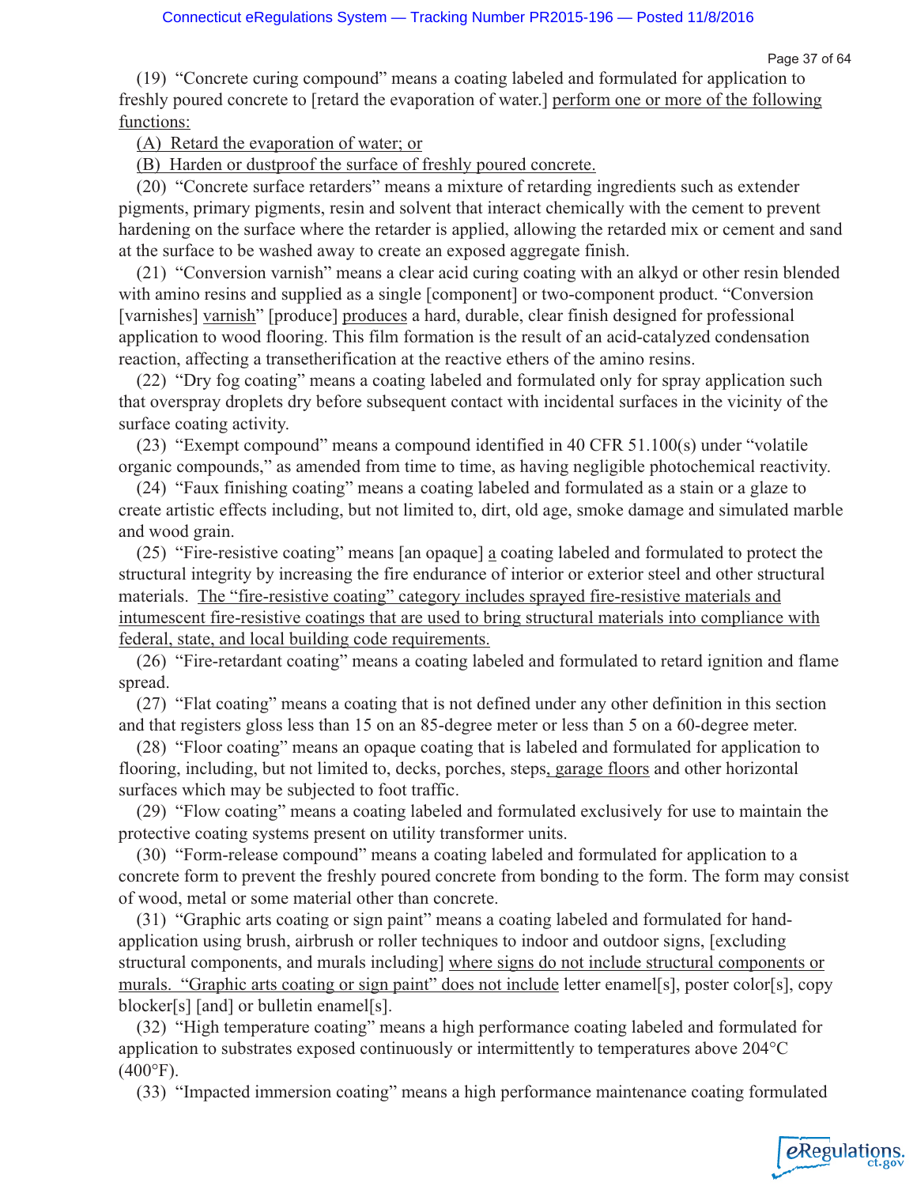(19) "Concrete curing compound" means a coating labeled and formulated for application to freshly poured concrete to [retard the evaporation of water.] <u>perform one or more of the following functions:</u>

<u>(A) Retard the evaporation of water; or</u>

<u>(B) Harden or dustproof the surface of freshly poured concrete.</u>

(20) "Concrete surface retarders" means a mixture of retarding ingredients such as extender pigments, primary pigments, resin and solvent that interact chemically with the cement to prevent hardening on the surface where the retarder is applied, allowing the retarded mix or cement and sand at the surface to be washed away to create an exposed aggregate finish.

(21) "Conversion varnish" means a clear acid curing coating with an alkyd or other resin blended with amino resins and supplied as a single [component] or two-component product. "Conversion [varnishes] <u>varnish</u>" [produce] <u>produces</u> a hard, durable, clear finish designed for professional application to wood flooring. This film formation is the result of an acid-catalyzed condensation reaction, affecting a transetherification at the reactive ethers of the amino resins.

(22) "Dry fog coating" means a coating labeled and formulated only for spray application such that overspray droplets dry before subsequent contact with incidental surfaces in the vicinity of the surface coating activity.

(23) "Exempt compound" means a compound identified in 40 CFR 51.100(s) under "volatile organic compounds," as amended from time to time, as having negligible photochemical reactivity.

(24) "Faux finishing coating" means a coating labeled and formulated as a stain or a glaze to create artistic effects including, but not limited to, dirt, old age, smoke damage and simulated marble and wood grain.

(25) "Fire-resistive coating" means [an opaque] <u>a</u> coating labeled and formulated to protect the structural integrity by increasing the fire endurance of interior or exterior steel and other structural materials. <u>The "fire-resistive coating" category includes sprayed fire-resistive materials and intumescent fire-resistive coatings that are used to bring structural materials into compliance with federal, state, and local building code requirements.</u>

(26) "Fire-retardant coating" means a coating labeled and formulated to retard ignition and flame spread.

(27) "Flat coating" means a coating that is not defined under any other definition in this section and that registers gloss less than 15 on an 85-degree meter or less than 5 on a 60-degree meter.

(28) "Floor coating" means an opaque coating that is labeled and formulated for application to flooring, including, but not limited to, decks, porches, steps<u>, garage floors</u> and other horizontal surfaces which may be subjected to foot traffic.

(29) "Flow coating" means a coating labeled and formulated exclusively for use to maintain the protective coating systems present on utility transformer units.

(30) "Form-release compound" means a coating labeled and formulated for application to a concrete form to prevent the freshly poured concrete from bonding to the form. The form may consist of wood, metal or some material other than concrete.

(31) "Graphic arts coating or sign paint" means a coating labeled and formulated for hand-application using brush, airbrush or roller techniques to indoor and outdoor signs, [excluding structural components, and murals including] <u>where signs do not include structural components or murals. "Graphic arts coating or sign paint" does not include</u> letter enamel[s], poster color[s], copy blocker[s] [and] or bulletin enamel[s].

(32) "High temperature coating" means a high performance coating labeled and formulated for application to substrates exposed continuously or intermittently to temperatures above 204°C (400°F).

(33) "Impacted immersion coating" means a high performance maintenance coating formulated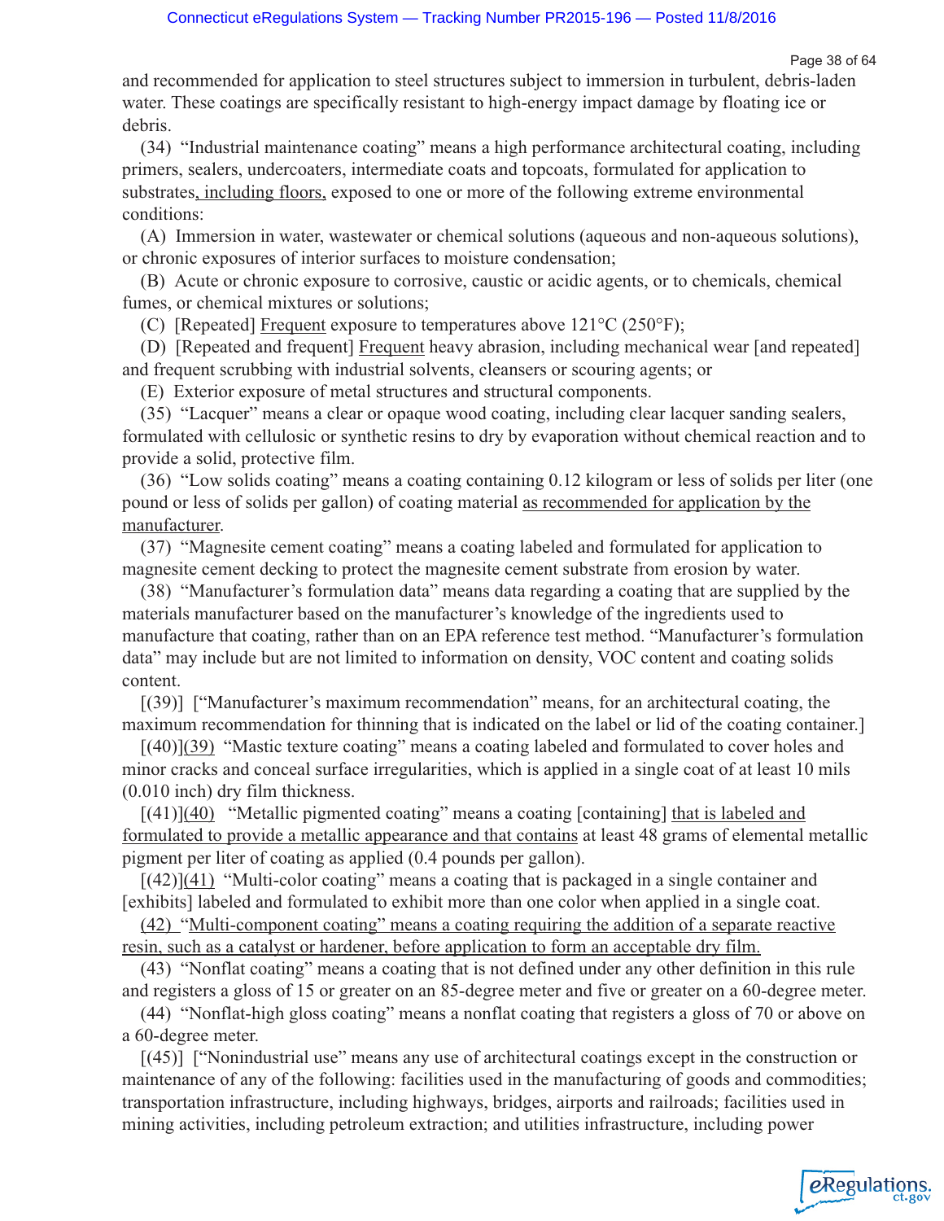and recommended for application to steel structures subject to immersion in turbulent, debris-laden water. These coatings are specifically resistant to high-energy impact damage by floating ice or debris.

(34) "Industrial maintenance coating" means a high performance architectural coating, including primers, sealers, undercoaters, intermediate coats and topcoats, formulated for application to substrates, including floors, exposed to one or more of the following extreme environmental conditions:

(A) Immersion in water, wastewater or chemical solutions (aqueous and non-aqueous solutions), or chronic exposures of interior surfaces to moisture condensation;

(B) Acute or chronic exposure to corrosive, caustic or acidic agents, or to chemicals, chemical fumes, or chemical mixtures or solutions;

(C) [Repeated] Frequent exposure to temperatures above 121°C (250°F);

(D) [Repeated and frequent] Frequent heavy abrasion, including mechanical wear [and repeated] and frequent scrubbing with industrial solvents, cleansers or scouring agents; or

(E) Exterior exposure of metal structures and structural components.

(35) "Lacquer" means a clear or opaque wood coating, including clear lacquer sanding sealers, formulated with cellulosic or synthetic resins to dry by evaporation without chemical reaction and to provide a solid, protective film.

(36) "Low solids coating" means a coating containing 0.12 kilogram or less of solids per liter (one pound or less of solids per gallon) of coating material as recommended for application by the manufacturer.

(37) "Magnesite cement coating" means a coating labeled and formulated for application to magnesite cement decking to protect the magnesite cement substrate from erosion by water.

(38) "Manufacturer's formulation data" means data regarding a coating that are supplied by the materials manufacturer based on the manufacturer's knowledge of the ingredients used to manufacture that coating, rather than on an EPA reference test method. "Manufacturer's formulation data" may include but are not limited to information on density, VOC content and coating solids content.

[(39)] ["Manufacturer's maximum recommendation" means, for an architectural coating, the maximum recommendation for thinning that is indicated on the label or lid of the coating container.]

[(40)](39) "Mastic texture coating" means a coating labeled and formulated to cover holes and minor cracks and conceal surface irregularities, which is applied in a single coat of at least 10 mils (0.010 inch) dry film thickness.

[(41)](40) "Metallic pigmented coating" means a coating [containing] that is labeled and formulated to provide a metallic appearance and that contains at least 48 grams of elemental metallic pigment per liter of coating as applied (0.4 pounds per gallon).

[(42)](41) "Multi-color coating" means a coating that is packaged in a single container and [exhibits] labeled and formulated to exhibit more than one color when applied in a single coat.

(42) "Multi-component coating" means a coating requiring the addition of a separate reactive resin, such as a catalyst or hardener, before application to form an acceptable dry film.

(43) "Nonflat coating" means a coating that is not defined under any other definition in this rule and registers a gloss of 15 or greater on an 85-degree meter and five or greater on a 60-degree meter.

(44) "Nonflat-high gloss coating" means a nonflat coating that registers a gloss of 70 or above on a 60-degree meter.

[(45)] ["Nonindustrial use" means any use of architectural coatings except in the construction or maintenance of any of the following: facilities used in the manufacturing of goods and commodities; transportation infrastructure, including highways, bridges, airports and railroads; facilities used in mining activities, including petroleum extraction; and utilities infrastructure, including power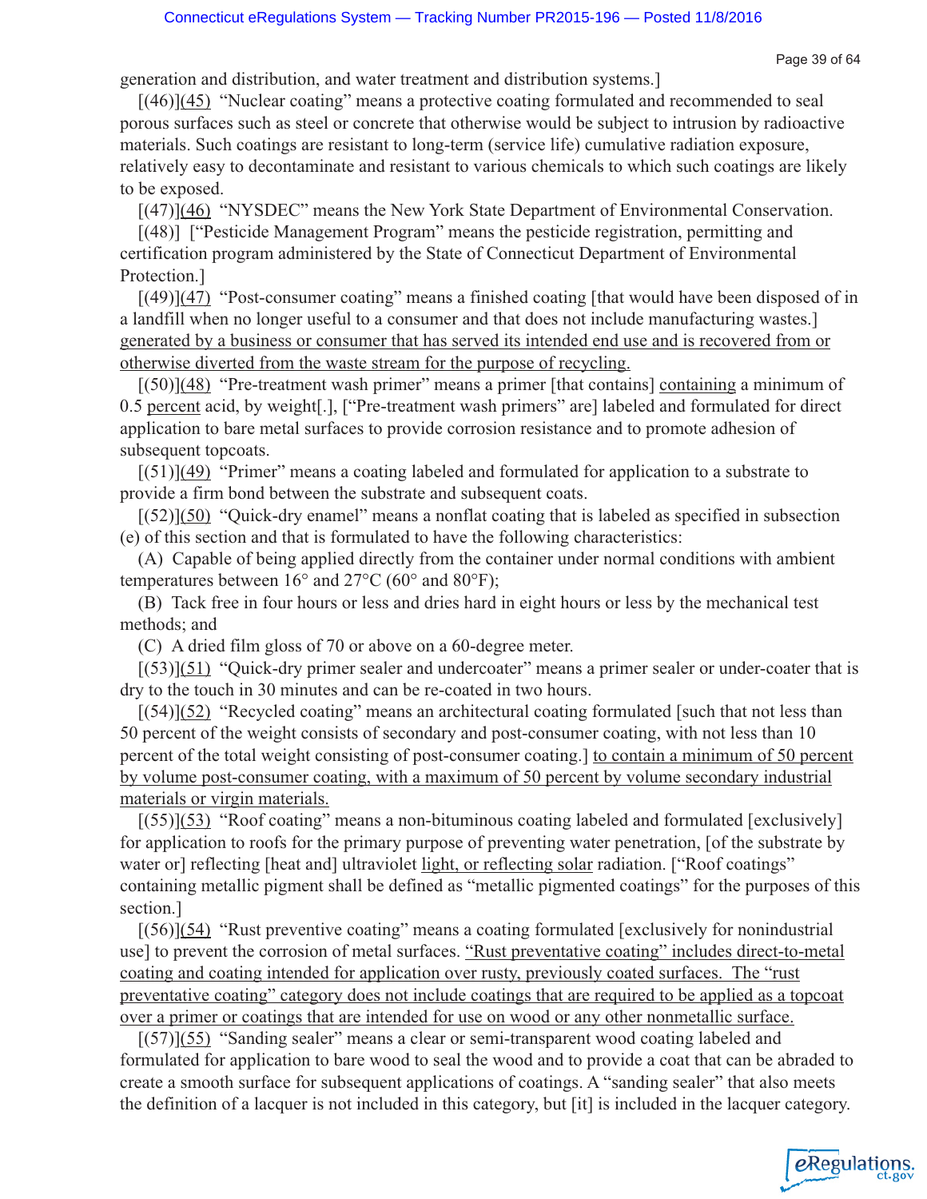generation and distribution, and water treatment and distribution systems.]

[(46)]<u>(45)</u> "Nuclear coating" means a protective coating formulated and recommended to seal porous surfaces such as steel or concrete that otherwise would be subject to intrusion by radioactive materials. Such coatings are resistant to long-term (service life) cumulative radiation exposure, relatively easy to decontaminate and resistant to various chemicals to which such coatings are likely to be exposed.

[(47)]<u>(46)</u> "NYSDEC" means the New York State Department of Environmental Conservation.

[(48)] ["Pesticide Management Program" means the pesticide registration, permitting and certification program administered by the State of Connecticut Department of Environmental Protection.]

[(49)]<u>(47)</u> "Post-consumer coating" means a finished coating [that would have been disposed of in a landfill when no longer useful to a consumer and that does not include manufacturing wastes.] <u>generated by a business or consumer that has served its intended end use and is recovered from or otherwise diverted from the waste stream for the purpose of recycling.</u>

[(50)]<u>(48)</u> "Pre-treatment wash primer" means a primer [that contains] <u>containing</u> a minimum of 0.5 <u>percent</u> acid, by weight[.], ["Pre-treatment wash primers" are] labeled and formulated for direct application to bare metal surfaces to provide corrosion resistance and to promote adhesion of subsequent topcoats.

[(51)]<u>(49)</u> "Primer" means a coating labeled and formulated for application to a substrate to provide a firm bond between the substrate and subsequent coats.

[(52)]<u>(50)</u> "Quick-dry enamel" means a nonflat coating that is labeled as specified in subsection (e) of this section and that is formulated to have the following characteristics:

(A) Capable of being applied directly from the container under normal conditions with ambient temperatures between 16° and 27°C (60° and 80°F);

(B) Tack free in four hours or less and dries hard in eight hours or less by the mechanical test methods; and

(C) A dried film gloss of 70 or above on a 60-degree meter.

[(53)]<u>(51)</u> "Quick-dry primer sealer and undercoater" means a primer sealer or under-coater that is dry to the touch in 30 minutes and can be re-coated in two hours.

[(54)]<u>(52)</u> "Recycled coating" means an architectural coating formulated [such that not less than 50 percent of the weight consists of secondary and post-consumer coating, with not less than 10 percent of the total weight consisting of post-consumer coating.] <u>to contain a minimum of 50 percent by volume post-consumer coating, with a maximum of 50 percent by volume secondary industrial materials or virgin materials.</u>

[(55)]<u>(53)</u> "Roof coating" means a non-bituminous coating labeled and formulated [exclusively] for application to roofs for the primary purpose of preventing water penetration, [of the substrate by water or] reflecting [heat and] ultraviolet <u>light, or reflecting solar</u> radiation. ["Roof coatings" containing metallic pigment shall be defined as "metallic pigmented coatings" for the purposes of this section.]

[(56)]<u>(54)</u> "Rust preventive coating" means a coating formulated [exclusively for nonindustrial use] to prevent the corrosion of metal surfaces. <u>"Rust preventative coating" includes direct-to-metal coating and coating intended for application over rusty, previously coated surfaces. The "rust preventative coating" category does not include coatings that are required to be applied as a topcoat over a primer or coatings that are intended for use on wood or any other nonmetallic surface.</u>

[(57)]<u>(55)</u> "Sanding sealer" means a clear or semi-transparent wood coating labeled and formulated for application to bare wood to seal the wood and to provide a coat that can be abraded to create a smooth surface for subsequent applications of coatings. A "sanding sealer" that also meets the definition of a lacquer is not included in this category, but [it] is included in the lacquer category.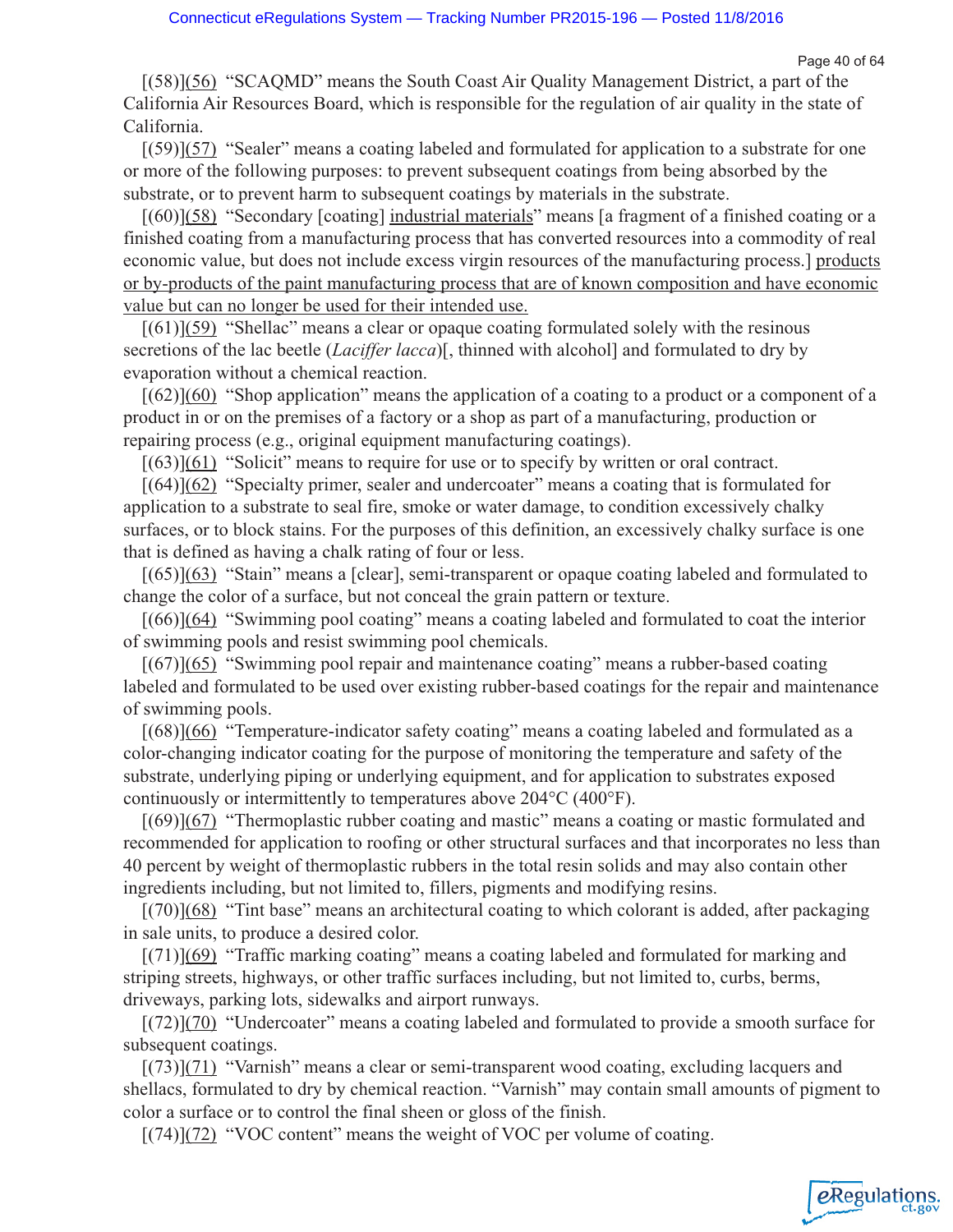[(58)](56) "SCAQMD" means the South Coast Air Quality Management District, a part of the California Air Resources Board, which is responsible for the regulation of air quality in the state of California.

[(59)](57) "Sealer" means a coating labeled and formulated for application to a substrate for one or more of the following purposes: to prevent subsequent coatings from being absorbed by the substrate, or to prevent harm to subsequent coatings by materials in the substrate.

[(60)](58) "Secondary [coating] industrial materials" means [a fragment of a finished coating or a finished coating from a manufacturing process that has converted resources into a commodity of real economic value, but does not include excess virgin resources of the manufacturing process.] products or by-products of the paint manufacturing process that are of known composition and have economic value but can no longer be used for their intended use.

[(61)](59) "Shellac" means a clear or opaque coating formulated solely with the resinous secretions of the lac beetle (*Laciffer lacca*)[, thinned with alcohol] and formulated to dry by evaporation without a chemical reaction.

[(62)](60) "Shop application" means the application of a coating to a product or a component of a product in or on the premises of a factory or a shop as part of a manufacturing, production or repairing process (e.g., original equipment manufacturing coatings).

[(63)](61) "Solicit" means to require for use or to specify by written or oral contract.

[(64)](62) "Specialty primer, sealer and undercoater" means a coating that is formulated for application to a substrate to seal fire, smoke or water damage, to condition excessively chalky surfaces, or to block stains. For the purposes of this definition, an excessively chalky surface is one that is defined as having a chalk rating of four or less.

[(65)](63) "Stain" means a [clear], semi-transparent or opaque coating labeled and formulated to change the color of a surface, but not conceal the grain pattern or texture.

[(66)](64) "Swimming pool coating" means a coating labeled and formulated to coat the interior of swimming pools and resist swimming pool chemicals.

[(67)](65) "Swimming pool repair and maintenance coating" means a rubber-based coating labeled and formulated to be used over existing rubber-based coatings for the repair and maintenance of swimming pools.

[(68)](66) "Temperature-indicator safety coating" means a coating labeled and formulated as a color-changing indicator coating for the purpose of monitoring the temperature and safety of the substrate, underlying piping or underlying equipment, and for application to substrates exposed continuously or intermittently to temperatures above 204°C (400°F).

[(69)](67) "Thermoplastic rubber coating and mastic" means a coating or mastic formulated and recommended for application to roofing or other structural surfaces and that incorporates no less than 40 percent by weight of thermoplastic rubbers in the total resin solids and may also contain other ingredients including, but not limited to, fillers, pigments and modifying resins.

[(70)](68) "Tint base" means an architectural coating to which colorant is added, after packaging in sale units, to produce a desired color.

[(71)](69) "Traffic marking coating" means a coating labeled and formulated for marking and striping streets, highways, or other traffic surfaces including, but not limited to, curbs, berms, driveways, parking lots, sidewalks and airport runways.

[(72)](70) "Undercoater" means a coating labeled and formulated to provide a smooth surface for subsequent coatings.

[(73)](71) "Varnish" means a clear or semi-transparent wood coating, excluding lacquers and shellacs, formulated to dry by chemical reaction. "Varnish" may contain small amounts of pigment to color a surface or to control the final sheen or gloss of the finish.

[(74)](72) "VOC content" means the weight of VOC per volume of coating.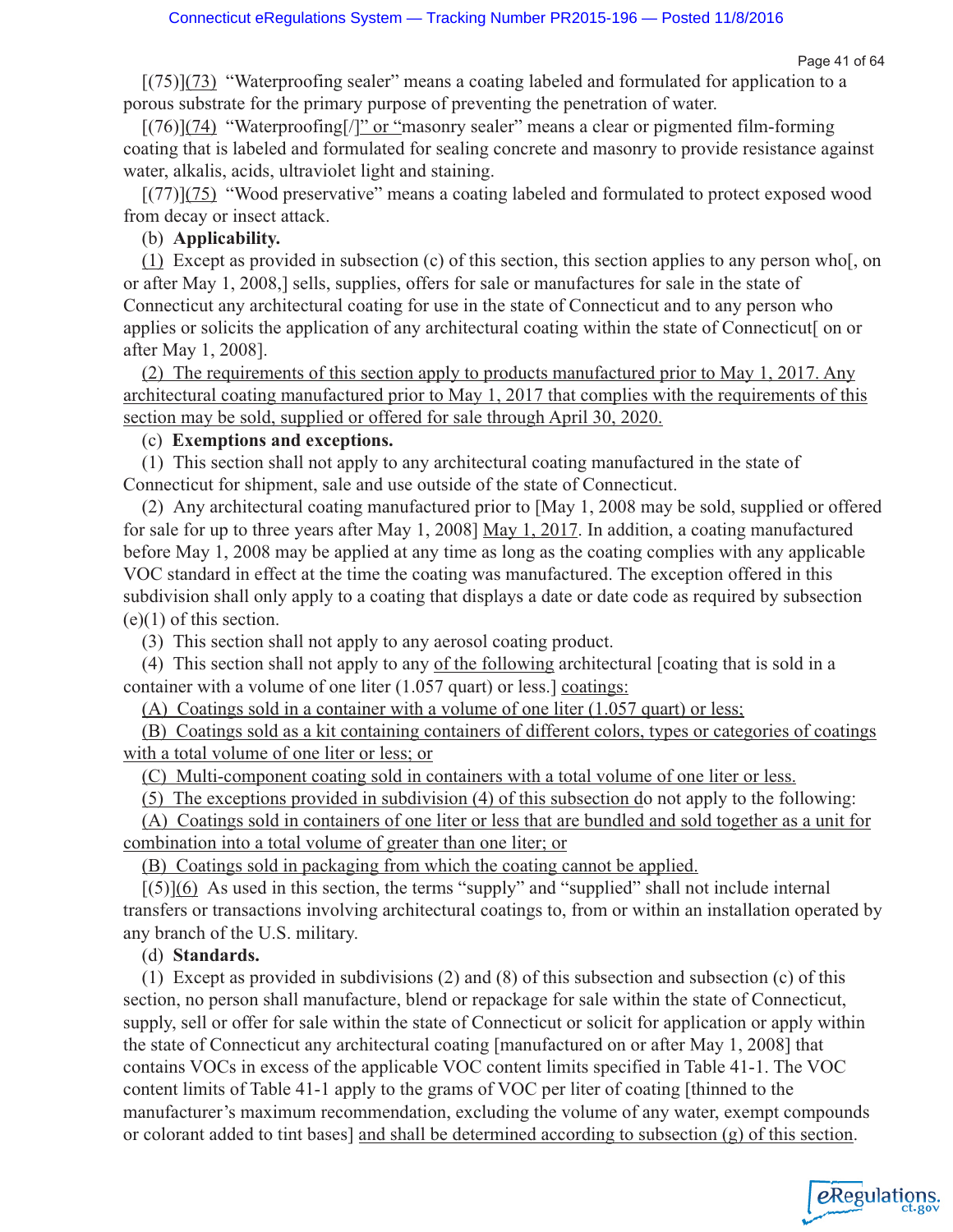[(75)](73) "Waterproofing sealer" means a coating labeled and formulated for application to a porous substrate for the primary purpose of preventing the penetration of water.

[(76)](74) "Waterproofing[/]" or "masonry sealer" means a clear or pigmented film-forming coating that is labeled and formulated for sealing concrete and masonry to provide resistance against water, alkalis, acids, ultraviolet light and staining.

[(77)](75) "Wood preservative" means a coating labeled and formulated to protect exposed wood from decay or insect attack.

(b) **Applicability.**

(1) Except as provided in subsection (c) of this section, this section applies to any person who[, on or after May 1, 2008,] sells, supplies, offers for sale or manufactures for sale in the state of Connecticut any architectural coating for use in the state of Connecticut and to any person who applies or solicits the application of any architectural coating within the state of Connecticut[ on or after May 1, 2008].

(2) The requirements of this section apply to products manufactured prior to May 1, 2017. Any architectural coating manufactured prior to May 1, 2017 that complies with the requirements of this section may be sold, supplied or offered for sale through April 30, 2020.

(c) **Exemptions and exceptions.**

(1) This section shall not apply to any architectural coating manufactured in the state of Connecticut for shipment, sale and use outside of the state of Connecticut.

(2) Any architectural coating manufactured prior to [May 1, 2008 may be sold, supplied or offered for sale for up to three years after May 1, 2008] May 1, 2017. In addition, a coating manufactured before May 1, 2008 may be applied at any time as long as the coating complies with any applicable VOC standard in effect at the time the coating was manufactured. The exception offered in this subdivision shall only apply to a coating that displays a date or date code as required by subsection (e)(1) of this section.

(3) This section shall not apply to any aerosol coating product.

(4) This section shall not apply to any of the following architectural [coating that is sold in a container with a volume of one liter (1.057 quart) or less.] coatings:

(A) Coatings sold in a container with a volume of one liter (1.057 quart) or less;

(B) Coatings sold as a kit containing containers of different colors, types or categories of coatings with a total volume of one liter or less; or

(C) Multi-component coating sold in containers with a total volume of one liter or less.

(5) The exceptions provided in subdivision (4) of this subsection do not apply to the following:

(A) Coatings sold in containers of one liter or less that are bundled and sold together as a unit for combination into a total volume of greater than one liter; or

(B) Coatings sold in packaging from which the coating cannot be applied.

[(5)](6) As used in this section, the terms "supply" and "supplied" shall not include internal transfers or transactions involving architectural coatings to, from or within an installation operated by any branch of the U.S. military.

(d) **Standards.**

(1) Except as provided in subdivisions (2) and (8) of this subsection and subsection (c) of this section, no person shall manufacture, blend or repackage for sale within the state of Connecticut, supply, sell or offer for sale within the state of Connecticut or solicit for application or apply within the state of Connecticut any architectural coating [manufactured on or after May 1, 2008] that contains VOCs in excess of the applicable VOC content limits specified in Table 41-1. The VOC content limits of Table 41-1 apply to the grams of VOC per liter of coating [thinned to the manufacturer's maximum recommendation, excluding the volume of any water, exempt compounds or colorant added to tint bases] and shall be determined according to subsection (g) of this section.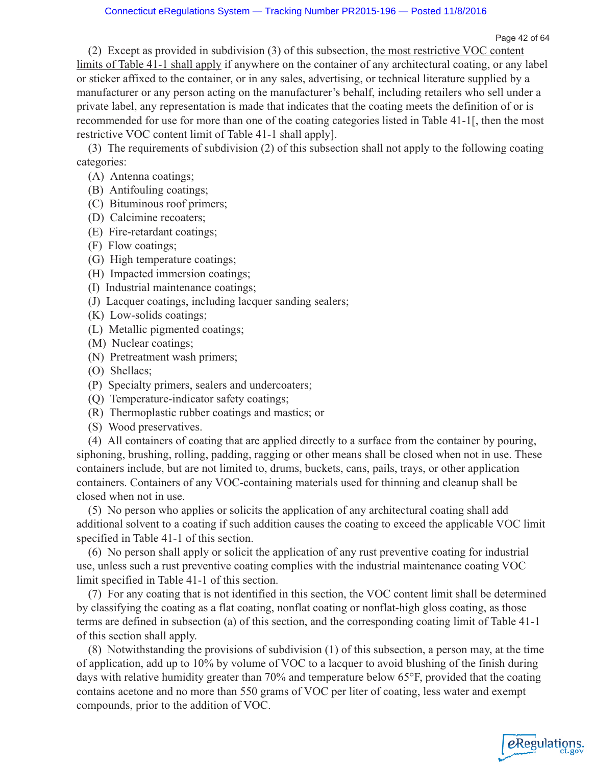(2) Except as provided in subdivision (3) of this subsection, <u>the most restrictive VOC content limits of Table 41-1 shall apply</u> if anywhere on the container of any architectural coating, or any label or sticker affixed to the container, or in any sales, advertising, or technical literature supplied by a manufacturer or any person acting on the manufacturer's behalf, including retailers who sell under a private label, any representation is made that indicates that the coating meets the definition of or is recommended for use for more than one of the coating categories listed in Table 41-1[, then the most restrictive VOC content limit of Table 41-1 shall apply].

(3) The requirements of subdivision (2) of this subsection shall not apply to the following coating categories:

(A) Antenna coatings;
(B) Antifouling coatings;
(C) Bituminous roof primers;
(D) Calcimine recoaters;
(E) Fire-retardant coatings;
(F) Flow coatings;
(G) High temperature coatings;
(H) Impacted immersion coatings;
(I) Industrial maintenance coatings;
(J) Lacquer coatings, including lacquer sanding sealers;
(K) Low-solids coatings;
(L) Metallic pigmented coatings;
(M) Nuclear coatings;
(N) Pretreatment wash primers;
(O) Shellacs;
(P) Specialty primers, sealers and undercoaters;
(Q) Temperature-indicator safety coatings;
(R) Thermoplastic rubber coatings and mastics; or
(S) Wood preservatives.

(4) All containers of coating that are applied directly to a surface from the container by pouring, siphoning, brushing, rolling, padding, ragging or other means shall be closed when not in use. These containers include, but are not limited to, drums, buckets, cans, pails, trays, or other application containers. Containers of any VOC-containing materials used for thinning and cleanup shall be closed when not in use.

(5) No person who applies or solicits the application of any architectural coating shall add additional solvent to a coating if such addition causes the coating to exceed the applicable VOC limit specified in Table 41-1 of this section.

(6) No person shall apply or solicit the application of any rust preventive coating for industrial use, unless such a rust preventive coating complies with the industrial maintenance coating VOC limit specified in Table 41-1 of this section.

(7) For any coating that is not identified in this section, the VOC content limit shall be determined by classifying the coating as a flat coating, nonflat coating or nonflat-high gloss coating, as those terms are defined in subsection (a) of this section, and the corresponding coating limit of Table 41-1 of this section shall apply.

(8) Notwithstanding the provisions of subdivision (1) of this subsection, a person may, at the time of application, add up to 10% by volume of VOC to a lacquer to avoid blushing of the finish during days with relative humidity greater than 70% and temperature below 65°F, provided that the coating contains acetone and no more than 550 grams of VOC per liter of coating, less water and exempt compounds, prior to the addition of VOC.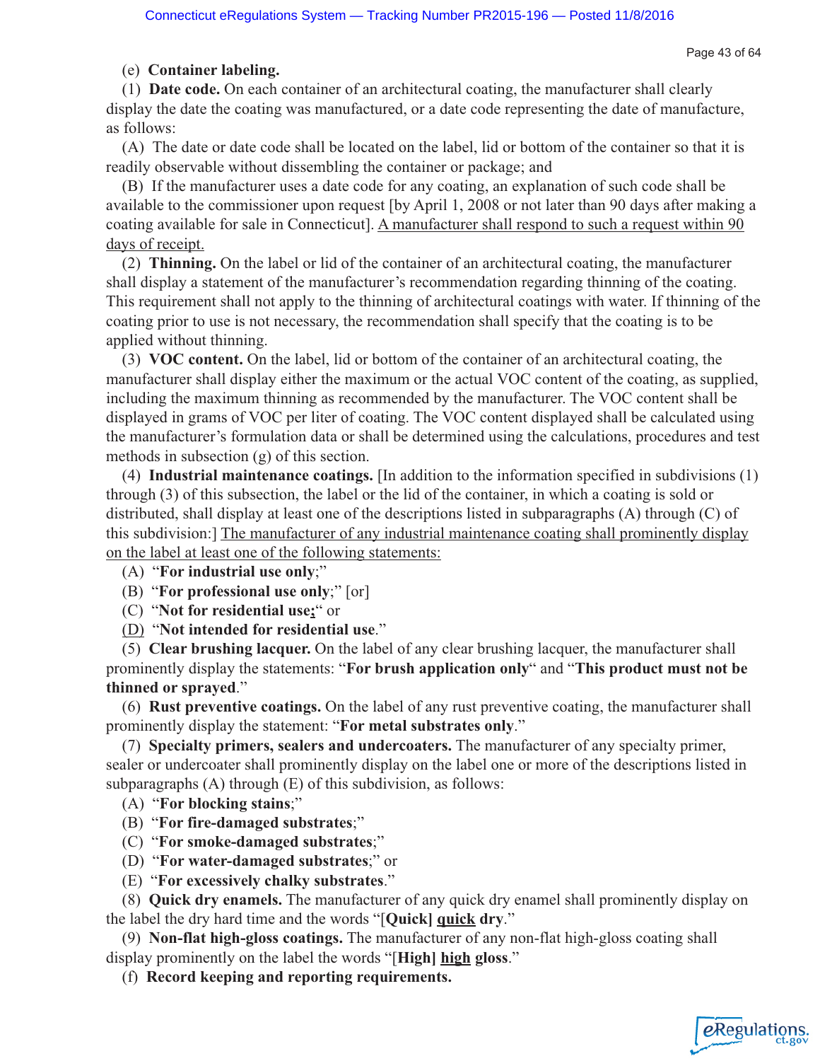(e) **Container labeling.**

(1) **Date code.** On each container of an architectural coating, the manufacturer shall clearly display the date the coating was manufactured, or a date code representing the date of manufacture, as follows:

(A) The date or date code shall be located on the label, lid or bottom of the container so that it is readily observable without dissembling the container or package; and

(B) If the manufacturer uses a date code for any coating, an explanation of such code shall be available to the commissioner upon request [by April 1, 2008 or not later than 90 days after making a coating available for sale in Connecticut]. <u>A manufacturer shall respond to such a request within 90 days of receipt.</u>

(2) **Thinning.** On the label or lid of the container of an architectural coating, the manufacturer shall display a statement of the manufacturer's recommendation regarding thinning of the coating. This requirement shall not apply to the thinning of architectural coatings with water. If thinning of the coating prior to use is not necessary, the recommendation shall specify that the coating is to be applied without thinning.

(3) **VOC content.** On the label, lid or bottom of the container of an architectural coating, the manufacturer shall display either the maximum or the actual VOC content of the coating, as supplied, including the maximum thinning as recommended by the manufacturer. The VOC content shall be displayed in grams of VOC per liter of coating. The VOC content displayed shall be calculated using the manufacturer's formulation data or shall be determined using the calculations, procedures and test methods in subsection (g) of this section.

(4) **Industrial maintenance coatings.** [In addition to the information specified in subdivisions (1) through (3) of this subsection, the label or the lid of the container, in which a coating is sold or distributed, shall display at least one of the descriptions listed in subparagraphs (A) through (C) of this subdivision:] <u>The manufacturer of any industrial maintenance coating shall prominently display on the label at least one of the following statements:</u>

(A) "**For industrial use only**;"

(B) "**For professional use only**;" [or]

(C) "**Not for residential use**<u>;</u>" or

<u>(D)</u> "**Not intended for residential use**."

(5) **Clear brushing lacquer.** On the label of any clear brushing lacquer, the manufacturer shall prominently display the statements: "**For brush application only**" and "**This product must not be thinned or sprayed**."

(6) **Rust preventive coatings.** On the label of any rust preventive coating, the manufacturer shall prominently display the statement: "**For metal substrates only**."

(7) **Specialty primers, sealers and undercoaters.** The manufacturer of any specialty primer, sealer or undercoater shall prominently display on the label one or more of the descriptions listed in subparagraphs (A) through (E) of this subdivision, as follows:

(A) "**For blocking stains**;"

(B) "**For fire-damaged substrates**;"

(C) "**For smoke-damaged substrates**;"

(D) "**For water-damaged substrates**;" or

(E) "**For excessively chalky substrates**."

(8) **Quick dry enamels.** The manufacturer of any quick dry enamel shall prominently display on the label the dry hard time and the words "[**Quick]** <u>**quick**</u> **dry**."

(9) **Non-flat high-gloss coatings.** The manufacturer of any non-flat high-gloss coating shall display prominently on the label the words "[**High]** <u>**high**</u> **gloss**."

(f) **Record keeping and reporting requirements.**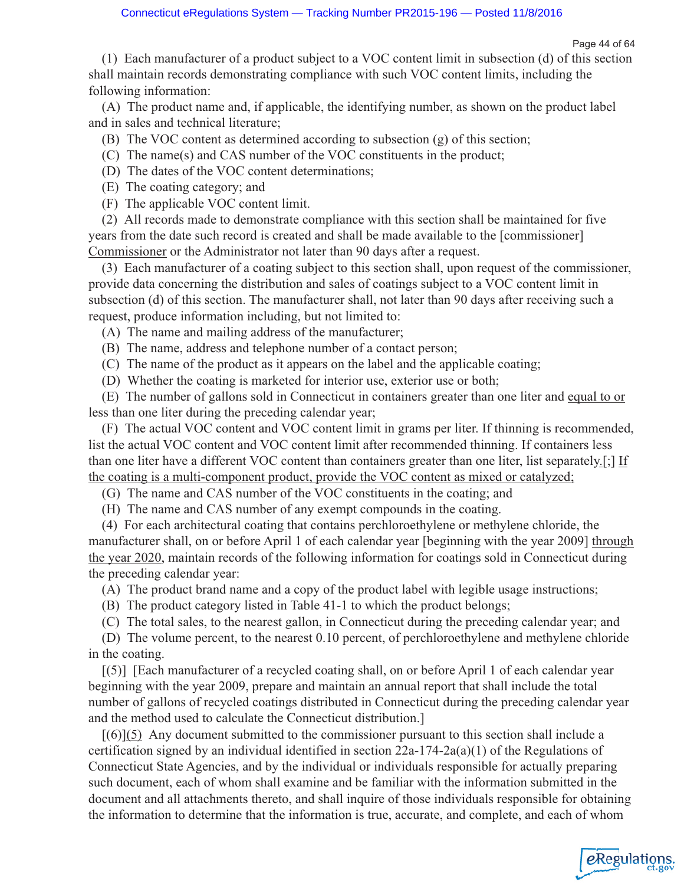(1) Each manufacturer of a product subject to a VOC content limit in subsection (d) of this section shall maintain records demonstrating compliance with such VOC content limits, including the following information:

(A) The product name and, if applicable, the identifying number, as shown on the product label and in sales and technical literature;

(B) The VOC content as determined according to subsection (g) of this section;

(C) The name(s) and CAS number of the VOC constituents in the product;

(D) The dates of the VOC content determinations;

(E) The coating category; and

(F) The applicable VOC content limit.

(2) All records made to demonstrate compliance with this section shall be maintained for five years from the date such record is created and shall be made available to the [commissioner] Commissioner or the Administrator not later than 90 days after a request.

(3) Each manufacturer of a coating subject to this section shall, upon request of the commissioner, provide data concerning the distribution and sales of coatings subject to a VOC content limit in subsection (d) of this section. The manufacturer shall, not later than 90 days after receiving such a request, produce information including, but not limited to:

(A) The name and mailing address of the manufacturer;

(B) The name, address and telephone number of a contact person;

(C) The name of the product as it appears on the label and the applicable coating;

(D) Whether the coating is marketed for interior use, exterior use or both;

(E) The number of gallons sold in Connecticut in containers greater than one liter and equal to or less than one liter during the preceding calendar year;

(F) The actual VOC content and VOC content limit in grams per liter. If thinning is recommended, list the actual VOC content and VOC content limit after recommended thinning. If containers less than one liter have a different VOC content than containers greater than one liter, list separately.[;] If the coating is a multi-component product, provide the VOC content as mixed or catalyzed;

(G) The name and CAS number of the VOC constituents in the coating; and

(H) The name and CAS number of any exempt compounds in the coating.

(4) For each architectural coating that contains perchloroethylene or methylene chloride, the manufacturer shall, on or before April 1 of each calendar year [beginning with the year 2009] through the year 2020, maintain records of the following information for coatings sold in Connecticut during the preceding calendar year:

(A) The product brand name and a copy of the product label with legible usage instructions;

(B) The product category listed in Table 41-1 to which the product belongs;

(C) The total sales, to the nearest gallon, in Connecticut during the preceding calendar year; and

(D) The volume percent, to the nearest 0.10 percent, of perchloroethylene and methylene chloride in the coating.

[(5)] [Each manufacturer of a recycled coating shall, on or before April 1 of each calendar year beginning with the year 2009, prepare and maintain an annual report that shall include the total number of gallons of recycled coatings distributed in Connecticut during the preceding calendar year and the method used to calculate the Connecticut distribution.]

[(6)](5) Any document submitted to the commissioner pursuant to this section shall include a certification signed by an individual identified in section 22a-174-2a(a)(1) of the Regulations of Connecticut State Agencies, and by the individual or individuals responsible for actually preparing such document, each of whom shall examine and be familiar with the information submitted in the document and all attachments thereto, and shall inquire of those individuals responsible for obtaining the information to determine that the information is true, accurate, and complete, and each of whom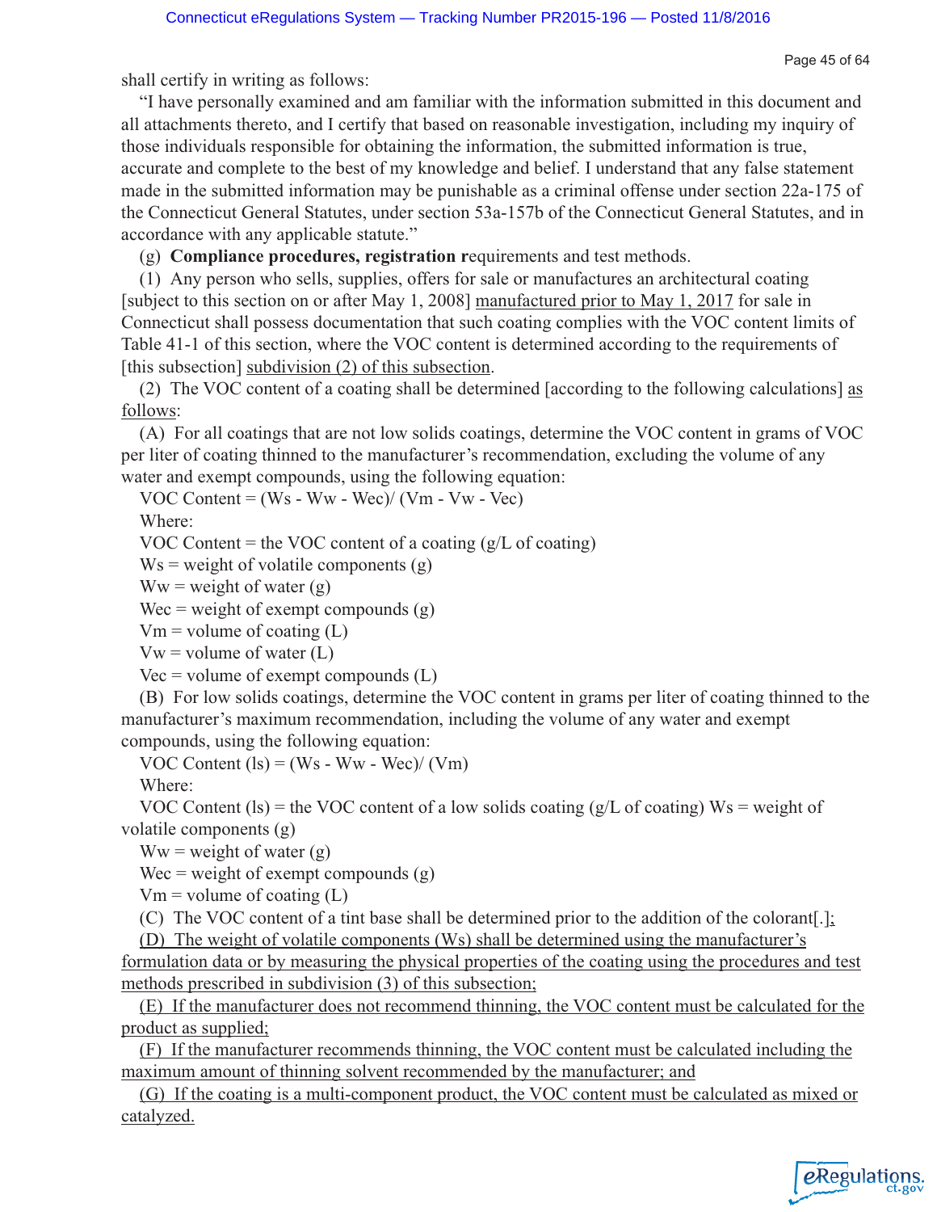shall certify in writing as follows:

"I have personally examined and am familiar with the information submitted in this document and all attachments thereto, and I certify that based on reasonable investigation, including my inquiry of those individuals responsible for obtaining the information, the submitted information is true, accurate and complete to the best of my knowledge and belief. I understand that any false statement made in the submitted information may be punishable as a criminal offense under section 22a-175 of the Connecticut General Statutes, under section 53a-157b of the Connecticut General Statutes, and in accordance with any applicable statute."

(g) **Compliance procedures, registration r**equirements and test methods.

(1) Any person who sells, supplies, offers for sale or manufactures an architectural coating [subject to this section on or after May 1, 2008] <u>manufactured prior to May 1, 2017</u> for sale in Connecticut shall possess documentation that such coating complies with the VOC content limits of Table 41-1 of this section, where the VOC content is determined according to the requirements of [this subsection] <u>subdivision (2) of this subsection</u>.

(2) The VOC content of a coating shall be determined [according to the following calculations] <u>as follows</u>:

(A) For all coatings that are not low solids coatings, determine the VOC content in grams of VOC per liter of coating thinned to the manufacturer's recommendation, excluding the volume of any water and exempt compounds, using the following equation:

VOC Content = (Ws - Ww - Wec)/ (Vm - Vw - Vec)

Where:

VOC Content = the VOC content of a coating (g/L of coating)

Ws = weight of volatile components (g)

Ww = weight of water (g)

Wec = weight of exempt compounds (g)

Vm = volume of coating (L)

Vw = volume of water (L)

Vec = volume of exempt compounds (L)

(B) For low solids coatings, determine the VOC content in grams per liter of coating thinned to the manufacturer's maximum recommendation, including the volume of any water and exempt compounds, using the following equation:

VOC Content (ls) = (Ws - Ww - Wec)/ (Vm)

Where:

VOC Content (ls) = the VOC content of a low solids coating (g/L of coating) Ws = weight of volatile components (g)

Ww = weight of water (g)

Wec = weight of exempt compounds (g)

Vm = volume of coating (L)

(C) The VOC content of a tint base shall be determined prior to the addition of the colorant[.]<u>;</u>

<u>(D) The weight of volatile components (Ws) shall be determined using the manufacturer's formulation data or by measuring the physical properties of the coating using the procedures and test methods prescribed in subdivision (3) of this subsection;</u>

<u>(E) If the manufacturer does not recommend thinning, the VOC content must be calculated for the product as supplied;</u>

<u>(F) If the manufacturer recommends thinning, the VOC content must be calculated including the maximum amount of thinning solvent recommended by the manufacturer; and</u>

<u>(G) If the coating is a multi-component product, the VOC content must be calculated as mixed or catalyzed.</u>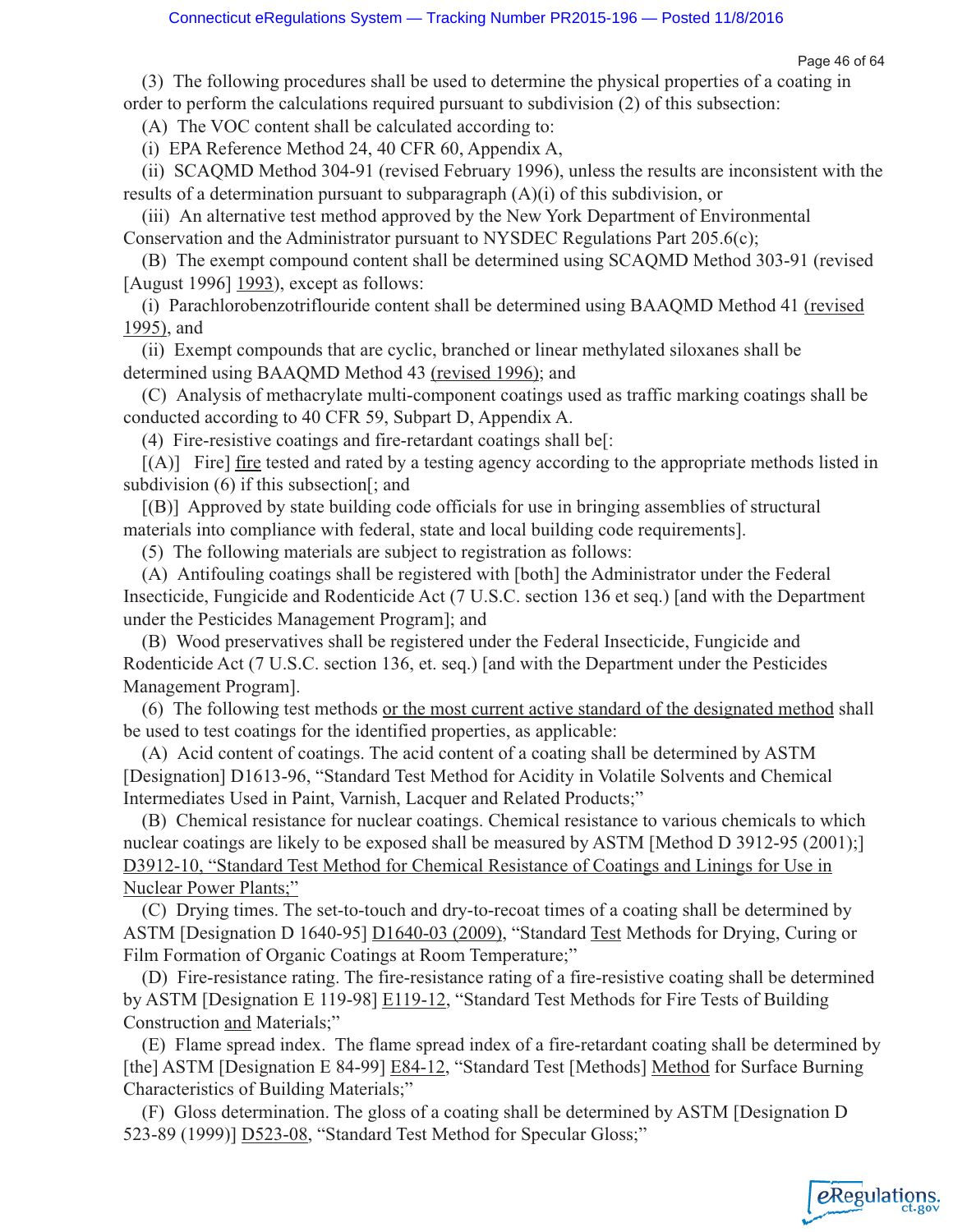(3) The following procedures shall be used to determine the physical properties of a coating in order to perform the calculations required pursuant to subdivision (2) of this subsection:

(A) The VOC content shall be calculated according to:

(i) EPA Reference Method 24, 40 CFR 60, Appendix A,

(ii) SCAQMD Method 304-91 (revised February 1996), unless the results are inconsistent with the results of a determination pursuant to subparagraph (A)(i) of this subdivision, or

(iii) An alternative test method approved by the New York Department of Environmental Conservation and the Administrator pursuant to NYSDEC Regulations Part 205.6(c);

(B) The exempt compound content shall be determined using SCAQMD Method 303-91 (revised [August 1996] 1993), except as follows:

(i) Parachlorobenzotriflouride content shall be determined using BAAQMD Method 41 (revised 1995), and

(ii) Exempt compounds that are cyclic, branched or linear methylated siloxanes shall be determined using BAAQMD Method 43 (revised 1996); and

(C) Analysis of methacrylate multi-component coatings used as traffic marking coatings shall be conducted according to 40 CFR 59, Subpart D, Appendix A.

(4) Fire-resistive coatings and fire-retardant coatings shall be[:

[(A)] Fire] fire tested and rated by a testing agency according to the appropriate methods listed in subdivision (6) if this subsection[; and

[(B)] Approved by state building code officials for use in bringing assemblies of structural materials into compliance with federal, state and local building code requirements].

(5) The following materials are subject to registration as follows:

(A) Antifouling coatings shall be registered with [both] the Administrator under the Federal Insecticide, Fungicide and Rodenticide Act (7 U.S.C. section 136 et seq.) [and with the Department under the Pesticides Management Program]; and

(B) Wood preservatives shall be registered under the Federal Insecticide, Fungicide and Rodenticide Act (7 U.S.C. section 136, et. seq.) [and with the Department under the Pesticides Management Program].

(6) The following test methods or the most current active standard of the designated method shall be used to test coatings for the identified properties, as applicable:

(A) Acid content of coatings. The acid content of a coating shall be determined by ASTM [Designation] D1613-96, "Standard Test Method for Acidity in Volatile Solvents and Chemical Intermediates Used in Paint, Varnish, Lacquer and Related Products;"

(B) Chemical resistance for nuclear coatings. Chemical resistance to various chemicals to which nuclear coatings are likely to be exposed shall be measured by ASTM [Method D 3912-95 (2001);] D3912-10, "Standard Test Method for Chemical Resistance of Coatings and Linings for Use in Nuclear Power Plants;"

(C) Drying times. The set-to-touch and dry-to-recoat times of a coating shall be determined by ASTM [Designation D 1640-95] D1640-03 (2009), "Standard Test Methods for Drying, Curing or Film Formation of Organic Coatings at Room Temperature;"

(D) Fire-resistance rating. The fire-resistance rating of a fire-resistive coating shall be determined by ASTM [Designation E 119-98] E119-12, "Standard Test Methods for Fire Tests of Building Construction and Materials;"

(E) Flame spread index. The flame spread index of a fire-retardant coating shall be determined by [the] ASTM [Designation E 84-99] E84-12, "Standard Test [Methods] Method for Surface Burning Characteristics of Building Materials;"

(F) Gloss determination. The gloss of a coating shall be determined by ASTM [Designation D 523-89 (1999)] D523-08, "Standard Test Method for Specular Gloss;"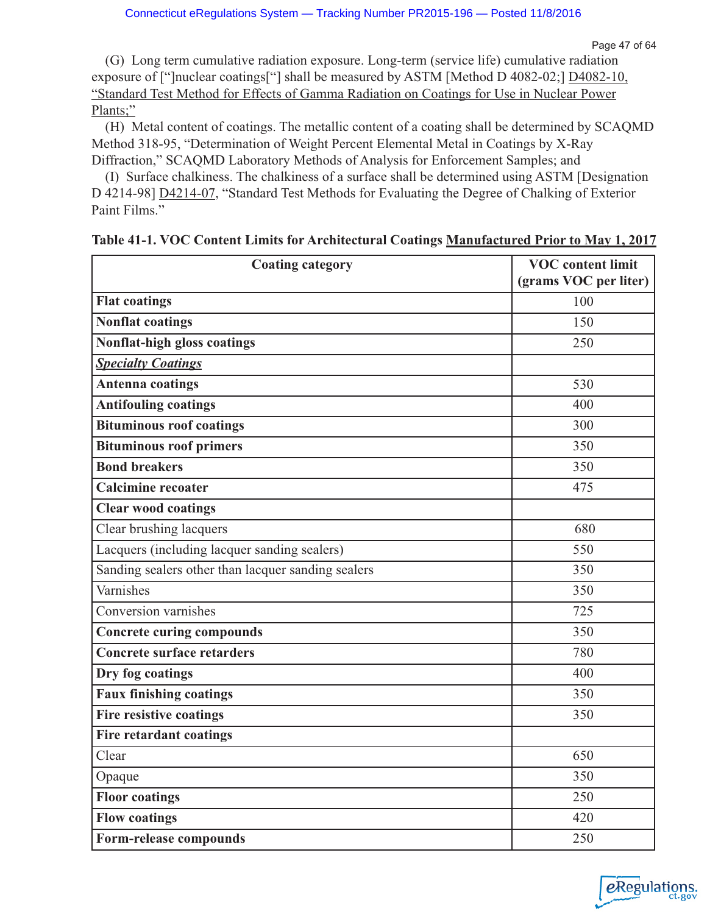(G) Long term cumulative radiation exposure. Long-term (service life) cumulative radiation exposure of ["]nuclear coatings["] shall be measured by ASTM [Method D 4082-02;] D4082-10, "Standard Test Method for Effects of Gamma Radiation on Coatings for Use in Nuclear Power Plants;"

(H) Metal content of coatings. The metallic content of a coating shall be determined by SCAQMD Method 318-95, "Determination of Weight Percent Elemental Metal in Coatings by X-Ray Diffraction," SCAQMD Laboratory Methods of Analysis for Enforcement Samples; and

(I) Surface chalkiness. The chalkiness of a surface shall be determined using ASTM [Designation D 4214-98] D4214-07, "Standard Test Methods for Evaluating the Degree of Chalking of Exterior Paint Films."

**Table 41-1. VOC Content Limits for Architectural Coatings Manufactured Prior to May 1, 2017**

| Coating category | VOC content limit (grams VOC per liter) |
|---|---|
| **Flat coatings** | 100 |
| **Nonflat coatings** | 150 |
| **Nonflat-high gloss coatings** | 250 |
| ***Specialty Coatings*** | |
| **Antenna coatings** | 530 |
| **Antifouling coatings** | 400 |
| **Bituminous roof coatings** | 300 |
| **Bituminous roof primers** | 350 |
| **Bond breakers** | 350 |
| **Calcimine recoater** | 475 |
| **Clear wood coatings** | |
| Clear brushing lacquers | 680 |
| Lacquers (including lacquer sanding sealers) | 550 |
| Sanding sealers other than lacquer sanding sealers | 350 |
| Varnishes | 350 |
| Conversion varnishes | 725 |
| **Concrete curing compounds** | 350 |
| **Concrete surface retarders** | 780 |
| **Dry fog coatings** | 400 |
| **Faux finishing coatings** | 350 |
| **Fire resistive coatings** | 350 |
| **Fire retardant coatings** | |
| Clear | 650 |
| Opaque | 350 |
| **Floor coatings** | 250 |
| **Flow coatings** | 420 |
| **Form-release compounds** | 250 |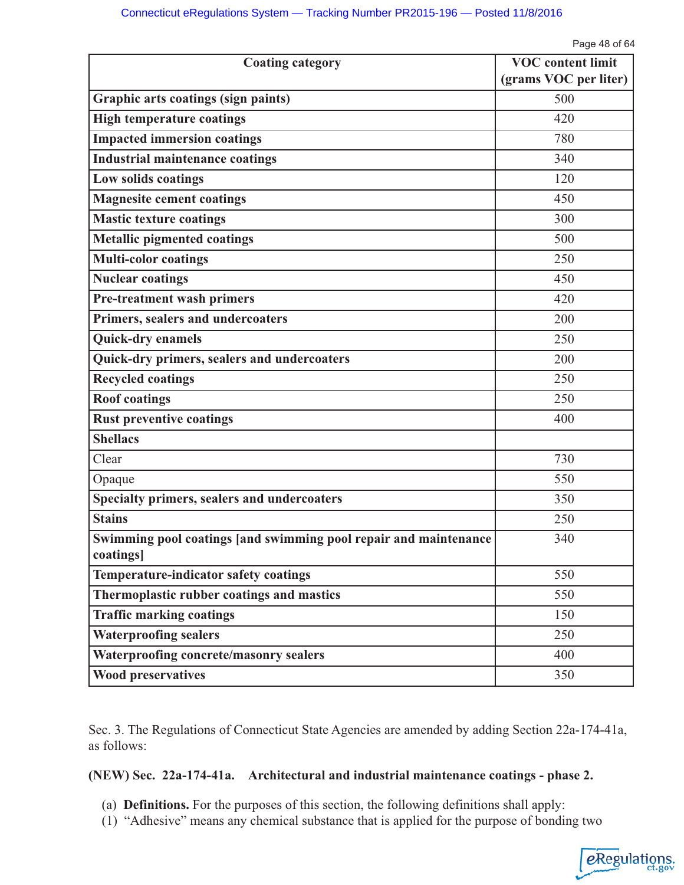| Coating category | VOC content limit (grams VOC per liter) |
|---|---|
| **Graphic arts coatings (sign paints)** | 500 |
| **High temperature coatings** | 420 |
| **Impacted immersion coatings** | 780 |
| **Industrial maintenance coatings** | 340 |
| **Low solids coatings** | 120 |
| **Magnesite cement coatings** | 450 |
| **Mastic texture coatings** | 300 |
| **Metallic pigmented coatings** | 500 |
| **Multi-color coatings** | 250 |
| **Nuclear coatings** | 450 |
| **Pre-treatment wash primers** | 420 |
| **Primers, sealers and undercoaters** | 200 |
| **Quick-dry enamels** | 250 |
| **Quick-dry primers, sealers and undercoaters** | 200 |
| **Recycled coatings** | 250 |
| **Roof coatings** | 250 |
| **Rust preventive coatings** | 400 |
| **Shellacs** | |
| Clear | 730 |
| Opaque | 550 |
| **Specialty primers, sealers and undercoaters** | 350 |
| **Stains** | 250 |
| **Swimming pool coatings [and swimming pool repair and maintenance coatings]** | 340 |
| **Temperature-indicator safety coatings** | 550 |
| **Thermoplastic rubber coatings and mastics** | 550 |
| **Traffic marking coatings** | 150 |
| **Waterproofing sealers** | 250 |
| **Waterproofing concrete/masonry sealers** | 400 |
| **Wood preservatives** | 350 |

Sec. 3. The Regulations of Connecticut State Agencies are amended by adding Section 22a-174-41a, as follows:

**(NEW) Sec. 22a-174-41a. Architectural and industrial maintenance coatings - phase 2.**

(a) **Definitions.** For the purposes of this section, the following definitions shall apply:

(1) "Adhesive" means any chemical substance that is applied for the purpose of bonding two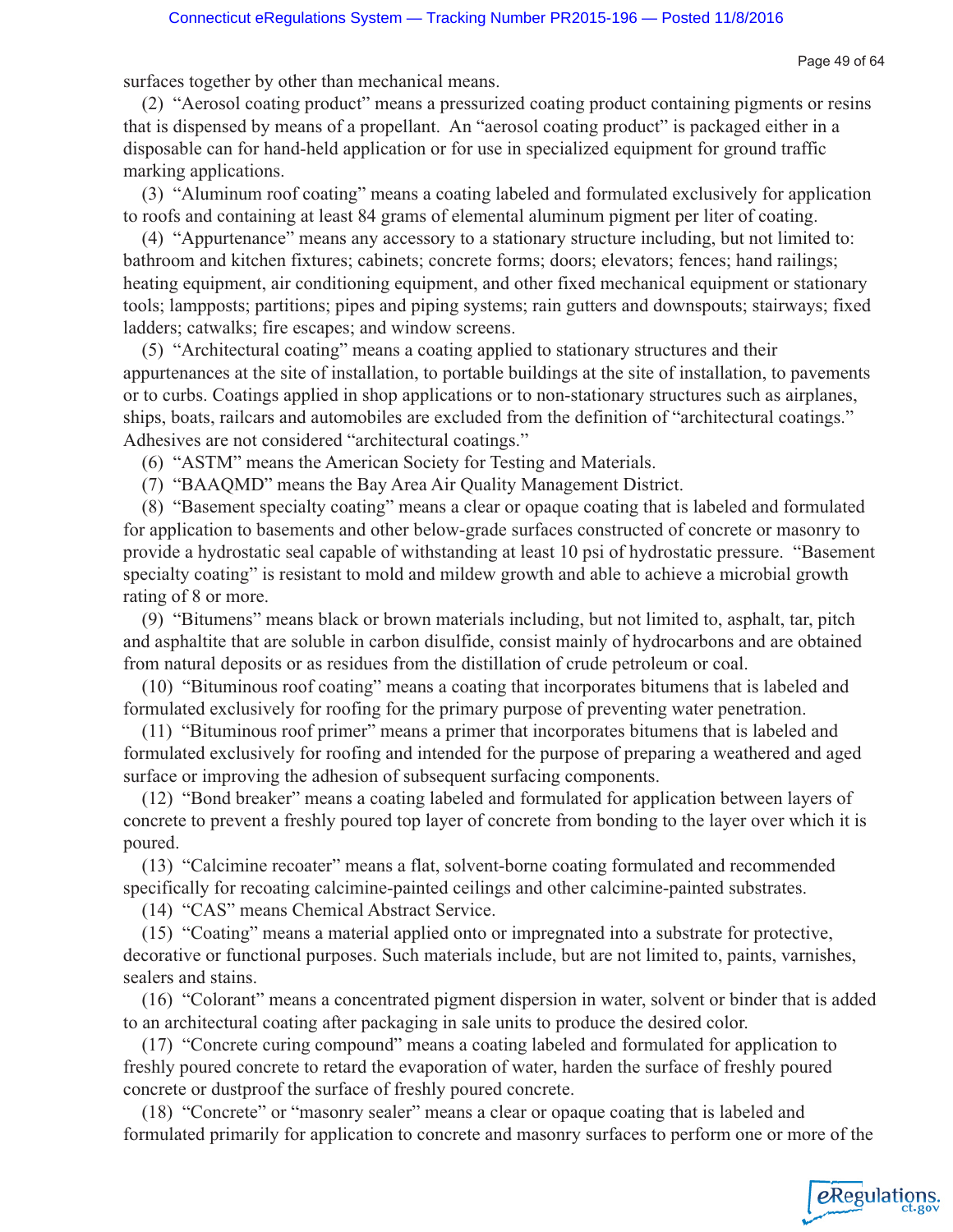surfaces together by other than mechanical means.

(2) "Aerosol coating product" means a pressurized coating product containing pigments or resins that is dispensed by means of a propellant. An "aerosol coating product" is packaged either in a disposable can for hand-held application or for use in specialized equipment for ground traffic marking applications.

(3) "Aluminum roof coating" means a coating labeled and formulated exclusively for application to roofs and containing at least 84 grams of elemental aluminum pigment per liter of coating.

(4) "Appurtenance" means any accessory to a stationary structure including, but not limited to: bathroom and kitchen fixtures; cabinets; concrete forms; doors; elevators; fences; hand railings; heating equipment, air conditioning equipment, and other fixed mechanical equipment or stationary tools; lampposts; partitions; pipes and piping systems; rain gutters and downspouts; stairways; fixed ladders; catwalks; fire escapes; and window screens.

(5) "Architectural coating" means a coating applied to stationary structures and their appurtenances at the site of installation, to portable buildings at the site of installation, to pavements or to curbs. Coatings applied in shop applications or to non-stationary structures such as airplanes, ships, boats, railcars and automobiles are excluded from the definition of "architectural coatings." Adhesives are not considered "architectural coatings."

(6) "ASTM" means the American Society for Testing and Materials.

(7) "BAAQMD" means the Bay Area Air Quality Management District.

(8) "Basement specialty coating" means a clear or opaque coating that is labeled and formulated for application to basements and other below-grade surfaces constructed of concrete or masonry to provide a hydrostatic seal capable of withstanding at least 10 psi of hydrostatic pressure. "Basement specialty coating" is resistant to mold and mildew growth and able to achieve a microbial growth rating of 8 or more.

(9) "Bitumens" means black or brown materials including, but not limited to, asphalt, tar, pitch and asphaltite that are soluble in carbon disulfide, consist mainly of hydrocarbons and are obtained from natural deposits or as residues from the distillation of crude petroleum or coal.

(10) "Bituminous roof coating" means a coating that incorporates bitumens that is labeled and formulated exclusively for roofing for the primary purpose of preventing water penetration.

(11) "Bituminous roof primer" means a primer that incorporates bitumens that is labeled and formulated exclusively for roofing and intended for the purpose of preparing a weathered and aged surface or improving the adhesion of subsequent surfacing components.

(12) "Bond breaker" means a coating labeled and formulated for application between layers of concrete to prevent a freshly poured top layer of concrete from bonding to the layer over which it is poured.

(13) "Calcimine recoater" means a flat, solvent-borne coating formulated and recommended specifically for recoating calcimine-painted ceilings and other calcimine-painted substrates.

(14) "CAS" means Chemical Abstract Service.

(15) "Coating" means a material applied onto or impregnated into a substrate for protective, decorative or functional purposes. Such materials include, but are not limited to, paints, varnishes, sealers and stains.

(16) "Colorant" means a concentrated pigment dispersion in water, solvent or binder that is added to an architectural coating after packaging in sale units to produce the desired color.

(17) "Concrete curing compound" means a coating labeled and formulated for application to freshly poured concrete to retard the evaporation of water, harden the surface of freshly poured concrete or dustproof the surface of freshly poured concrete.

(18) "Concrete" or "masonry sealer" means a clear or opaque coating that is labeled and formulated primarily for application to concrete and masonry surfaces to perform one or more of the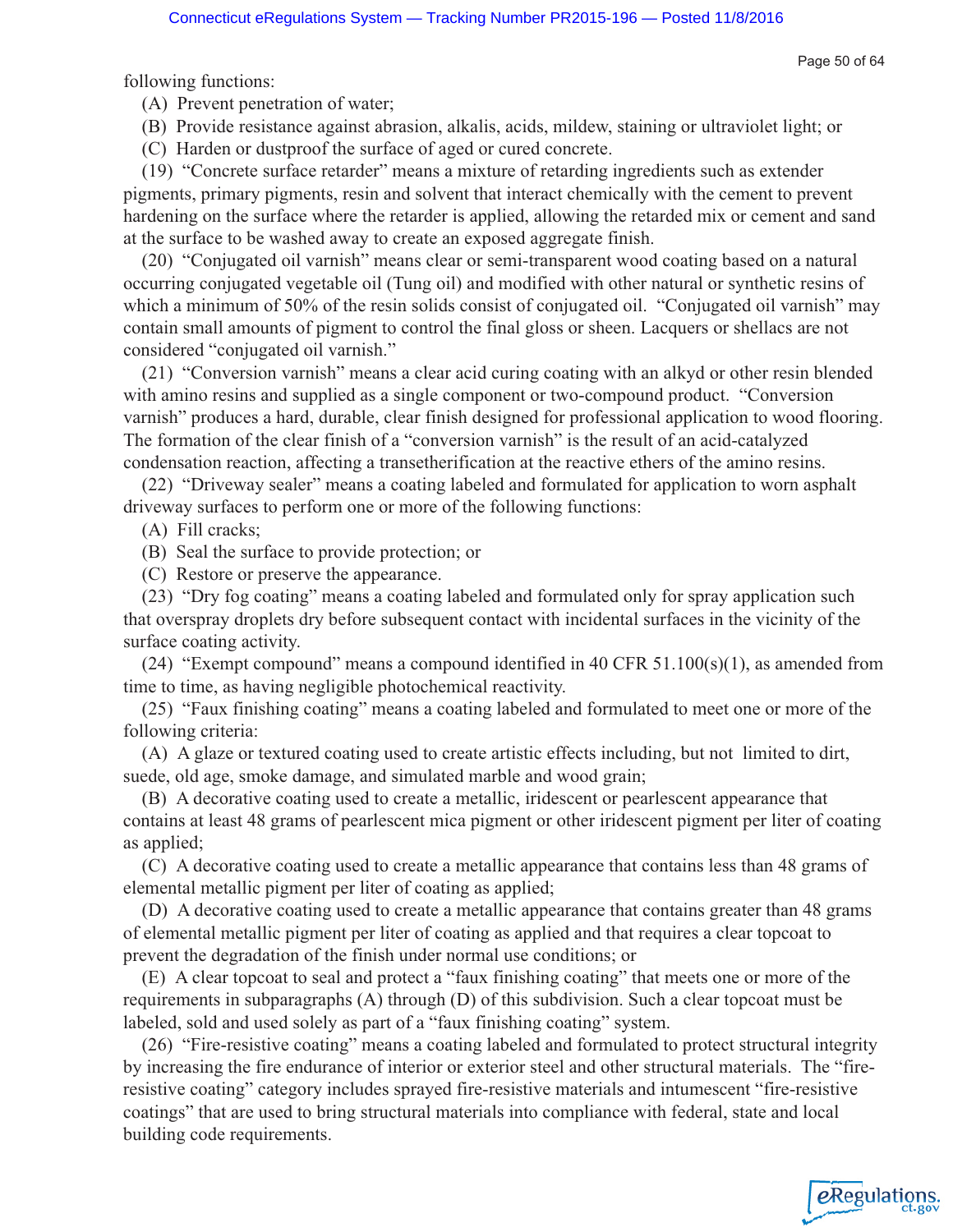following functions:

(A) Prevent penetration of water;

(B) Provide resistance against abrasion, alkalis, acids, mildew, staining or ultraviolet light; or

(C) Harden or dustproof the surface of aged or cured concrete.

(19) "Concrete surface retarder" means a mixture of retarding ingredients such as extender pigments, primary pigments, resin and solvent that interact chemically with the cement to prevent hardening on the surface where the retarder is applied, allowing the retarded mix or cement and sand at the surface to be washed away to create an exposed aggregate finish.

(20) "Conjugated oil varnish" means clear or semi-transparent wood coating based on a natural occurring conjugated vegetable oil (Tung oil) and modified with other natural or synthetic resins of which a minimum of 50% of the resin solids consist of conjugated oil. "Conjugated oil varnish" may contain small amounts of pigment to control the final gloss or sheen. Lacquers or shellacs are not considered "conjugated oil varnish."

(21) "Conversion varnish" means a clear acid curing coating with an alkyd or other resin blended with amino resins and supplied as a single component or two-compound product. "Conversion varnish" produces a hard, durable, clear finish designed for professional application to wood flooring. The formation of the clear finish of a "conversion varnish" is the result of an acid-catalyzed condensation reaction, affecting a transetherification at the reactive ethers of the amino resins.

(22) "Driveway sealer" means a coating labeled and formulated for application to worn asphalt driveway surfaces to perform one or more of the following functions:

(A) Fill cracks;

(B) Seal the surface to provide protection; or

(C) Restore or preserve the appearance.

(23) "Dry fog coating" means a coating labeled and formulated only for spray application such that overspray droplets dry before subsequent contact with incidental surfaces in the vicinity of the surface coating activity.

(24) "Exempt compound" means a compound identified in 40 CFR 51.100(s)(1), as amended from time to time, as having negligible photochemical reactivity.

(25) "Faux finishing coating" means a coating labeled and formulated to meet one or more of the following criteria:

(A) A glaze or textured coating used to create artistic effects including, but not limited to dirt, suede, old age, smoke damage, and simulated marble and wood grain;

(B) A decorative coating used to create a metallic, iridescent or pearlescent appearance that contains at least 48 grams of pearlescent mica pigment or other iridescent pigment per liter of coating as applied;

(C) A decorative coating used to create a metallic appearance that contains less than 48 grams of elemental metallic pigment per liter of coating as applied;

(D) A decorative coating used to create a metallic appearance that contains greater than 48 grams of elemental metallic pigment per liter of coating as applied and that requires a clear topcoat to prevent the degradation of the finish under normal use conditions; or

(E) A clear topcoat to seal and protect a "faux finishing coating" that meets one or more of the requirements in subparagraphs (A) through (D) of this subdivision. Such a clear topcoat must be labeled, sold and used solely as part of a "faux finishing coating" system.

(26) "Fire-resistive coating" means a coating labeled and formulated to protect structural integrity by increasing the fire endurance of interior or exterior steel and other structural materials. The "fire-resistive coating" category includes sprayed fire-resistive materials and intumescent "fire-resistive coatings" that are used to bring structural materials into compliance with federal, state and local building code requirements.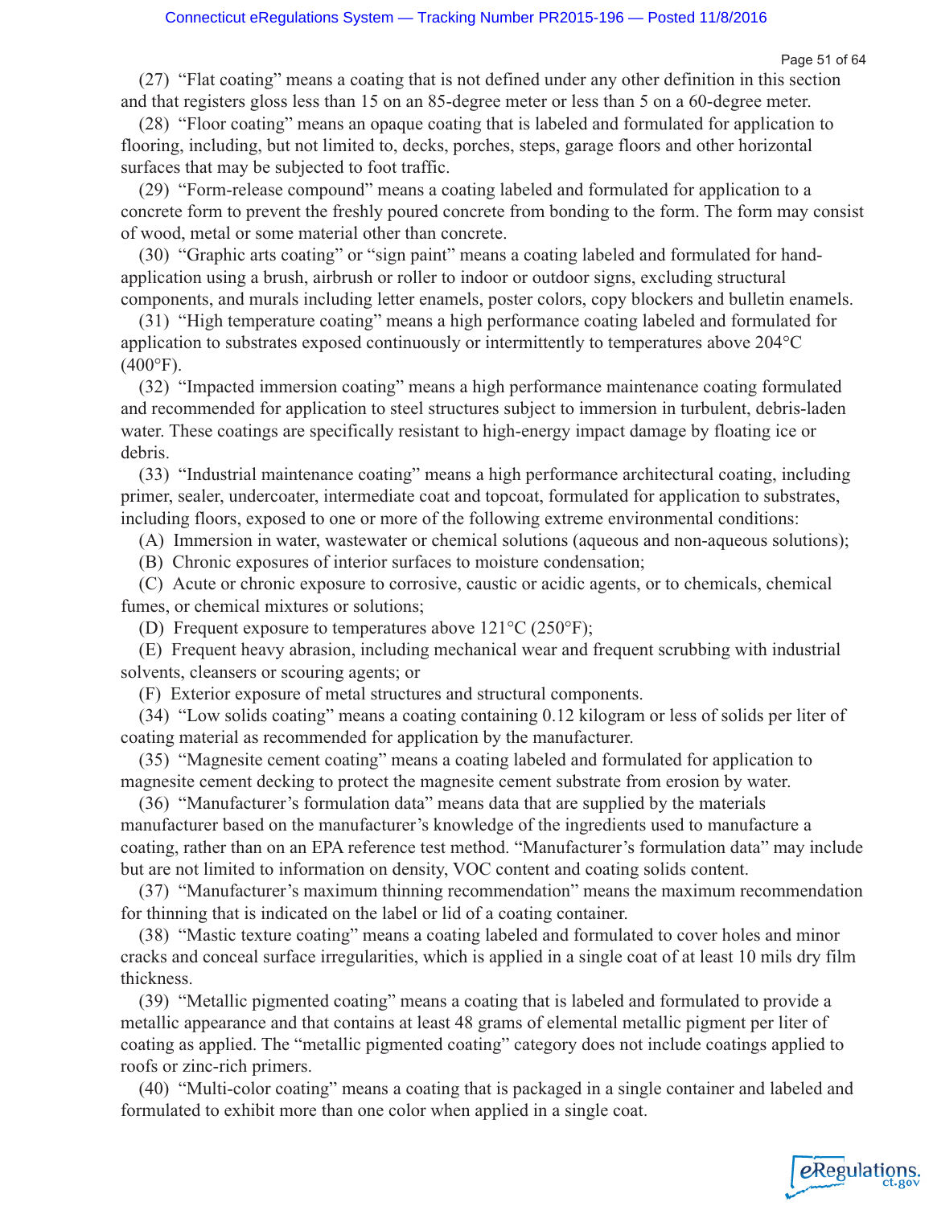(27) "Flat coating" means a coating that is not defined under any other definition in this section and that registers gloss less than 15 on an 85-degree meter or less than 5 on a 60-degree meter.

(28) "Floor coating" means an opaque coating that is labeled and formulated for application to flooring, including, but not limited to, decks, porches, steps, garage floors and other horizontal surfaces that may be subjected to foot traffic.

(29) "Form-release compound" means a coating labeled and formulated for application to a concrete form to prevent the freshly poured concrete from bonding to the form. The form may consist of wood, metal or some material other than concrete.

(30) "Graphic arts coating" or "sign paint" means a coating labeled and formulated for hand-application using a brush, airbrush or roller to indoor or outdoor signs, excluding structural components, and murals including letter enamels, poster colors, copy blockers and bulletin enamels.

(31) "High temperature coating" means a high performance coating labeled and formulated for application to substrates exposed continuously or intermittently to temperatures above 204°C (400°F).

(32) "Impacted immersion coating" means a high performance maintenance coating formulated and recommended for application to steel structures subject to immersion in turbulent, debris-laden water. These coatings are specifically resistant to high-energy impact damage by floating ice or debris.

(33) "Industrial maintenance coating" means a high performance architectural coating, including primer, sealer, undercoater, intermediate coat and topcoat, formulated for application to substrates, including floors, exposed to one or more of the following extreme environmental conditions:

(A) Immersion in water, wastewater or chemical solutions (aqueous and non-aqueous solutions);

(B) Chronic exposures of interior surfaces to moisture condensation;

(C) Acute or chronic exposure to corrosive, caustic or acidic agents, or to chemicals, chemical fumes, or chemical mixtures or solutions;

(D) Frequent exposure to temperatures above 121°C (250°F);

(E) Frequent heavy abrasion, including mechanical wear and frequent scrubbing with industrial solvents, cleansers or scouring agents; or

(F) Exterior exposure of metal structures and structural components.

(34) "Low solids coating" means a coating containing 0.12 kilogram or less of solids per liter of coating material as recommended for application by the manufacturer.

(35) "Magnesite cement coating" means a coating labeled and formulated for application to magnesite cement decking to protect the magnesite cement substrate from erosion by water.

(36) "Manufacturer's formulation data" means data that are supplied by the materials manufacturer based on the manufacturer's knowledge of the ingredients used to manufacture a coating, rather than on an EPA reference test method. "Manufacturer's formulation data" may include but are not limited to information on density, VOC content and coating solids content.

(37) "Manufacturer's maximum thinning recommendation" means the maximum recommendation for thinning that is indicated on the label or lid of a coating container.

(38) "Mastic texture coating" means a coating labeled and formulated to cover holes and minor cracks and conceal surface irregularities, which is applied in a single coat of at least 10 mils dry film thickness.

(39) "Metallic pigmented coating" means a coating that is labeled and formulated to provide a metallic appearance and that contains at least 48 grams of elemental metallic pigment per liter of coating as applied. The "metallic pigmented coating" category does not include coatings applied to roofs or zinc-rich primers.

(40) "Multi-color coating" means a coating that is packaged in a single container and labeled and formulated to exhibit more than one color when applied in a single coat.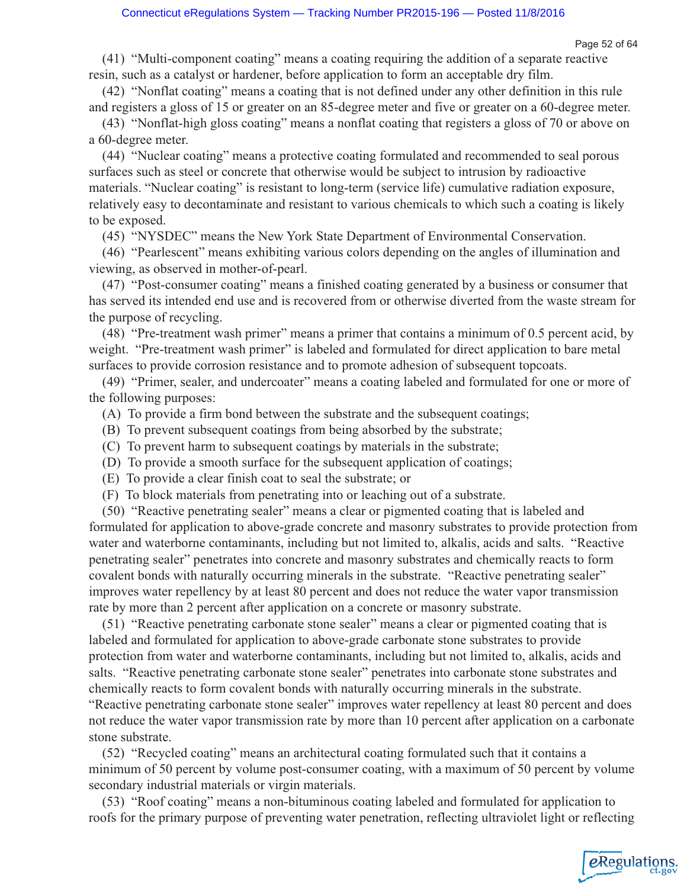(41) "Multi-component coating" means a coating requiring the addition of a separate reactive resin, such as a catalyst or hardener, before application to form an acceptable dry film.

(42) "Nonflat coating" means a coating that is not defined under any other definition in this rule and registers a gloss of 15 or greater on an 85-degree meter and five or greater on a 60-degree meter.

(43) "Nonflat-high gloss coating" means a nonflat coating that registers a gloss of 70 or above on a 60-degree meter.

(44) "Nuclear coating" means a protective coating formulated and recommended to seal porous surfaces such as steel or concrete that otherwise would be subject to intrusion by radioactive materials. "Nuclear coating" is resistant to long-term (service life) cumulative radiation exposure, relatively easy to decontaminate and resistant to various chemicals to which such a coating is likely to be exposed.

(45) "NYSDEC" means the New York State Department of Environmental Conservation.

(46) "Pearlescent" means exhibiting various colors depending on the angles of illumination and viewing, as observed in mother-of-pearl.

(47) "Post-consumer coating" means a finished coating generated by a business or consumer that has served its intended end use and is recovered from or otherwise diverted from the waste stream for the purpose of recycling.

(48) "Pre-treatment wash primer" means a primer that contains a minimum of 0.5 percent acid, by weight. "Pre-treatment wash primer" is labeled and formulated for direct application to bare metal surfaces to provide corrosion resistance and to promote adhesion of subsequent topcoats.

(49) "Primer, sealer, and undercoater" means a coating labeled and formulated for one or more of the following purposes:

(A) To provide a firm bond between the substrate and the subsequent coatings;

(B) To prevent subsequent coatings from being absorbed by the substrate;

(C) To prevent harm to subsequent coatings by materials in the substrate;

(D) To provide a smooth surface for the subsequent application of coatings;

(E) To provide a clear finish coat to seal the substrate; or

(F) To block materials from penetrating into or leaching out of a substrate.

(50) "Reactive penetrating sealer" means a clear or pigmented coating that is labeled and formulated for application to above-grade concrete and masonry substrates to provide protection from water and waterborne contaminants, including but not limited to, alkalis, acids and salts. "Reactive penetrating sealer" penetrates into concrete and masonry substrates and chemically reacts to form covalent bonds with naturally occurring minerals in the substrate. "Reactive penetrating sealer" improves water repellency by at least 80 percent and does not reduce the water vapor transmission rate by more than 2 percent after application on a concrete or masonry substrate.

(51) "Reactive penetrating carbonate stone sealer" means a clear or pigmented coating that is labeled and formulated for application to above-grade carbonate stone substrates to provide protection from water and waterborne contaminants, including but not limited to, alkalis, acids and salts. "Reactive penetrating carbonate stone sealer" penetrates into carbonate stone substrates and chemically reacts to form covalent bonds with naturally occurring minerals in the substrate. "Reactive penetrating carbonate stone sealer" improves water repellency at least 80 percent and does not reduce the water vapor transmission rate by more than 10 percent after application on a carbonate stone substrate.

(52) "Recycled coating" means an architectural coating formulated such that it contains a minimum of 50 percent by volume post-consumer coating, with a maximum of 50 percent by volume secondary industrial materials or virgin materials.

(53) "Roof coating" means a non-bituminous coating labeled and formulated for application to roofs for the primary purpose of preventing water penetration, reflecting ultraviolet light or reflecting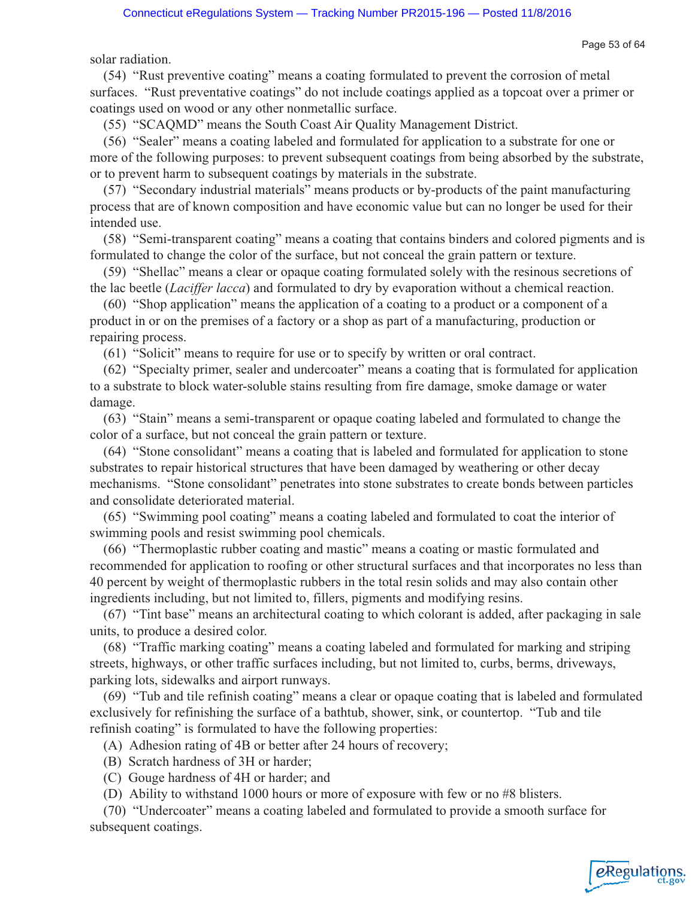solar radiation.

(54) "Rust preventive coating" means a coating formulated to prevent the corrosion of metal surfaces. "Rust preventative coatings" do not include coatings applied as a topcoat over a primer or coatings used on wood or any other nonmetallic surface.

(55) "SCAQMD" means the South Coast Air Quality Management District.

(56) "Sealer" means a coating labeled and formulated for application to a substrate for one or more of the following purposes: to prevent subsequent coatings from being absorbed by the substrate, or to prevent harm to subsequent coatings by materials in the substrate.

(57) "Secondary industrial materials" means products or by-products of the paint manufacturing process that are of known composition and have economic value but can no longer be used for their intended use.

(58) "Semi-transparent coating" means a coating that contains binders and colored pigments and is formulated to change the color of the surface, but not conceal the grain pattern or texture.

(59) "Shellac" means a clear or opaque coating formulated solely with the resinous secretions of the lac beetle (*Laciffer lacca*) and formulated to dry by evaporation without a chemical reaction.

(60) "Shop application" means the application of a coating to a product or a component of a product in or on the premises of a factory or a shop as part of a manufacturing, production or repairing process.

(61) "Solicit" means to require for use or to specify by written or oral contract.

(62) "Specialty primer, sealer and undercoater" means a coating that is formulated for application to a substrate to block water-soluble stains resulting from fire damage, smoke damage or water damage.

(63) "Stain" means a semi-transparent or opaque coating labeled and formulated to change the color of a surface, but not conceal the grain pattern or texture.

(64) "Stone consolidant" means a coating that is labeled and formulated for application to stone substrates to repair historical structures that have been damaged by weathering or other decay mechanisms. "Stone consolidant" penetrates into stone substrates to create bonds between particles and consolidate deteriorated material.

(65) "Swimming pool coating" means a coating labeled and formulated to coat the interior of swimming pools and resist swimming pool chemicals.

(66) "Thermoplastic rubber coating and mastic" means a coating or mastic formulated and recommended for application to roofing or other structural surfaces and that incorporates no less than 40 percent by weight of thermoplastic rubbers in the total resin solids and may also contain other ingredients including, but not limited to, fillers, pigments and modifying resins.

(67) "Tint base" means an architectural coating to which colorant is added, after packaging in sale units, to produce a desired color.

(68) "Traffic marking coating" means a coating labeled and formulated for marking and striping streets, highways, or other traffic surfaces including, but not limited to, curbs, berms, driveways, parking lots, sidewalks and airport runways.

(69) "Tub and tile refinish coating" means a clear or opaque coating that is labeled and formulated exclusively for refinishing the surface of a bathtub, shower, sink, or countertop. "Tub and tile refinish coating" is formulated to have the following properties:

(A) Adhesion rating of 4B or better after 24 hours of recovery;

(B) Scratch hardness of 3H or harder;

(C) Gouge hardness of 4H or harder; and

(D) Ability to withstand 1000 hours or more of exposure with few or no #8 blisters.

(70) "Undercoater" means a coating labeled and formulated to provide a smooth surface for subsequent coatings.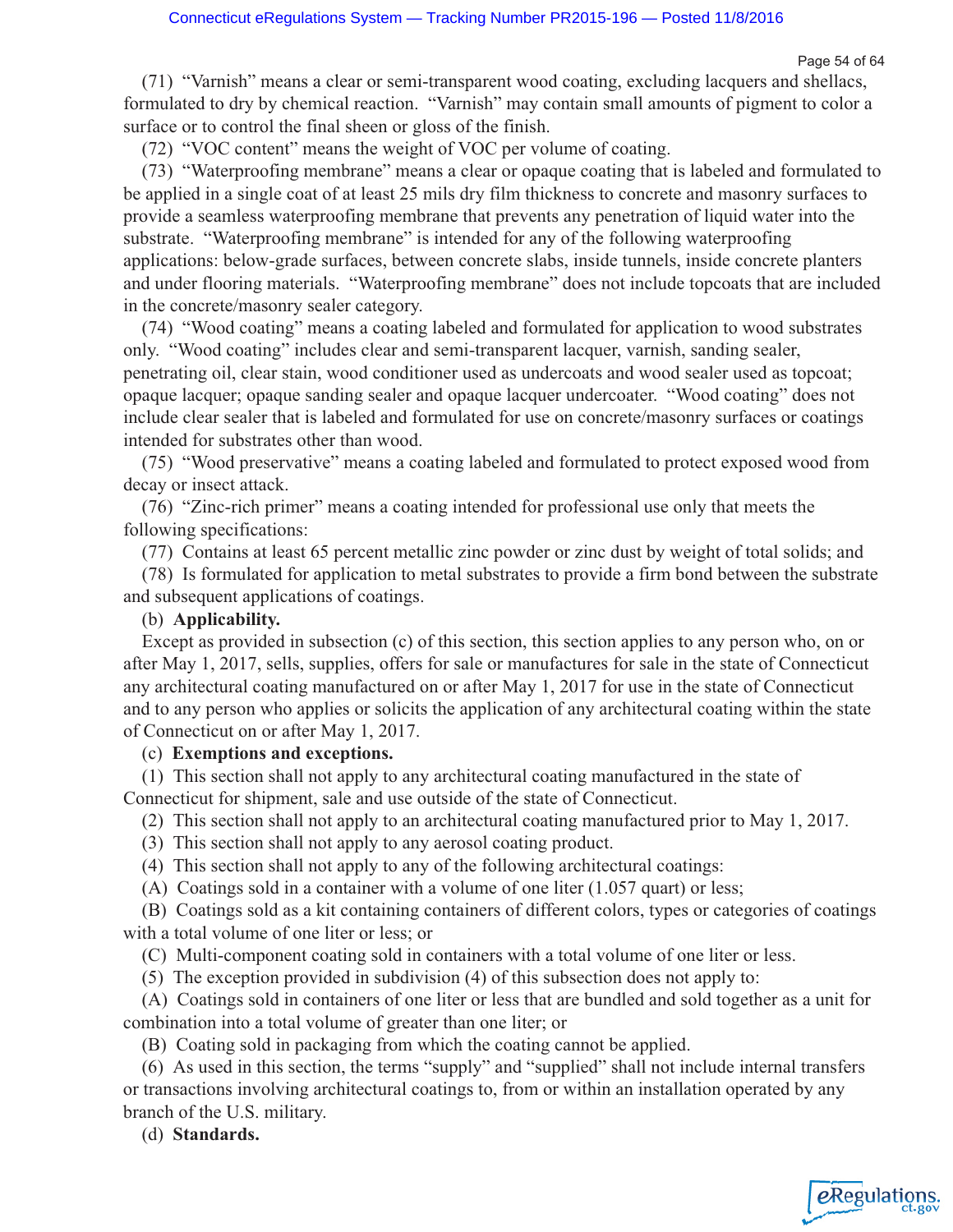(71) "Varnish" means a clear or semi-transparent wood coating, excluding lacquers and shellacs, formulated to dry by chemical reaction. "Varnish" may contain small amounts of pigment to color a surface or to control the final sheen or gloss of the finish.

(72) "VOC content" means the weight of VOC per volume of coating.

(73) "Waterproofing membrane" means a clear or opaque coating that is labeled and formulated to be applied in a single coat of at least 25 mils dry film thickness to concrete and masonry surfaces to provide a seamless waterproofing membrane that prevents any penetration of liquid water into the substrate. "Waterproofing membrane" is intended for any of the following waterproofing applications: below-grade surfaces, between concrete slabs, inside tunnels, inside concrete planters and under flooring materials. "Waterproofing membrane" does not include topcoats that are included in the concrete/masonry sealer category.

(74) "Wood coating" means a coating labeled and formulated for application to wood substrates only. "Wood coating" includes clear and semi-transparent lacquer, varnish, sanding sealer, penetrating oil, clear stain, wood conditioner used as undercoats and wood sealer used as topcoat; opaque lacquer; opaque sanding sealer and opaque lacquer undercoater. "Wood coating" does not include clear sealer that is labeled and formulated for use on concrete/masonry surfaces or coatings intended for substrates other than wood.

(75) "Wood preservative" means a coating labeled and formulated to protect exposed wood from decay or insect attack.

(76) "Zinc-rich primer" means a coating intended for professional use only that meets the following specifications:

(77) Contains at least 65 percent metallic zinc powder or zinc dust by weight of total solids; and

(78) Is formulated for application to metal substrates to provide a firm bond between the substrate and subsequent applications of coatings.

(b) **Applicability.**

Except as provided in subsection (c) of this section, this section applies to any person who, on or after May 1, 2017, sells, supplies, offers for sale or manufactures for sale in the state of Connecticut any architectural coating manufactured on or after May 1, 2017 for use in the state of Connecticut and to any person who applies or solicits the application of any architectural coating within the state of Connecticut on or after May 1, 2017.

(c) **Exemptions and exceptions.**

(1) This section shall not apply to any architectural coating manufactured in the state of Connecticut for shipment, sale and use outside of the state of Connecticut.

(2) This section shall not apply to an architectural coating manufactured prior to May 1, 2017.

(3) This section shall not apply to any aerosol coating product.

(4) This section shall not apply to any of the following architectural coatings:

(A) Coatings sold in a container with a volume of one liter (1.057 quart) or less;

(B) Coatings sold as a kit containing containers of different colors, types or categories of coatings with a total volume of one liter or less; or

(C) Multi-component coating sold in containers with a total volume of one liter or less.

(5) The exception provided in subdivision (4) of this subsection does not apply to:

(A) Coatings sold in containers of one liter or less that are bundled and sold together as a unit for combination into a total volume of greater than one liter; or

(B) Coating sold in packaging from which the coating cannot be applied.

(6) As used in this section, the terms "supply" and "supplied" shall not include internal transfers or transactions involving architectural coatings to, from or within an installation operated by any branch of the U.S. military.

(d) **Standards.**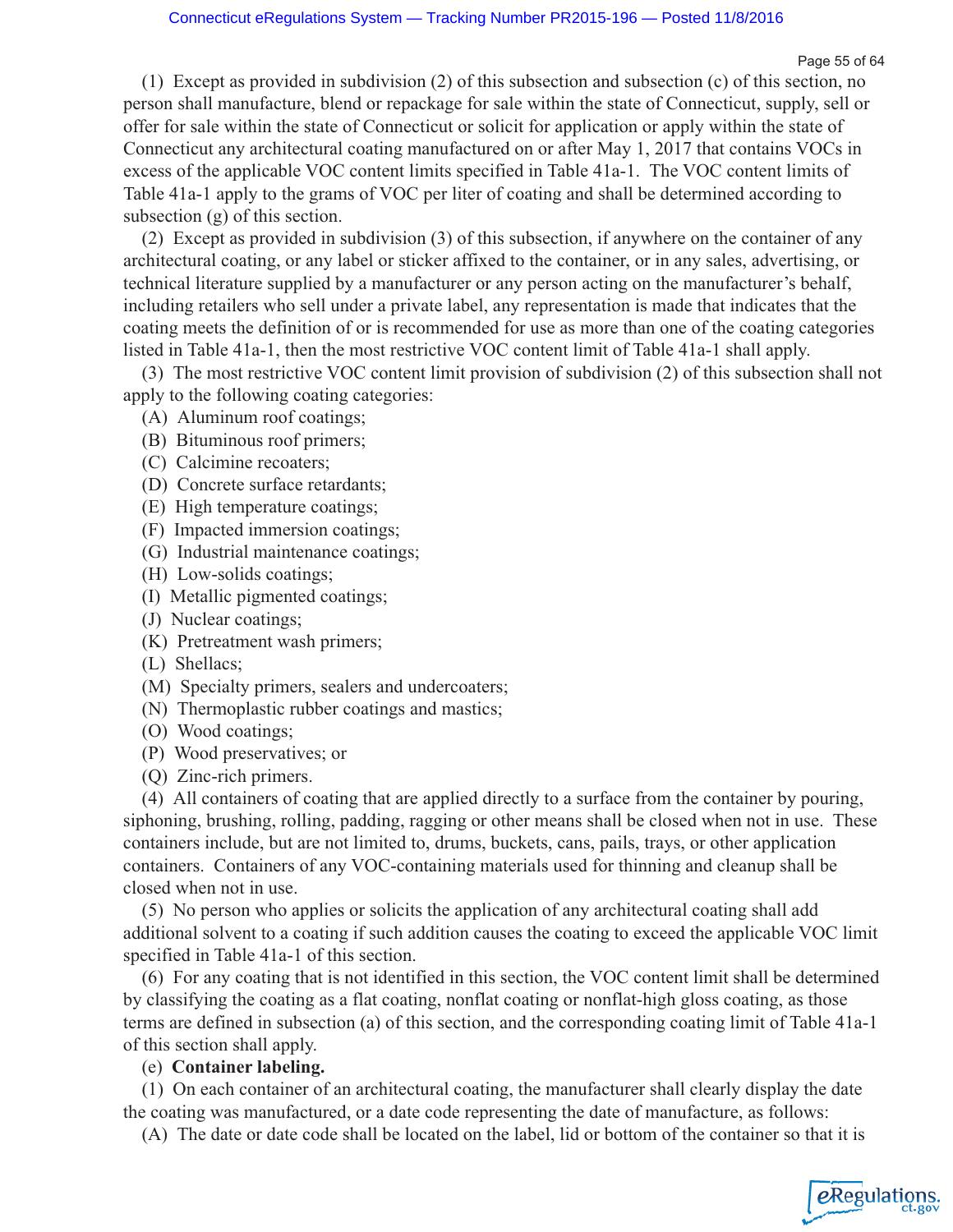(1) Except as provided in subdivision (2) of this subsection and subsection (c) of this section, no person shall manufacture, blend or repackage for sale within the state of Connecticut, supply, sell or offer for sale within the state of Connecticut or solicit for application or apply within the state of Connecticut any architectural coating manufactured on or after May 1, 2017 that contains VOCs in excess of the applicable VOC content limits specified in Table 41a-1. The VOC content limits of Table 41a-1 apply to the grams of VOC per liter of coating and shall be determined according to subsection (g) of this section.

(2) Except as provided in subdivision (3) of this subsection, if anywhere on the container of any architectural coating, or any label or sticker affixed to the container, or in any sales, advertising, or technical literature supplied by a manufacturer or any person acting on the manufacturer's behalf, including retailers who sell under a private label, any representation is made that indicates that the coating meets the definition of or is recommended for use as more than one of the coating categories listed in Table 41a-1, then the most restrictive VOC content limit of Table 41a-1 shall apply.

(3) The most restrictive VOC content limit provision of subdivision (2) of this subsection shall not apply to the following coating categories:

(A) Aluminum roof coatings;

(B) Bituminous roof primers;

(C) Calcimine recoaters;

(D) Concrete surface retardants;

(E) High temperature coatings;

(F) Impacted immersion coatings;

(G) Industrial maintenance coatings;

(H) Low-solids coatings;

(I) Metallic pigmented coatings;

(J) Nuclear coatings;

(K) Pretreatment wash primers;

(L) Shellacs;

(M) Specialty primers, sealers and undercoaters;

(N) Thermoplastic rubber coatings and mastics;

(O) Wood coatings;

(P) Wood preservatives; or

(Q) Zinc-rich primers.

(4) All containers of coating that are applied directly to a surface from the container by pouring, siphoning, brushing, rolling, padding, ragging or other means shall be closed when not in use. These containers include, but are not limited to, drums, buckets, cans, pails, trays, or other application containers. Containers of any VOC-containing materials used for thinning and cleanup shall be closed when not in use.

(5) No person who applies or solicits the application of any architectural coating shall add additional solvent to a coating if such addition causes the coating to exceed the applicable VOC limit specified in Table 41a-1 of this section.

(6) For any coating that is not identified in this section, the VOC content limit shall be determined by classifying the coating as a flat coating, nonflat coating or nonflat-high gloss coating, as those terms are defined in subsection (a) of this section, and the corresponding coating limit of Table 41a-1 of this section shall apply.

(e) **Container labeling.**

(1) On each container of an architectural coating, the manufacturer shall clearly display the date the coating was manufactured, or a date code representing the date of manufacture, as follows:

(A) The date or date code shall be located on the label, lid or bottom of the container so that it is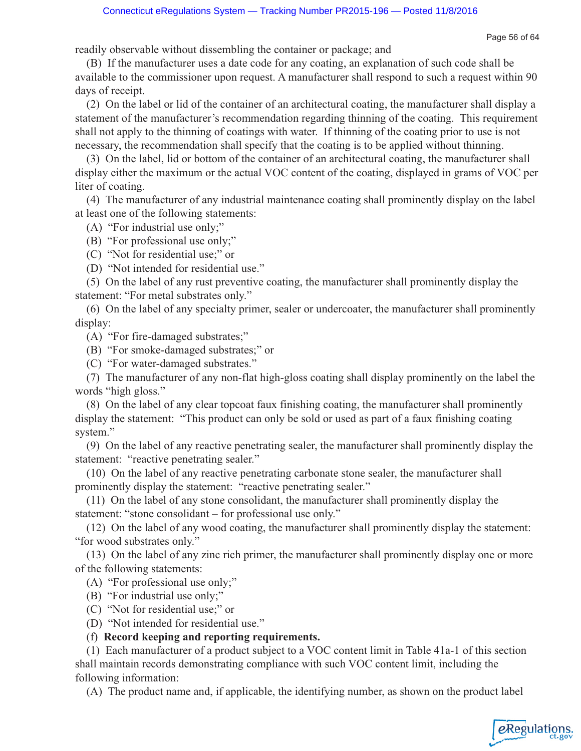readily observable without dissembling the container or package; and

(B) If the manufacturer uses a date code for any coating, an explanation of such code shall be available to the commissioner upon request. A manufacturer shall respond to such a request within 90 days of receipt.

(2) On the label or lid of the container of an architectural coating, the manufacturer shall display a statement of the manufacturer's recommendation regarding thinning of the coating. This requirement shall not apply to the thinning of coatings with water. If thinning of the coating prior to use is not necessary, the recommendation shall specify that the coating is to be applied without thinning.

(3) On the label, lid or bottom of the container of an architectural coating, the manufacturer shall display either the maximum or the actual VOC content of the coating, displayed in grams of VOC per liter of coating.

(4) The manufacturer of any industrial maintenance coating shall prominently display on the label at least one of the following statements:

(A) "For industrial use only;"

(B) "For professional use only;"

(C) "Not for residential use;" or

(D) "Not intended for residential use."

(5) On the label of any rust preventive coating, the manufacturer shall prominently display the statement: "For metal substrates only."

(6) On the label of any specialty primer, sealer or undercoater, the manufacturer shall prominently display:

(A) "For fire-damaged substrates;"

(B) "For smoke-damaged substrates;" or

(C) "For water-damaged substrates."

(7) The manufacturer of any non-flat high-gloss coating shall display prominently on the label the words "high gloss."

(8) On the label of any clear topcoat faux finishing coating, the manufacturer shall prominently display the statement: "This product can only be sold or used as part of a faux finishing coating system."

(9) On the label of any reactive penetrating sealer, the manufacturer shall prominently display the statement: "reactive penetrating sealer."

(10) On the label of any reactive penetrating carbonate stone sealer, the manufacturer shall prominently display the statement: "reactive penetrating sealer."

(11) On the label of any stone consolidant, the manufacturer shall prominently display the statement: "stone consolidant – for professional use only."

(12) On the label of any wood coating, the manufacturer shall prominently display the statement: "for wood substrates only."

(13) On the label of any zinc rich primer, the manufacturer shall prominently display one or more of the following statements:

(A) "For professional use only;"

(B) "For industrial use only;"

(C) "Not for residential use;" or

(D) "Not intended for residential use."

(f) **Record keeping and reporting requirements.**

(1) Each manufacturer of a product subject to a VOC content limit in Table 41a-1 of this section shall maintain records demonstrating compliance with such VOC content limit, including the following information:

(A) The product name and, if applicable, the identifying number, as shown on the product label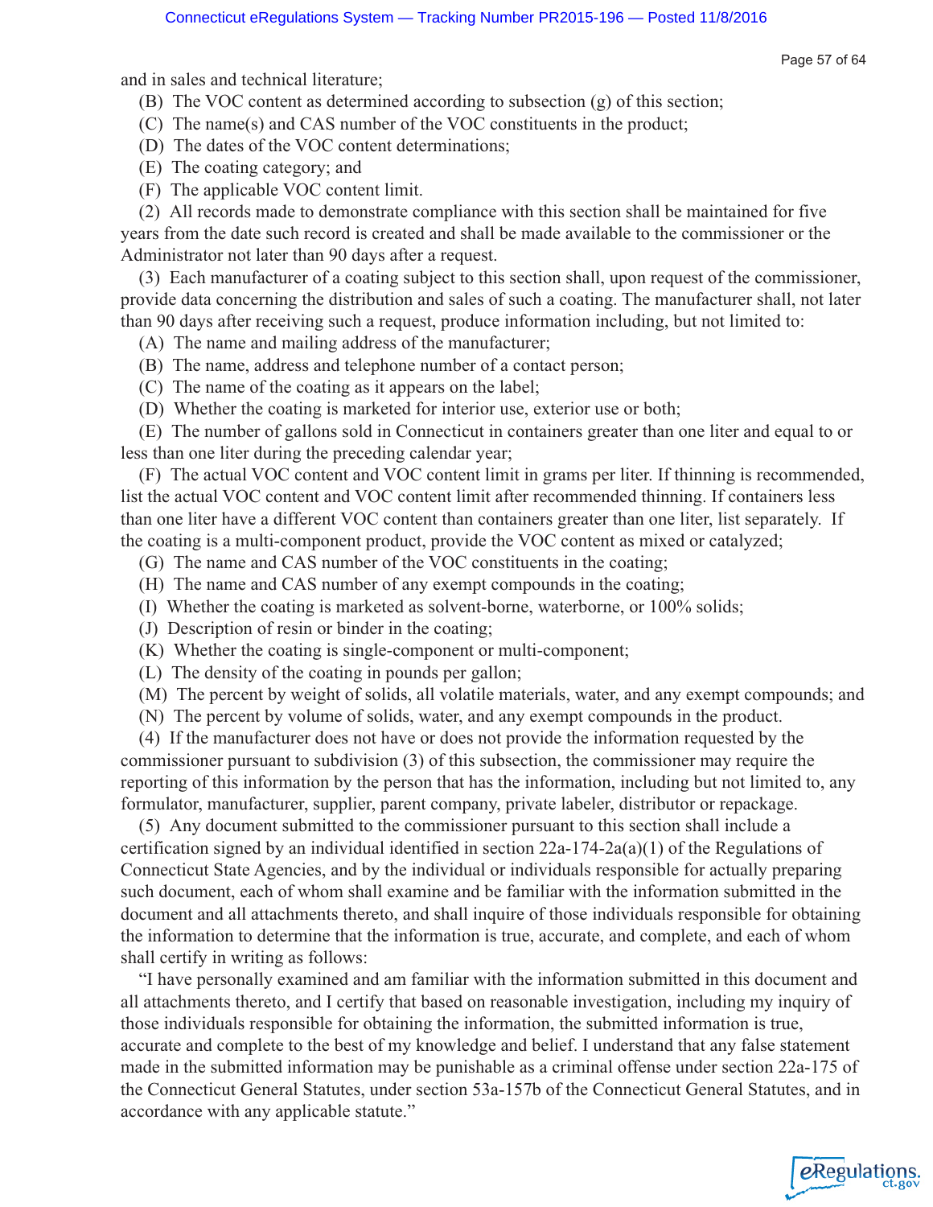and in sales and technical literature;

(B) The VOC content as determined according to subsection (g) of this section;

(C) The name(s) and CAS number of the VOC constituents in the product;

(D) The dates of the VOC content determinations;

(E) The coating category; and

(F) The applicable VOC content limit.

(2) All records made to demonstrate compliance with this section shall be maintained for five years from the date such record is created and shall be made available to the commissioner or the Administrator not later than 90 days after a request.

(3) Each manufacturer of a coating subject to this section shall, upon request of the commissioner, provide data concerning the distribution and sales of such a coating. The manufacturer shall, not later than 90 days after receiving such a request, produce information including, but not limited to:

(A) The name and mailing address of the manufacturer;

(B) The name, address and telephone number of a contact person;

(C) The name of the coating as it appears on the label;

(D) Whether the coating is marketed for interior use, exterior use or both;

(E) The number of gallons sold in Connecticut in containers greater than one liter and equal to or less than one liter during the preceding calendar year;

(F) The actual VOC content and VOC content limit in grams per liter. If thinning is recommended, list the actual VOC content and VOC content limit after recommended thinning. If containers less than one liter have a different VOC content than containers greater than one liter, list separately. If the coating is a multi-component product, provide the VOC content as mixed or catalyzed;

(G) The name and CAS number of the VOC constituents in the coating;

(H) The name and CAS number of any exempt compounds in the coating;

(I) Whether the coating is marketed as solvent-borne, waterborne, or 100% solids;

(J) Description of resin or binder in the coating;

(K) Whether the coating is single-component or multi-component;

(L) The density of the coating in pounds per gallon;

(M) The percent by weight of solids, all volatile materials, water, and any exempt compounds; and

(N) The percent by volume of solids, water, and any exempt compounds in the product.

(4) If the manufacturer does not have or does not provide the information requested by the commissioner pursuant to subdivision (3) of this subsection, the commissioner may require the reporting of this information by the person that has the information, including but not limited to, any formulator, manufacturer, supplier, parent company, private labeler, distributor or repackage.

(5) Any document submitted to the commissioner pursuant to this section shall include a certification signed by an individual identified in section 22a-174-2a(a)(1) of the Regulations of Connecticut State Agencies, and by the individual or individuals responsible for actually preparing such document, each of whom shall examine and be familiar with the information submitted in the document and all attachments thereto, and shall inquire of those individuals responsible for obtaining the information to determine that the information is true, accurate, and complete, and each of whom shall certify in writing as follows:

"I have personally examined and am familiar with the information submitted in this document and all attachments thereto, and I certify that based on reasonable investigation, including my inquiry of those individuals responsible for obtaining the information, the submitted information is true, accurate and complete to the best of my knowledge and belief. I understand that any false statement made in the submitted information may be punishable as a criminal offense under section 22a-175 of the Connecticut General Statutes, under section 53a-157b of the Connecticut General Statutes, and in accordance with any applicable statute."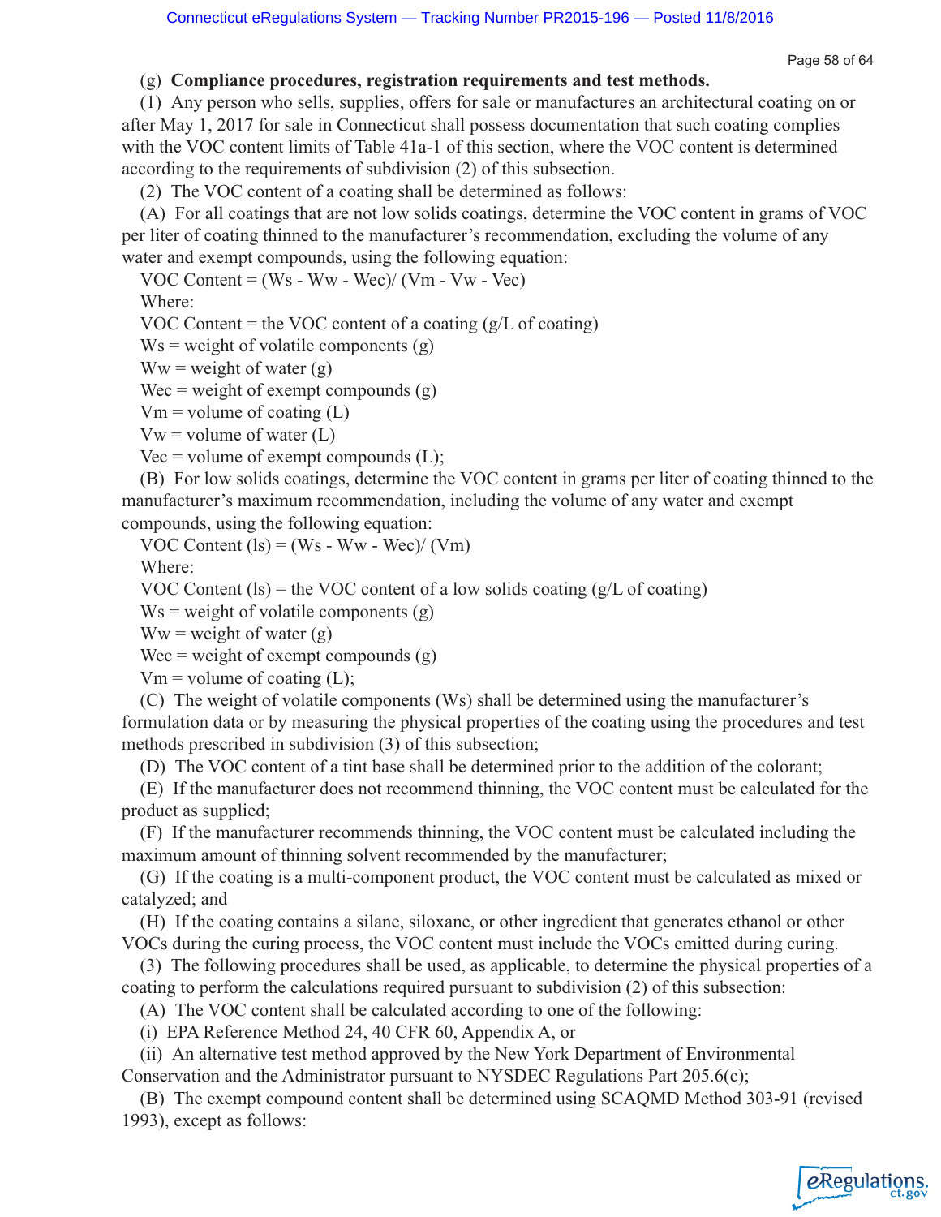(g) **Compliance procedures, registration requirements and test methods.**

(1) Any person who sells, supplies, offers for sale or manufactures an architectural coating on or after May 1, 2017 for sale in Connecticut shall possess documentation that such coating complies with the VOC content limits of Table 41a-1 of this section, where the VOC content is determined according to the requirements of subdivision (2) of this subsection.

(2) The VOC content of a coating shall be determined as follows:

(A) For all coatings that are not low solids coatings, determine the VOC content in grams of VOC per liter of coating thinned to the manufacturer's recommendation, excluding the volume of any water and exempt compounds, using the following equation:

$$\text{VOC Content} = (W_s - W_w - W_{ec}) / (V_m - V_w - V_{ec})$$

Where:

VOC Content = the VOC content of a coating (g/L of coating)

$W_s$ = weight of volatile components (g)

$W_w$ = weight of water (g)

$W_{ec}$ = weight of exempt compounds (g)

$V_m$ = volume of coating (L)

$V_w$ = volume of water (L)

$V_{ec}$ = volume of exempt compounds (L);

(B) For low solids coatings, determine the VOC content in grams per liter of coating thinned to the manufacturer's maximum recommendation, including the volume of any water and exempt compounds, using the following equation:

$$\text{VOC Content (ls)} = (W_s - W_w - W_{ec}) / (V_m)$$

Where:

VOC Content (ls) = the VOC content of a low solids coating (g/L of coating)

$W_s$ = weight of volatile components (g)

$W_w$ = weight of water (g)

$W_{ec}$ = weight of exempt compounds (g)

$V_m$ = volume of coating (L);

(C) The weight of volatile components ($W_s$) shall be determined using the manufacturer's formulation data or by measuring the physical properties of the coating using the procedures and test methods prescribed in subdivision (3) of this subsection;

(D) The VOC content of a tint base shall be determined prior to the addition of the colorant;

(E) If the manufacturer does not recommend thinning, the VOC content must be calculated for the product as supplied;

(F) If the manufacturer recommends thinning, the VOC content must be calculated including the maximum amount of thinning solvent recommended by the manufacturer;

(G) If the coating is a multi-component product, the VOC content must be calculated as mixed or catalyzed; and

(H) If the coating contains a silane, siloxane, or other ingredient that generates ethanol or other VOCs during the curing process, the VOC content must include the VOCs emitted during curing.

(3) The following procedures shall be used, as applicable, to determine the physical properties of a coating to perform the calculations required pursuant to subdivision (2) of this subsection:

(A) The VOC content shall be calculated according to one of the following:

(i) EPA Reference Method 24, 40 CFR 60, Appendix A, or

(ii) An alternative test method approved by the New York Department of Environmental Conservation and the Administrator pursuant to NYSDEC Regulations Part 205.6(c);

(B) The exempt compound content shall be determined using SCAQMD Method 303-91 (revised 1993), except as follows: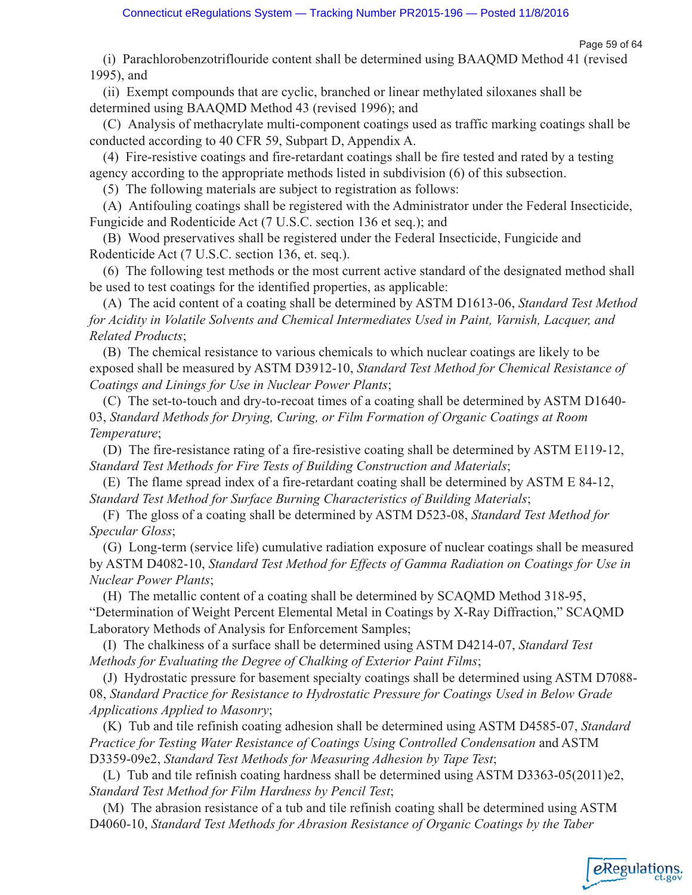(i) Parachlorobenzotriflouride content shall be determined using BAAQMD Method 41 (revised 1995), and

(ii) Exempt compounds that are cyclic, branched or linear methylated siloxanes shall be determined using BAAQMD Method 43 (revised 1996); and

(C) Analysis of methacrylate multi-component coatings used as traffic marking coatings shall be conducted according to 40 CFR 59, Subpart D, Appendix A.

(4) Fire-resistive coatings and fire-retardant coatings shall be fire tested and rated by a testing agency according to the appropriate methods listed in subdivision (6) of this subsection.

(5) The following materials are subject to registration as follows:

(A) Antifouling coatings shall be registered with the Administrator under the Federal Insecticide, Fungicide and Rodenticide Act (7 U.S.C. section 136 et seq.); and

(B) Wood preservatives shall be registered under the Federal Insecticide, Fungicide and Rodenticide Act (7 U.S.C. section 136, et. seq.).

(6) The following test methods or the most current active standard of the designated method shall be used to test coatings for the identified properties, as applicable:

(A) The acid content of a coating shall be determined by ASTM D1613-06, *Standard Test Method for Acidity in Volatile Solvents and Chemical Intermediates Used in Paint, Varnish, Lacquer, and Related Products*;

(B) The chemical resistance to various chemicals to which nuclear coatings are likely to be exposed shall be measured by ASTM D3912-10, *Standard Test Method for Chemical Resistance of Coatings and Linings for Use in Nuclear Power Plants*;

(C) The set-to-touch and dry-to-recoat times of a coating shall be determined by ASTM D1640-03, *Standard Methods for Drying, Curing, or Film Formation of Organic Coatings at Room Temperature*;

(D) The fire-resistance rating of a fire-resistive coating shall be determined by ASTM E119-12, *Standard Test Methods for Fire Tests of Building Construction and Materials*;

(E) The flame spread index of a fire-retardant coating shall be determined by ASTM E 84-12, *Standard Test Method for Surface Burning Characteristics of Building Materials*;

(F) The gloss of a coating shall be determined by ASTM D523-08, *Standard Test Method for Specular Gloss*;

(G) Long-term (service life) cumulative radiation exposure of nuclear coatings shall be measured by ASTM D4082-10, *Standard Test Method for Effects of Gamma Radiation on Coatings for Use in Nuclear Power Plants*;

(H) The metallic content of a coating shall be determined by SCAQMD Method 318-95, "Determination of Weight Percent Elemental Metal in Coatings by X-Ray Diffraction," SCAQMD Laboratory Methods of Analysis for Enforcement Samples;

(I) The chalkiness of a surface shall be determined using ASTM D4214-07, *Standard Test Methods for Evaluating the Degree of Chalking of Exterior Paint Films*;

(J) Hydrostatic pressure for basement specialty coatings shall be determined using ASTM D7088-08, *Standard Practice for Resistance to Hydrostatic Pressure for Coatings Used in Below Grade Applications Applied to Masonry*;

(K) Tub and tile refinish coating adhesion shall be determined using ASTM D4585-07, *Standard Practice for Testing Water Resistance of Coatings Using Controlled Condensation* and ASTM D3359-09e2, *Standard Test Methods for Measuring Adhesion by Tape Test*;

(L) Tub and tile refinish coating hardness shall be determined using ASTM D3363-05(2011)e2, *Standard Test Method for Film Hardness by Pencil Test*;

(M) The abrasion resistance of a tub and tile refinish coating shall be determined using ASTM D4060-10, *Standard Test Methods for Abrasion Resistance of Organic Coatings by the Taber*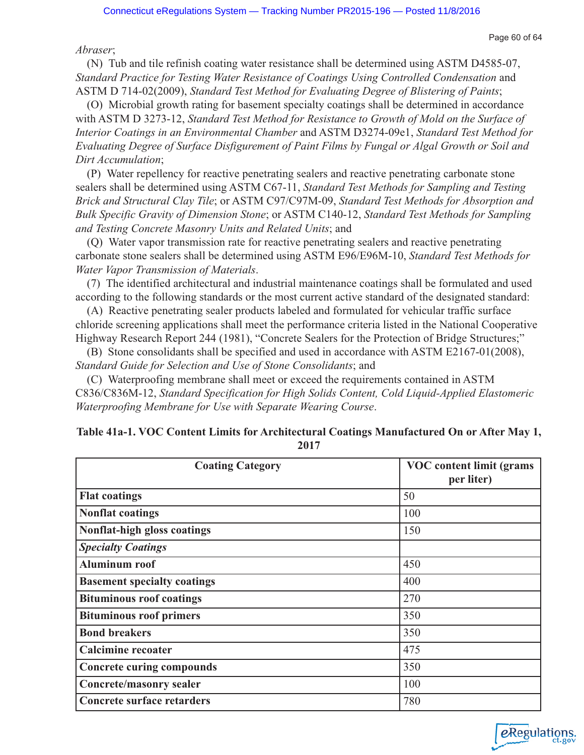*Abraser*;

(N) Tub and tile refinish coating water resistance shall be determined using ASTM D4585-07, *Standard Practice for Testing Water Resistance of Coatings Using Controlled Condensation* and ASTM D 714-02(2009), *Standard Test Method for Evaluating Degree of Blistering of Paints*;

(O) Microbial growth rating for basement specialty coatings shall be determined in accordance with ASTM D 3273-12, *Standard Test Method for Resistance to Growth of Mold on the Surface of Interior Coatings in an Environmental Chamber* and ASTM D3274-09e1, *Standard Test Method for Evaluating Degree of Surface Disfigurement of Paint Films by Fungal or Algal Growth or Soil and Dirt Accumulation*;

(P) Water repellency for reactive penetrating sealers and reactive penetrating carbonate stone sealers shall be determined using ASTM C67-11, *Standard Test Methods for Sampling and Testing Brick and Structural Clay Tile*; or ASTM C97/C97M-09, *Standard Test Methods for Absorption and Bulk Specific Gravity of Dimension Stone*; or ASTM C140-12, *Standard Test Methods for Sampling and Testing Concrete Masonry Units and Related Units*; and

(Q) Water vapor transmission rate for reactive penetrating sealers and reactive penetrating carbonate stone sealers shall be determined using ASTM E96/E96M-10, *Standard Test Methods for Water Vapor Transmission of Materials*.

(7) The identified architectural and industrial maintenance coatings shall be formulated and used according to the following standards or the most current active standard of the designated standard:

(A) Reactive penetrating sealer products labeled and formulated for vehicular traffic surface chloride screening applications shall meet the performance criteria listed in the National Cooperative Highway Research Report 244 (1981), "Concrete Sealers for the Protection of Bridge Structures;"

(B) Stone consolidants shall be specified and used in accordance with ASTM E2167-01(2008), *Standard Guide for Selection and Use of Stone Consolidants*; and

(C) Waterproofing membrane shall meet or exceed the requirements contained in ASTM C836/C836M-12, *Standard Specification for High Solids Content, Cold Liquid-Applied Elastomeric Waterproofing Membrane for Use with Separate Wearing Course*.

**Table 41a-1. VOC Content Limits for Architectural Coatings Manufactured On or After May 1, 2017**

| Coating Category | VOC content limit (grams per liter) |
|---|---|
| **Flat coatings** | 50 |
| **Nonflat coatings** | 100 |
| **Nonflat-high gloss coatings** | 150 |
| ***Specialty Coatings*** | |
| **Aluminum roof** | 450 |
| **Basement specialty coatings** | 400 |
| **Bituminous roof coatings** | 270 |
| **Bituminous roof primers** | 350 |
| **Bond breakers** | 350 |
| **Calcimine recoater** | 475 |
| **Concrete curing compounds** | 350 |
| **Concrete/masonry sealer** | 100 |
| **Concrete surface retarders** | 780 |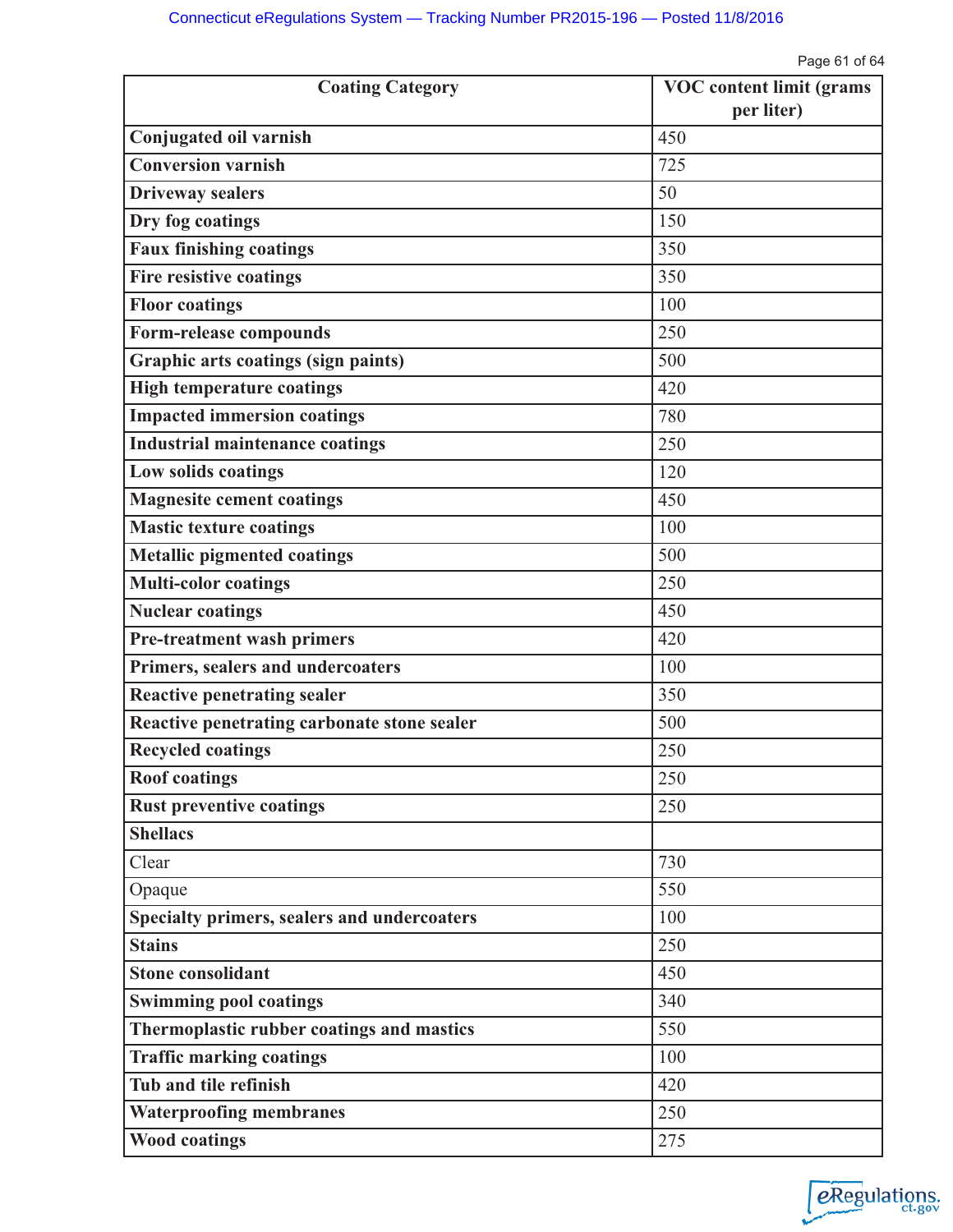| Coating Category | VOC content limit (grams per liter) |
|---|---|
| **Conjugated oil varnish** | 450 |
| **Conversion varnish** | 725 |
| **Driveway sealers** | 50 |
| **Dry fog coatings** | 150 |
| **Faux finishing coatings** | 350 |
| **Fire resistive coatings** | 350 |
| **Floor coatings** | 100 |
| **Form-release compounds** | 250 |
| **Graphic arts coatings (sign paints)** | 500 |
| **High temperature coatings** | 420 |
| **Impacted immersion coatings** | 780 |
| **Industrial maintenance coatings** | 250 |
| **Low solids coatings** | 120 |
| **Magnesite cement coatings** | 450 |
| **Mastic texture coatings** | 100 |
| **Metallic pigmented coatings** | 500 |
| **Multi-color coatings** | 250 |
| **Nuclear coatings** | 450 |
| **Pre-treatment wash primers** | 420 |
| **Primers, sealers and undercoaters** | 100 |
| **Reactive penetrating sealer** | 350 |
| **Reactive penetrating carbonate stone sealer** | 500 |
| **Recycled coatings** | 250 |
| **Roof coatings** | 250 |
| **Rust preventive coatings** | 250 |
| **Shellacs** | |
| Clear | 730 |
| Opaque | 550 |
| **Specialty primers, sealers and undercoaters** | 100 |
| **Stains** | 250 |
| **Stone consolidant** | 450 |
| **Swimming pool coatings** | 340 |
| **Thermoplastic rubber coatings and mastics** | 550 |
| **Traffic marking coatings** | 100 |
| **Tub and tile refinish** | 420 |
| **Waterproofing membranes** | 250 |
| **Wood coatings** | 275 |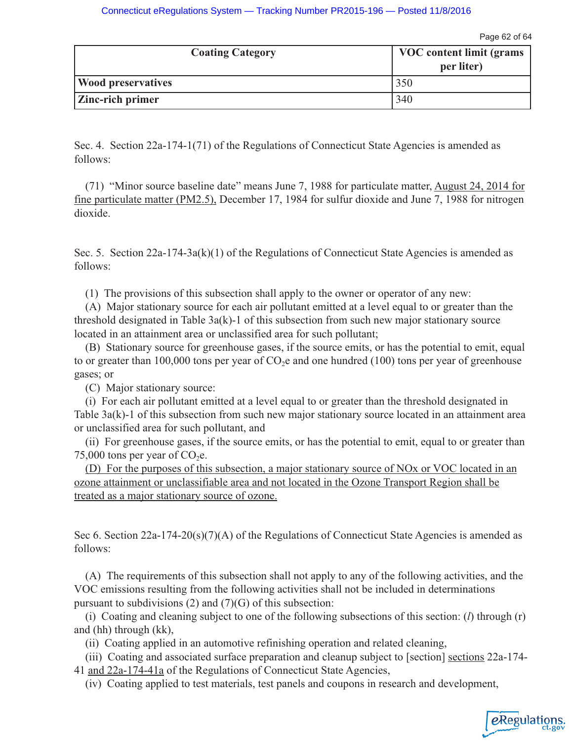| Coating Category | VOC content limit (grams per liter) |
|---|---|
| **Wood preservatives** | 350 |
| **Zinc-rich primer** | 340 |

Sec. 4. Section 22a-174-1(71) of the Regulations of Connecticut State Agencies is amended as follows:

(71) “Minor source baseline date” means June 7, 1988 for particulate matter, <u>August 24, 2014 for fine particulate matter (PM2.5),</u> December 17, 1984 for sulfur dioxide and June 7, 1988 for nitrogen dioxide.

Sec. 5. Section 22a-174-3a(k)(1) of the Regulations of Connecticut State Agencies is amended as follows:

(1) The provisions of this subsection shall apply to the owner or operator of any new:

(A) Major stationary source for each air pollutant emitted at a level equal to or greater than the threshold designated in Table 3a(k)-1 of this subsection from such new major stationary source located in an attainment area or unclassified area for such pollutant;

(B) Stationary source for greenhouse gases, if the source emits, or has the potential to emit, equal to or greater than 100,000 tons per year of $CO_2$e and one hundred (100) tons per year of greenhouse gases; or

(C) Major stationary source:

(i) For each air pollutant emitted at a level equal to or greater than the threshold designated in Table 3a(k)-1 of this subsection from such new major stationary source located in an attainment area or unclassified area for such pollutant, and

(ii) For greenhouse gases, if the source emits, or has the potential to emit, equal to or greater than 75,000 tons per year of $CO_2$e.

<u>(D) For the purposes of this subsection, a major stationary source of NOx or VOC located in an ozone attainment or unclassifiable area and not located in the Ozone Transport Region shall be treated as a major stationary source of ozone.</u>

Sec 6. Section 22a-174-20(s)(7)(A) of the Regulations of Connecticut State Agencies is amended as follows:

(A) The requirements of this subsection shall not apply to any of the following activities, and the VOC emissions resulting from the following activities shall not be included in determinations pursuant to subdivisions (2) and (7)(G) of this subsection:

(i) Coating and cleaning subject to one of the following subsections of this section: (*l*) through (r) and (hh) through (kk),

(ii) Coating applied in an automotive refinishing operation and related cleaning,

(iii) Coating and associated surface preparation and cleanup subject to [section] <u>sections</u> 22a-174-41 <u>and 22a-174-41a</u> of the Regulations of Connecticut State Agencies,

(iv) Coating applied to test materials, test panels and coupons in research and development,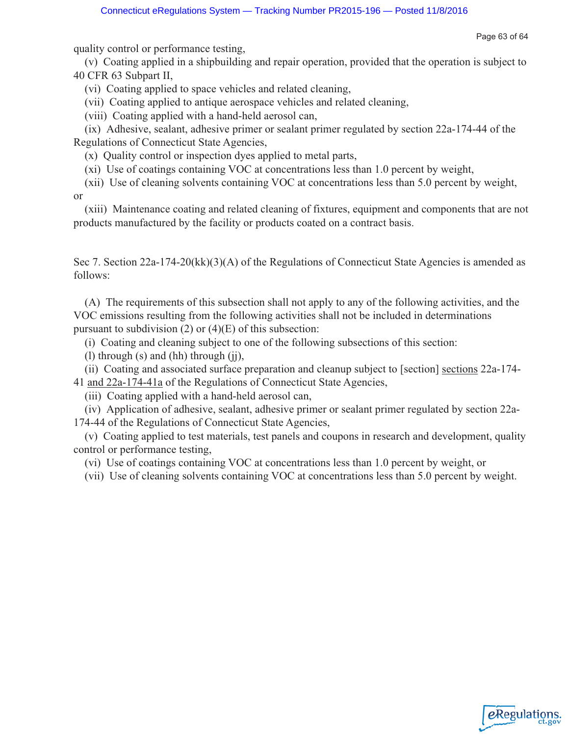quality control or performance testing,

(v) Coating applied in a shipbuilding and repair operation, provided that the operation is subject to 40 CFR 63 Subpart II,

(vi) Coating applied to space vehicles and related cleaning,

(vii) Coating applied to antique aerospace vehicles and related cleaning,

(viii) Coating applied with a hand-held aerosol can,

(ix) Adhesive, sealant, adhesive primer or sealant primer regulated by section 22a-174-44 of the Regulations of Connecticut State Agencies,

(x) Quality control or inspection dyes applied to metal parts,

(xi) Use of coatings containing VOC at concentrations less than 1.0 percent by weight,

(xii) Use of cleaning solvents containing VOC at concentrations less than 5.0 percent by weight, or

(xiii) Maintenance coating and related cleaning of fixtures, equipment and components that are not products manufactured by the facility or products coated on a contract basis.

Sec 7. Section 22a-174-20(kk)(3)(A) of the Regulations of Connecticut State Agencies is amended as follows:

(A) The requirements of this subsection shall not apply to any of the following activities, and the VOC emissions resulting from the following activities shall not be included in determinations pursuant to subdivision (2) or (4)(E) of this subsection:

(i) Coating and cleaning subject to one of the following subsections of this section: (l) through (s) and (hh) through (jj),

(ii) Coating and associated surface preparation and cleanup subject to [section] <u>sections</u> 22a-174-41 <u>and 22a-174-41a</u> of the Regulations of Connecticut State Agencies,

(iii) Coating applied with a hand-held aerosol can,

(iv) Application of adhesive, sealant, adhesive primer or sealant primer regulated by section 22a-174-44 of the Regulations of Connecticut State Agencies,

(v) Coating applied to test materials, test panels and coupons in research and development, quality control or performance testing,

(vi) Use of coatings containing VOC at concentrations less than 1.0 percent by weight, or

(vii) Use of cleaning solvents containing VOC at concentrations less than 5.0 percent by weight.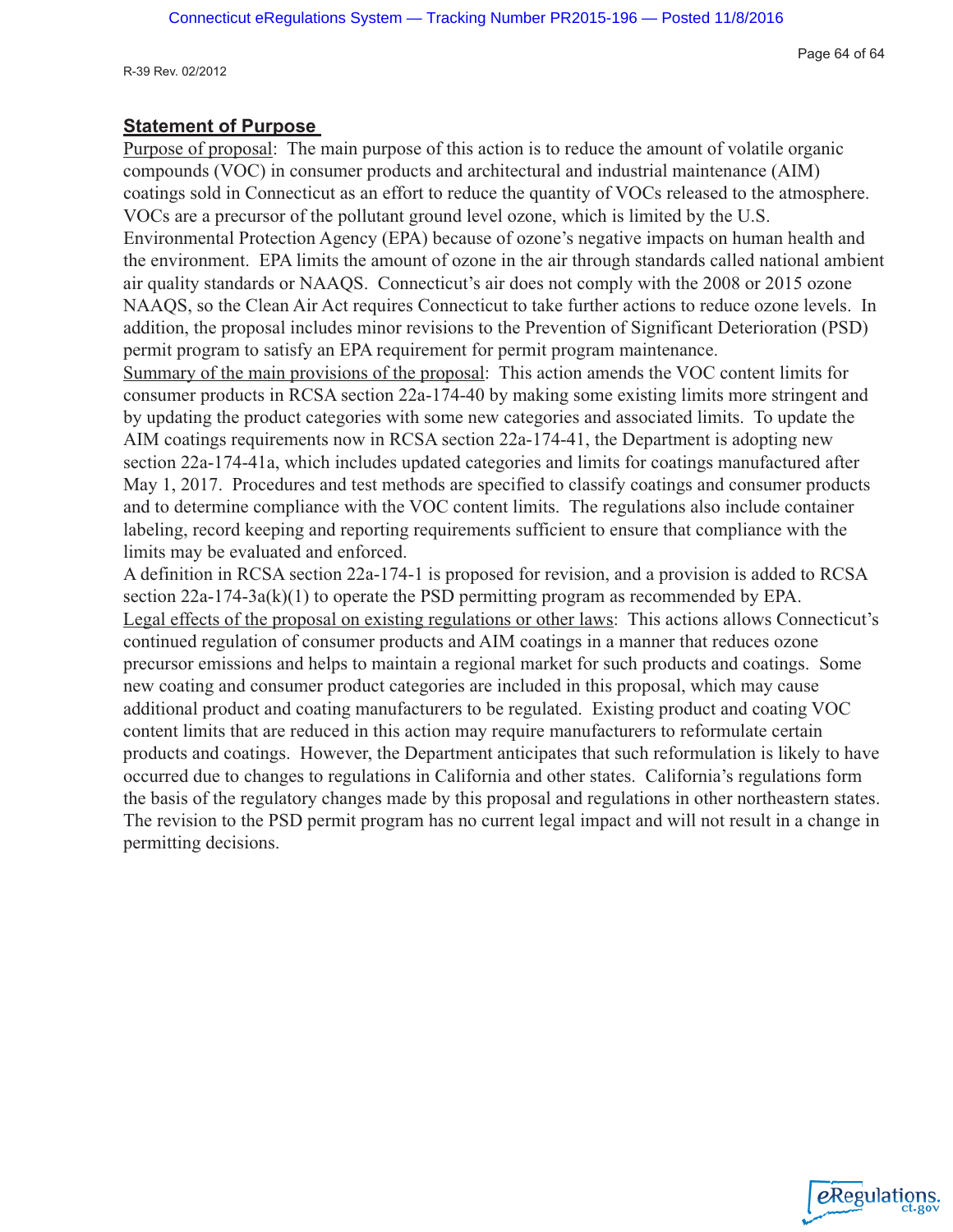## Statement of Purpose

Purpose of proposal: The main purpose of this action is to reduce the amount of volatile organic compounds (VOC) in consumer products and architectural and industrial maintenance (AIM) coatings sold in Connecticut as an effort to reduce the quantity of VOCs released to the atmosphere. VOCs are a precursor of the pollutant ground level ozone, which is limited by the U.S. Environmental Protection Agency (EPA) because of ozone's negative impacts on human health and the environment. EPA limits the amount of ozone in the air through standards called national ambient air quality standards or NAAQS. Connecticut's air does not comply with the 2008 or 2015 ozone NAAQS, so the Clean Air Act requires Connecticut to take further actions to reduce ozone levels. In addition, the proposal includes minor revisions to the Prevention of Significant Deterioration (PSD) permit program to satisfy an EPA requirement for permit program maintenance.

Summary of the main provisions of the proposal: This action amends the VOC content limits for consumer products in RCSA section 22a-174-40 by making some existing limits more stringent and by updating the product categories with some new categories and associated limits. To update the AIM coatings requirements now in RCSA section 22a-174-41, the Department is adopting new section 22a-174-41a, which includes updated categories and limits for coatings manufactured after May 1, 2017. Procedures and test methods are specified to classify coatings and consumer products and to determine compliance with the VOC content limits. The regulations also include container labeling, record keeping and reporting requirements sufficient to ensure that compliance with the limits may be evaluated and enforced.

A definition in RCSA section 22a-174-1 is proposed for revision, and a provision is added to RCSA section 22a-174-3a(k)(1) to operate the PSD permitting program as recommended by EPA.

Legal effects of the proposal on existing regulations or other laws: This actions allows Connecticut's continued regulation of consumer products and AIM coatings in a manner that reduces ozone precursor emissions and helps to maintain a regional market for such products and coatings. Some new coating and consumer product categories are included in this proposal, which may cause additional product and coating manufacturers to be regulated. Existing product and coating VOC content limits that are reduced in this action may require manufacturers to reformulate certain products and coatings. However, the Department anticipates that such reformulation is likely to have occurred due to changes to regulations in California and other states. California's regulations form the basis of the regulatory changes made by this proposal and regulations in other northeastern states. The revision to the PSD permit program has no current legal impact and will not result in a change in permitting decisions.